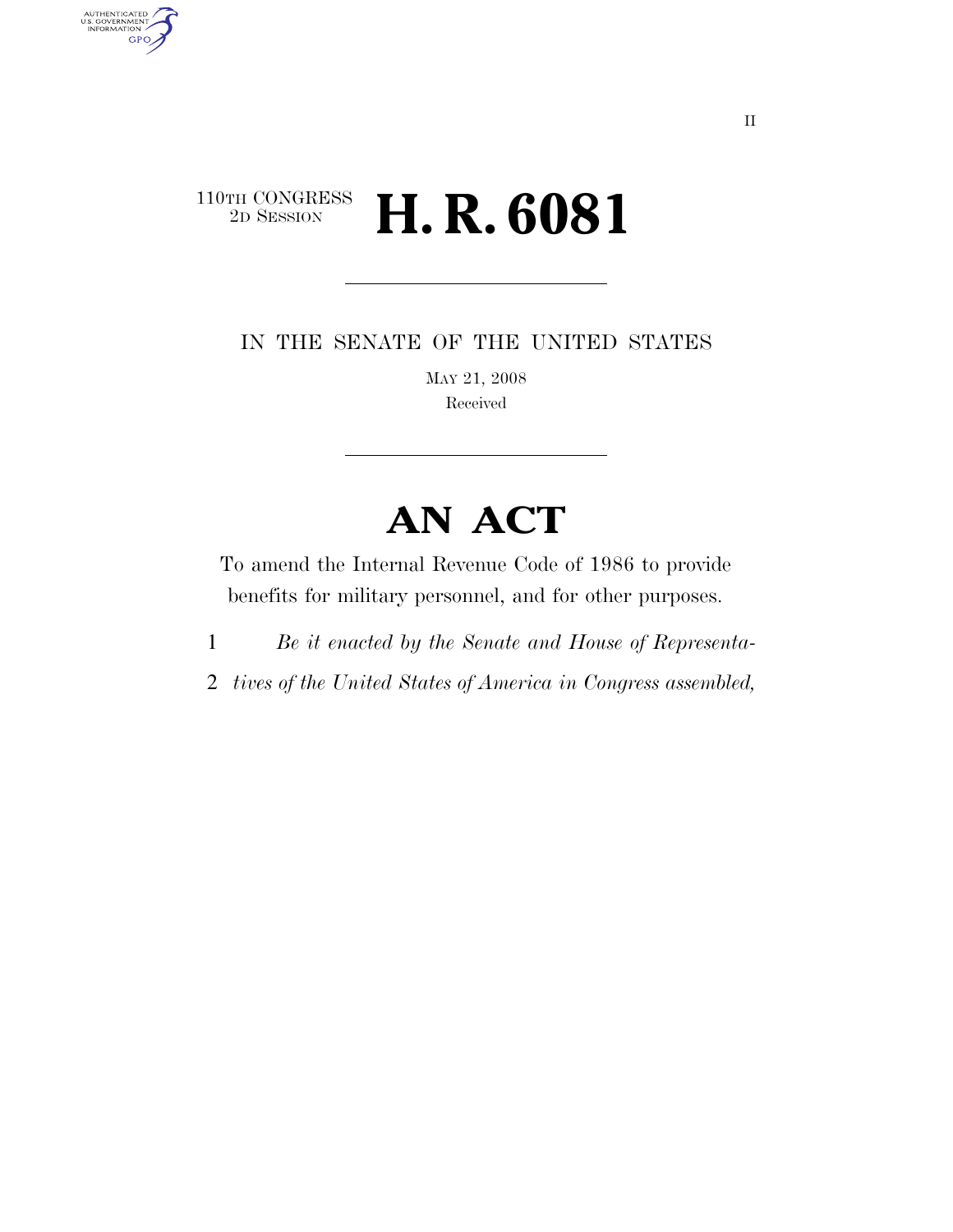110TH CONGRESS
2D SESSION

# H. R. 6081

IN THE SENATE OF THE UNITED STATES

MAY 21, 2008

Received

# AN ACT

To amend the Internal Revenue Code of 1986 to provide benefits for military personnel, and for other purposes.

1 *Be it enacted by the Senate and House of Representa-*
2 *tives of the United States of America in Congress assembled,*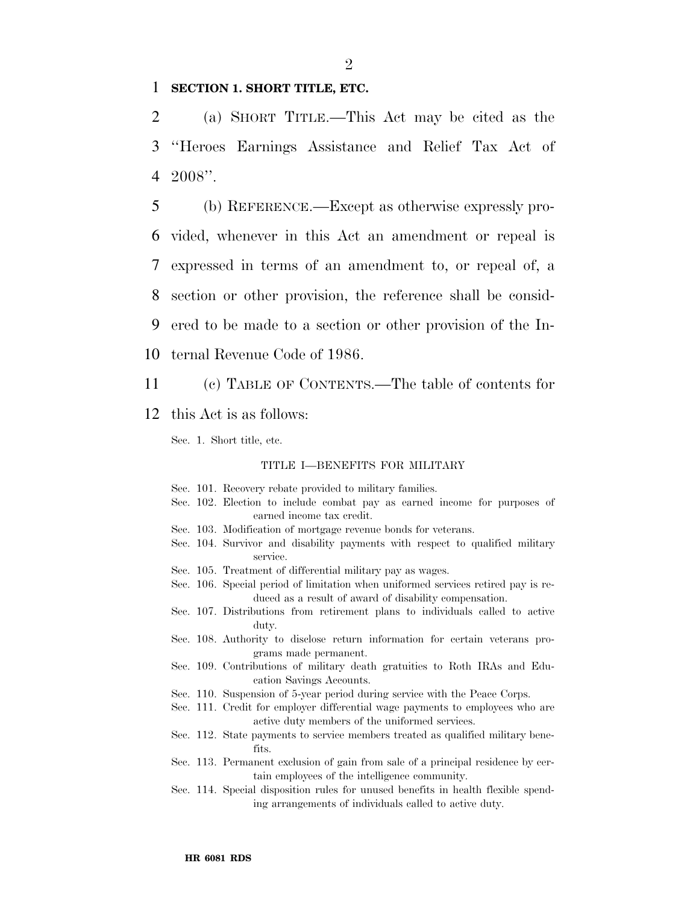**SECTION 1. SHORT TITLE, ETC.**

(a) SHORT TITLE.—This Act may be cited as the ''Heroes Earnings Assistance and Relief Tax Act of 2008''.

(b) REFERENCE.—Except as otherwise expressly provided, whenever in this Act an amendment or repeal is expressed in terms of an amendment to, or repeal of, a section or other provision, the reference shall be considered to be made to a section or other provision of the Internal Revenue Code of 1986.

(c) TABLE OF CONTENTS.—The table of contents for this Act is as follows:

Sec. 1. Short title, etc.

TITLE I—BENEFITS FOR MILITARY

Sec. 101. Recovery rebate provided to military families.
Sec. 102. Election to include combat pay as earned income for purposes of earned income tax credit.
Sec. 103. Modification of mortgage revenue bonds for veterans.
Sec. 104. Survivor and disability payments with respect to qualified military service.
Sec. 105. Treatment of differential military pay as wages.
Sec. 106. Special period of limitation when uniformed services retired pay is reduced as a result of award of disability compensation.
Sec. 107. Distributions from retirement plans to individuals called to active duty.
Sec. 108. Authority to disclose return information for certain veterans programs made permanent.
Sec. 109. Contributions of military death gratuities to Roth IRAs and Education Savings Accounts.
Sec. 110. Suspension of 5-year period during service with the Peace Corps.
Sec. 111. Credit for employer differential wage payments to employees who are active duty members of the uniformed services.
Sec. 112. State payments to service members treated as qualified military benefits.
Sec. 113. Permanent exclusion of gain from sale of a principal residence by certain employees of the intelligence community.
Sec. 114. Special disposition rules for unused benefits in health flexible spending arrangements of individuals called to active duty.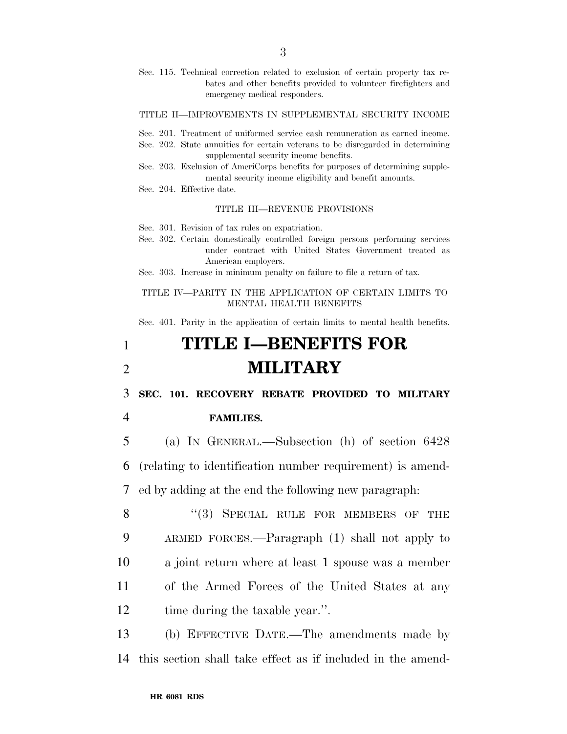Sec. 115. Technical correction related to exclusion of certain property tax rebates and other benefits provided to volunteer firefighters and emergency medical responders.

TITLE II—IMPROVEMENTS IN SUPPLEMENTAL SECURITY INCOME

Sec. 201. Treatment of uniformed service cash remuneration as earned income.
Sec. 202. State annuities for certain veterans to be disregarded in determining supplemental security income benefits.
Sec. 203. Exclusion of AmeriCorps benefits for purposes of determining supplemental security income eligibility and benefit amounts.
Sec. 204. Effective date.

TITLE III—REVENUE PROVISIONS

Sec. 301. Revision of tax rules on expatriation.
Sec. 302. Certain domestically controlled foreign persons performing services under contract with United States Government treated as American employers.
Sec. 303. Increase in minimum penalty on failure to file a return of tax.

TITLE IV—PARITY IN THE APPLICATION OF CERTAIN LIMITS TO MENTAL HEALTH BENEFITS

Sec. 401. Parity in the application of certain limits to mental health benefits.

# TITLE I—BENEFITS FOR MILITARY

**SEC. 101. RECOVERY REBATE PROVIDED TO MILITARY FAMILIES.**

(a) IN GENERAL.—Subsection (h) of section 6428 (relating to identification number requirement) is amended by adding at the end the following new paragraph:

"(3) SPECIAL RULE FOR MEMBERS OF THE ARMED FORCES.—Paragraph (1) shall not apply to a joint return where at least 1 spouse was a member of the Armed Forces of the United States at any time during the taxable year.".

(b) EFFECTIVE DATE.—The amendments made by this section shall take effect as if included in the amend-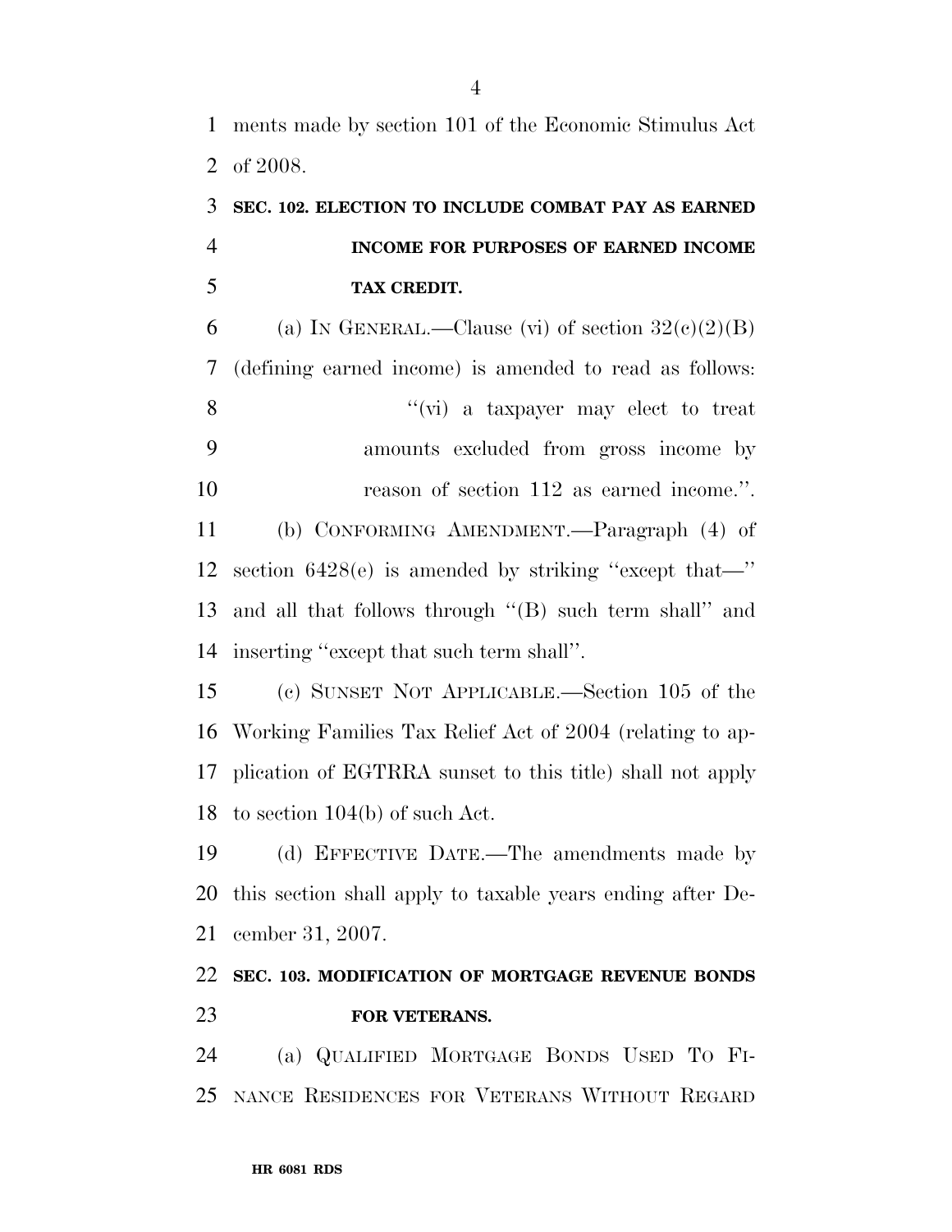ments made by section 101 of the Economic Stimulus Act of 2008.

### SEC. 102. ELECTION TO INCLUDE COMBAT PAY AS EARNED INCOME FOR PURPOSES OF EARNED INCOME TAX CREDIT.

(a) IN GENERAL.—Clause (vi) of section 32(c)(2)(B) (defining earned income) is amended to read as follows:

> ''(vi) a taxpayer may elect to treat amounts excluded from gross income by reason of section 112 as earned income.''.

(b) CONFORMING AMENDMENT.—Paragraph (4) of section 6428(e) is amended by striking ''except that—'' and all that follows through ''(B) such term shall'' and inserting ''except that such term shall''.

(c) SUNSET NOT APPLICABLE.—Section 105 of the Working Families Tax Relief Act of 2004 (relating to application of EGTRRA sunset to this title) shall not apply to section 104(b) of such Act.

(d) EFFECTIVE DATE.—The amendments made by this section shall apply to taxable years ending after December 31, 2007.

### SEC. 103. MODIFICATION OF MORTGAGE REVENUE BONDS FOR VETERANS.

(a) QUALIFIED MORTGAGE BONDS USED TO FINANCE RESIDENCES FOR VETERANS WITHOUT REGARD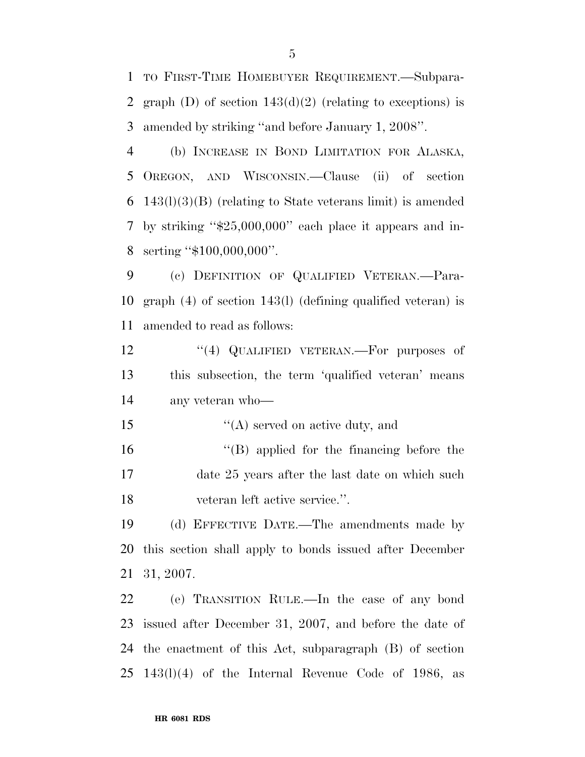TO FIRST-TIME HOMEBUYER REQUIREMENT.—Subparagraph (D) of section 143(d)(2) (relating to exceptions) is amended by striking ''and before January 1, 2008''.

(b) INCREASE IN BOND LIMITATION FOR ALASKA, OREGON, AND WISCONSIN.—Clause (ii) of section 143(l)(3)(B) (relating to State veterans limit) is amended by striking ''$25,000,000'' each place it appears and inserting ''$100,000,000''.

(c) DEFINITION OF QUALIFIED VETERAN.—Paragraph (4) of section 143(l) (defining qualified veteran) is amended to read as follows:

''(4) QUALIFIED VETERAN.—For purposes of this subsection, the term 'qualified veteran' means any veteran who—

''(A) served on active duty, and

''(B) applied for the financing before the date 25 years after the last date on which such veteran left active service.''.

(d) EFFECTIVE DATE.—The amendments made by this section shall apply to bonds issued after December 31, 2007.

(e) TRANSITION RULE.—In the case of any bond issued after December 31, 2007, and before the date of the enactment of this Act, subparagraph (B) of section 143(l)(4) of the Internal Revenue Code of 1986, as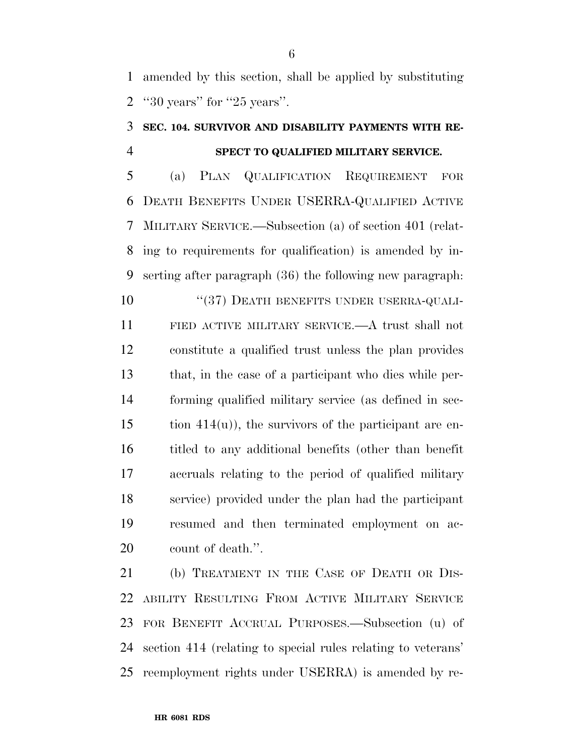amended by this section, shall be applied by substituting "30 years" for "25 years".

**SEC. 104. SURVIVOR AND DISABILITY PAYMENTS WITH RESPECT TO QUALIFIED MILITARY SERVICE.**

(a) PLAN QUALIFICATION REQUIREMENT FOR DEATH BENEFITS UNDER USERRA-QUALIFIED ACTIVE MILITARY SERVICE.—Subsection (a) of section 401 (relating to requirements for qualification) is amended by inserting after paragraph (36) the following new paragraph:

"(37) DEATH BENEFITS UNDER USERRA-QUALIFIED ACTIVE MILITARY SERVICE.—A trust shall not constitute a qualified trust unless the plan provides that, in the case of a participant who dies while performing qualified military service (as defined in section 414(u)), the survivors of the participant are entitled to any additional benefits (other than benefit accruals relating to the period of qualified military service) provided under the plan had the participant resumed and then terminated employment on account of death.".

(b) TREATMENT IN THE CASE OF DEATH OR DISABILITY RESULTING FROM ACTIVE MILITARY SERVICE FOR BENEFIT ACCRUAL PURPOSES.—Subsection (u) of section 414 (relating to special rules relating to veterans' reemployment rights under USERRA) is amended by re-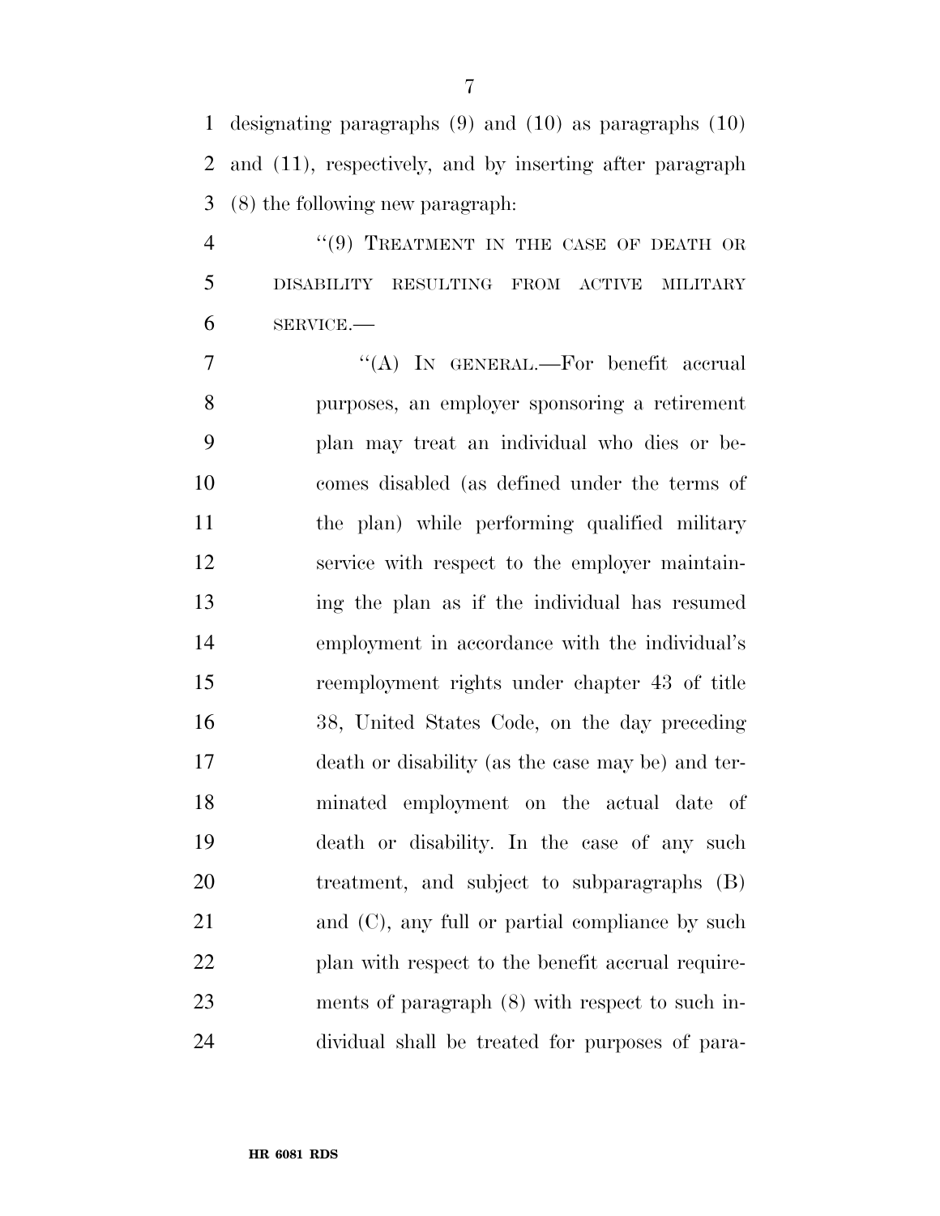designating paragraphs (9) and (10) as paragraphs (10) and (11), respectively, and by inserting after paragraph (8) the following new paragraph:

"(9) TREATMENT IN THE CASE OF DEATH OR DISABILITY RESULTING FROM ACTIVE MILITARY SERVICE.—

"(A) IN GENERAL.—For benefit accrual purposes, an employer sponsoring a retirement plan may treat an individual who dies or becomes disabled (as defined under the terms of the plan) while performing qualified military service with respect to the employer maintaining the plan as if the individual has resumed employment in accordance with the individual's reemployment rights under chapter 43 of title 38, United States Code, on the day preceding death or disability (as the case may be) and terminated employment on the actual date of death or disability. In the case of any such treatment, and subject to subparagraphs (B) and (C), any full or partial compliance by such plan with respect to the benefit accrual requirements of paragraph (8) with respect to such individual shall be treated for purposes of para-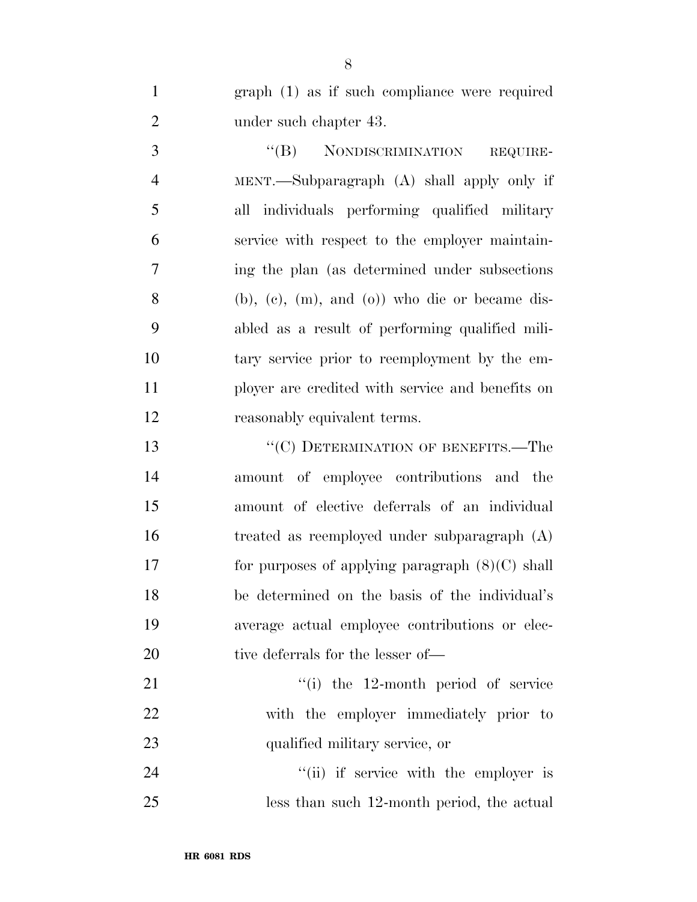graph (1) as if such compliance were required under such chapter 43.

"(B) NONDISCRIMINATION REQUIREMENT.—Subparagraph (A) shall apply only if all individuals performing qualified military service with respect to the employer maintaining the plan (as determined under subsections (b), (c), (m), and (o)) who die or became disabled as a result of performing qualified military service prior to reemployment by the employer are credited with service and benefits on reasonably equivalent terms.

"(C) DETERMINATION OF BENEFITS.—The amount of employee contributions and the amount of elective deferrals of an individual treated as reemployed under subparagraph (A) for purposes of applying paragraph (8)(C) shall be determined on the basis of the individual's average actual employee contributions or elective deferrals for the lesser of—

"(i) the 12-month period of service with the employer immediately prior to qualified military service, or

"(ii) if service with the employer is less than such 12-month period, the actual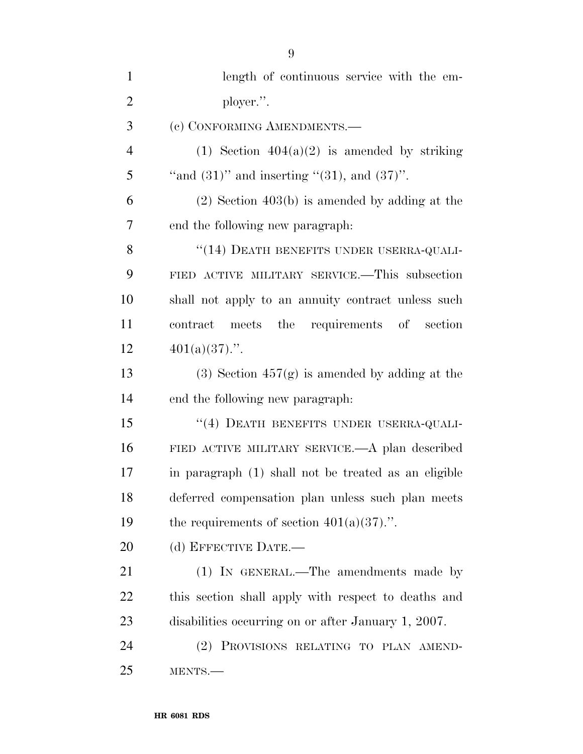length of continuous service with the employer.''.

(c) CONFORMING AMENDMENTS.—

(1) Section 404(a)(2) is amended by striking ''and (31)'' and inserting ''(31), and (37)''.

(2) Section 403(b) is amended by adding at the end the following new paragraph:

''(14) DEATH BENEFITS UNDER USERRA-QUALIFIED ACTIVE MILITARY SERVICE.—This subsection shall not apply to an annuity contract unless such contract meets the requirements of section 401(a)(37).''.

(3) Section 457(g) is amended by adding at the end the following new paragraph:

''(4) DEATH BENEFITS UNDER USERRA-QUALIFIED ACTIVE MILITARY SERVICE.—A plan described in paragraph (1) shall not be treated as an eligible deferred compensation plan unless such plan meets the requirements of section 401(a)(37).''.

(d) EFFECTIVE DATE.—

(1) IN GENERAL.—The amendments made by this section shall apply with respect to deaths and disabilities occurring on or after January 1, 2007.

(2) PROVISIONS RELATING TO PLAN AMENDMENTS.—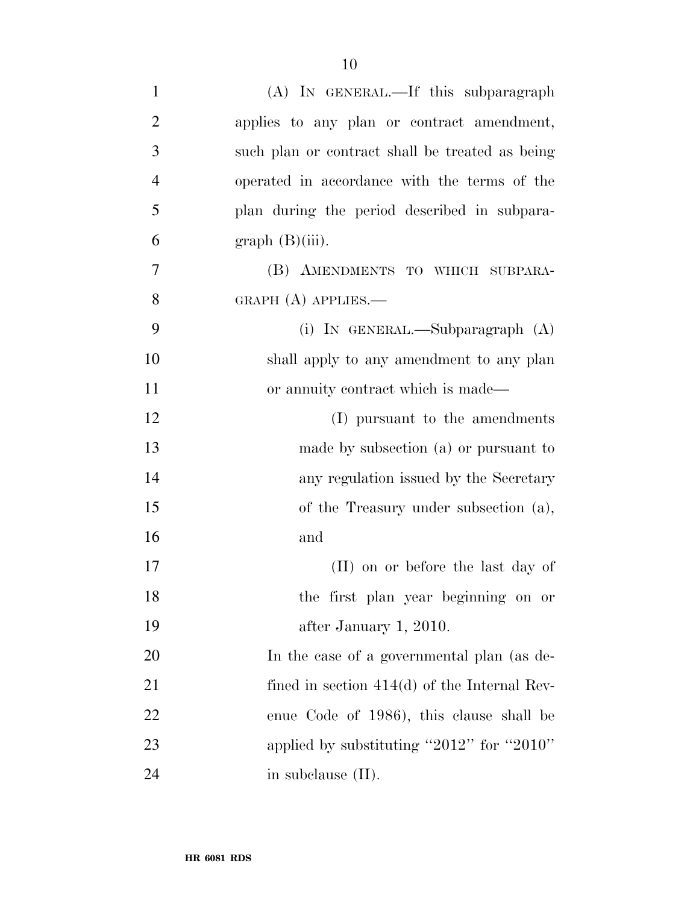(A) IN GENERAL.—If this subparagraph applies to any plan or contract amendment, such plan or contract shall be treated as being operated in accordance with the terms of the plan during the period described in subparagraph (B)(iii).

(B) AMENDMENTS TO WHICH SUBPARAGRAPH (A) APPLIES.—

(i) IN GENERAL.—Subparagraph (A) shall apply to any amendment to any plan or annuity contract which is made—

(I) pursuant to the amendments made by subsection (a) or pursuant to any regulation issued by the Secretary of the Treasury under subsection (a), and

(II) on or before the last day of the first plan year beginning on or after January 1, 2010.

In the case of a governmental plan (as defined in section 414(d) of the Internal Revenue Code of 1986), this clause shall be applied by substituting "2012" for "2010" in subclause (II).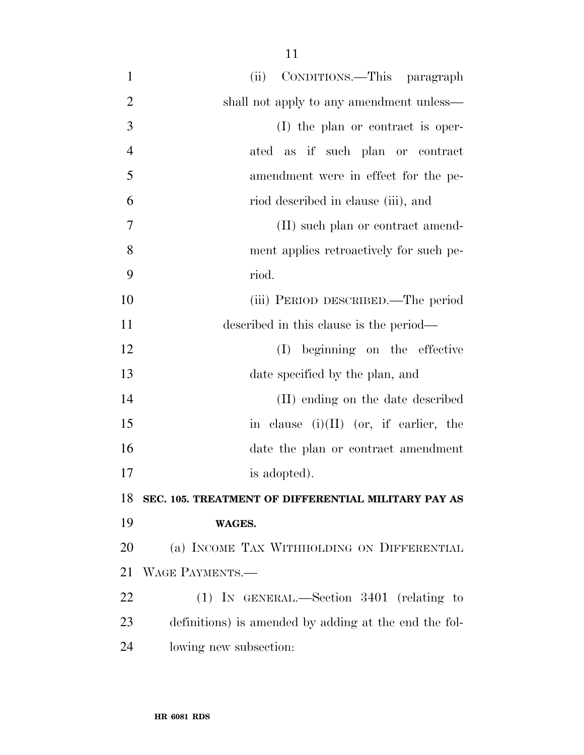(ii) CONDITIONS.—This paragraph shall not apply to any amendment unless—

(I) the plan or contract is operated as if such plan or contract amendment were in effect for the period described in clause (iii), and

(II) such plan or contract amendment applies retroactively for such period.

(iii) PERIOD DESCRIBED.—The period described in this clause is the period—

(I) beginning on the effective date specified by the plan, and

(II) ending on the date described in clause (i)(II) (or, if earlier, the date the plan or contract amendment is adopted).

**SEC. 105. TREATMENT OF DIFFERENTIAL MILITARY PAY AS WAGES.**

(a) INCOME TAX WITHHOLDING ON DIFFERENTIAL WAGE PAYMENTS.—

(1) IN GENERAL.—Section 3401 (relating to definitions) is amended by adding at the end the following new subsection: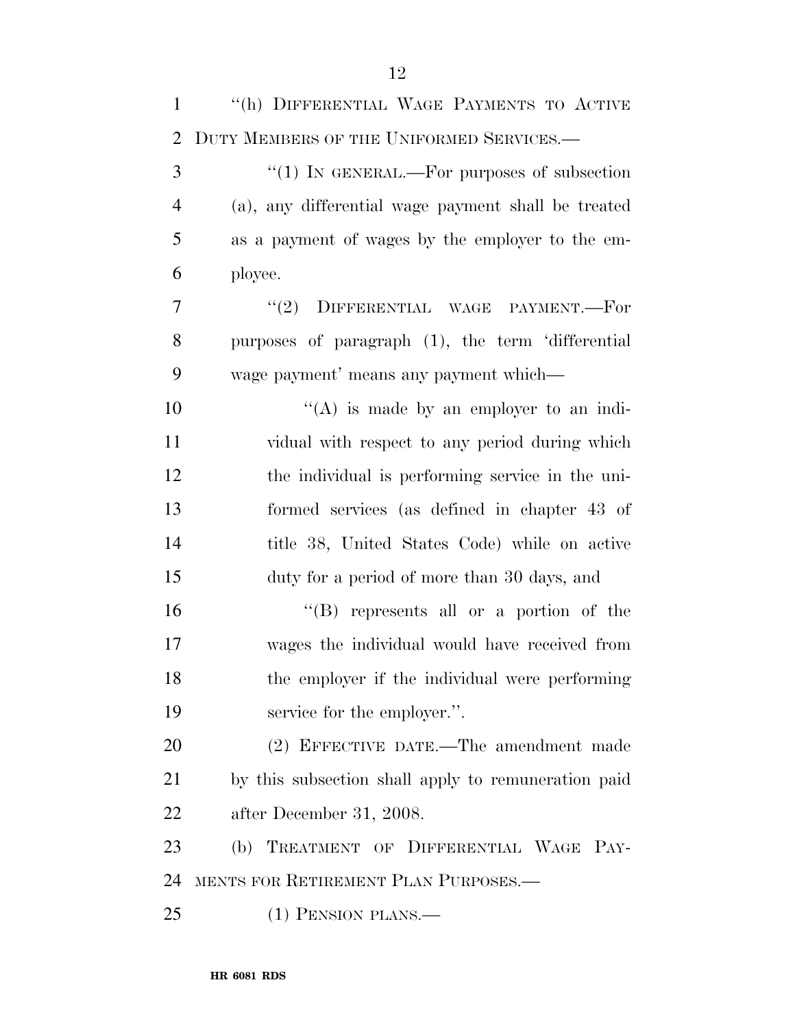"(h) DIFFERENTIAL WAGE PAYMENTS TO ACTIVE DUTY MEMBERS OF THE UNIFORMED SERVICES.—

"(1) IN GENERAL.—For purposes of subsection (a), any differential wage payment shall be treated as a payment of wages by the employer to the employee.

"(2) DIFFERENTIAL WAGE PAYMENT.—For purposes of paragraph (1), the term 'differential wage payment' means any payment which—

"(A) is made by an employer to an individual with respect to any period during which the individual is performing service in the uniformed services (as defined in chapter 43 of title 38, United States Code) while on active duty for a period of more than 30 days, and

"(B) represents all or a portion of the wages the individual would have received from the employer if the individual were performing service for the employer.".

(2) EFFECTIVE DATE.—The amendment made by this subsection shall apply to remuneration paid after December 31, 2008.

(b) TREATMENT OF DIFFERENTIAL WAGE PAYMENTS FOR RETIREMENT PLAN PURPOSES.—

(1) PENSION PLANS.—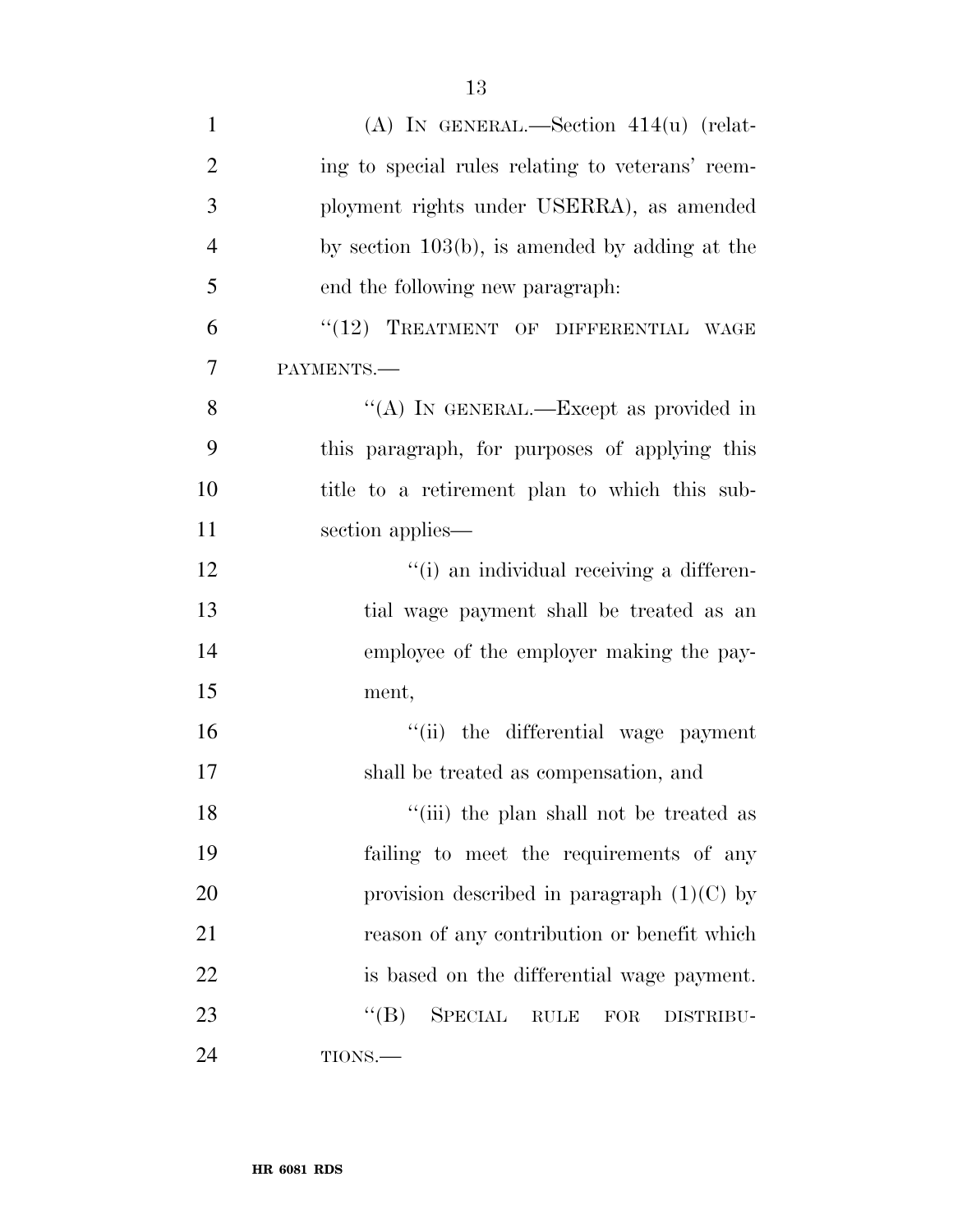(A) IN GENERAL.—Section 414(u) (relating to special rules relating to veterans' reemployment rights under USERRA), as amended by section 103(b), is amended by adding at the end the following new paragraph:

"(12) TREATMENT OF DIFFERENTIAL WAGE PAYMENTS.—

"(A) IN GENERAL.—Except as provided in this paragraph, for purposes of applying this title to a retirement plan to which this subsection applies—

"(i) an individual receiving a differential wage payment shall be treated as an employee of the employer making the payment,

"(ii) the differential wage payment shall be treated as compensation, and

"(iii) the plan shall not be treated as failing to meet the requirements of any provision described in paragraph (1)(C) by reason of any contribution or benefit which is based on the differential wage payment.

"(B) SPECIAL RULE FOR DISTRIBUTIONS.—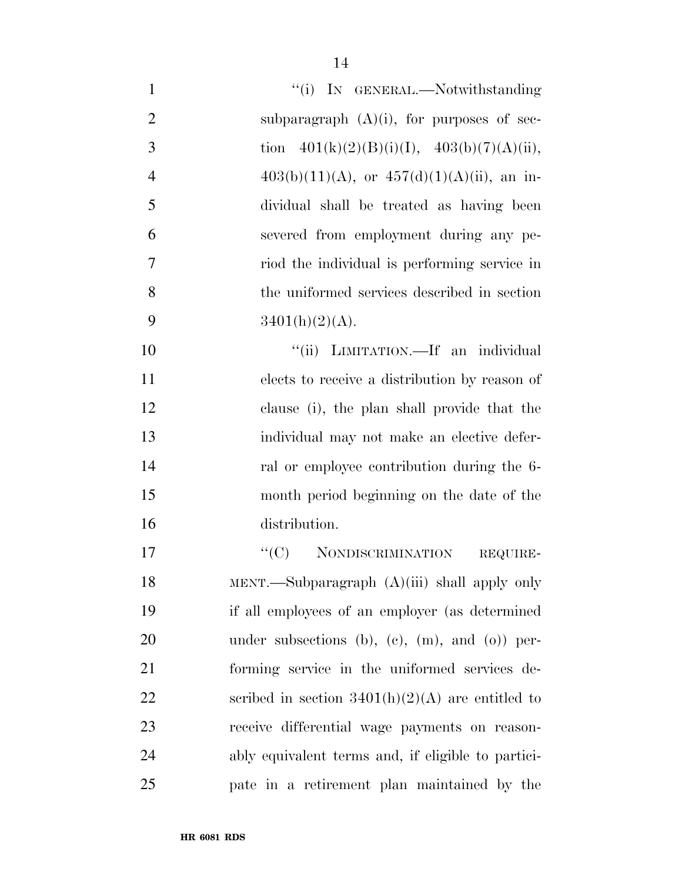"(i) IN GENERAL.—Notwithstanding subparagraph (A)(i), for purposes of section 401(k)(2)(B)(i)(I), 403(b)(7)(A)(ii), 403(b)(11)(A), or 457(d)(1)(A)(ii), an individual shall be treated as having been severed from employment during any period the individual is performing service in the uniformed services described in section 3401(h)(2)(A).

"(ii) LIMITATION.—If an individual elects to receive a distribution by reason of clause (i), the plan shall provide that the individual may not make an elective deferral or employee contribution during the 6-month period beginning on the date of the distribution.

"(C) NONDISCRIMINATION REQUIREMENT.—Subparagraph (A)(iii) shall apply only if all employees of an employer (as determined under subsections (b), (c), (m), and (o)) performing service in the uniformed services described in section 3401(h)(2)(A) are entitled to receive differential wage payments on reasonably equivalent terms and, if eligible to participate in a retirement plan maintained by the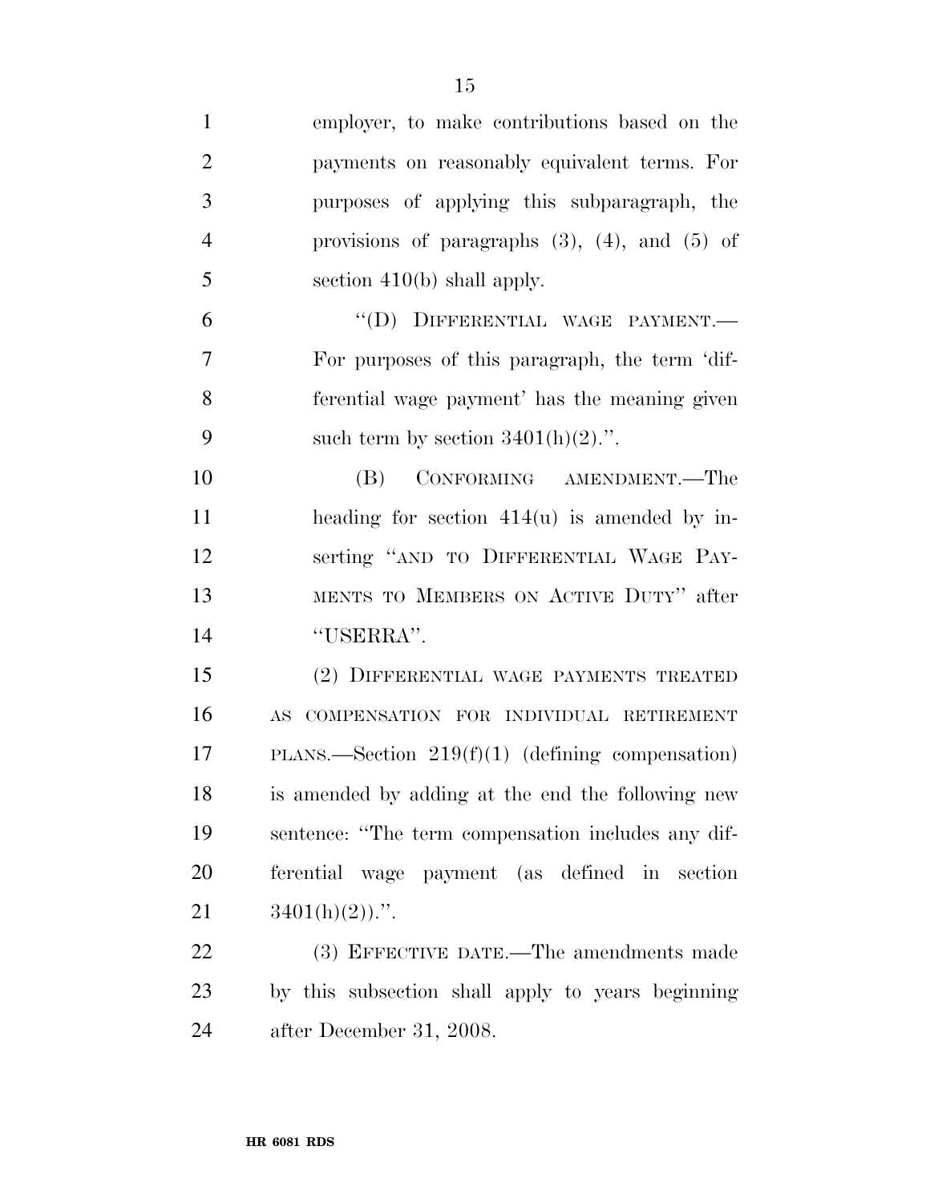employer, to make contributions based on the payments on reasonably equivalent terms. For purposes of applying this subparagraph, the provisions of paragraphs (3), (4), and (5) of section 410(b) shall apply.

"(D) DIFFERENTIAL WAGE PAYMENT.— For purposes of this paragraph, the term 'differential wage payment' has the meaning given such term by section 3401(h)(2).".

(B) CONFORMING AMENDMENT.—The heading for section 414(u) is amended by inserting "AND TO DIFFERENTIAL WAGE PAYMENTS TO MEMBERS ON ACTIVE DUTY" after "USERRA".

(2) DIFFERENTIAL WAGE PAYMENTS TREATED AS COMPENSATION FOR INDIVIDUAL RETIREMENT PLANS.—Section 219(f)(1) (defining compensation) is amended by adding at the end the following new sentence: "The term compensation includes any differential wage payment (as defined in section 3401(h)(2)).".

(3) EFFECTIVE DATE.—The amendments made by this subsection shall apply to years beginning after December 31, 2008.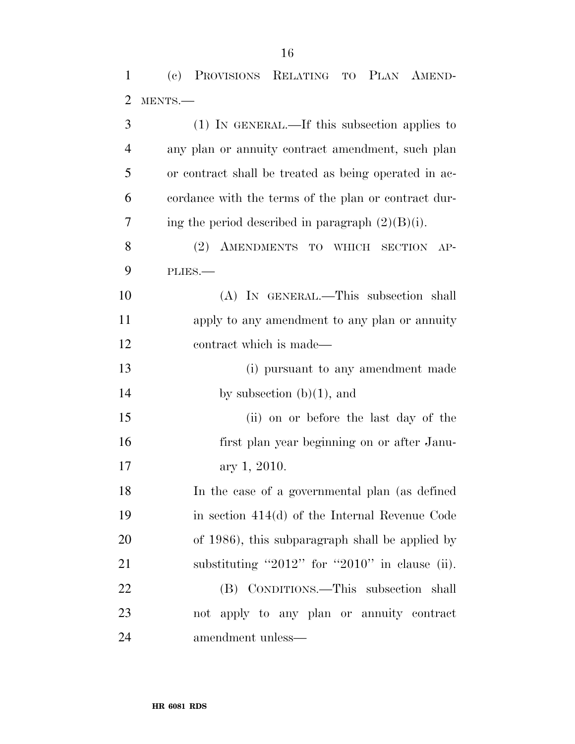(c) PROVISIONS RELATING TO PLAN AMENDMENTS.—

(1) IN GENERAL.—If this subsection applies to any plan or annuity contract amendment, such plan or contract shall be treated as being operated in accordance with the terms of the plan or contract during the period described in paragraph (2)(B)(i).

(2) AMENDMENTS TO WHICH SECTION APPLIES.—

(A) IN GENERAL.—This subsection shall apply to any amendment to any plan or annuity contract which is made—

(i) pursuant to any amendment made by subsection (b)(1), and

(ii) on or before the last day of the first plan year beginning on or after January 1, 2010.

In the case of a governmental plan (as defined in section 414(d) of the Internal Revenue Code of 1986), this subparagraph shall be applied by substituting ''2012'' for ''2010'' in clause (ii).

(B) CONDITIONS.—This subsection shall not apply to any plan or annuity contract amendment unless—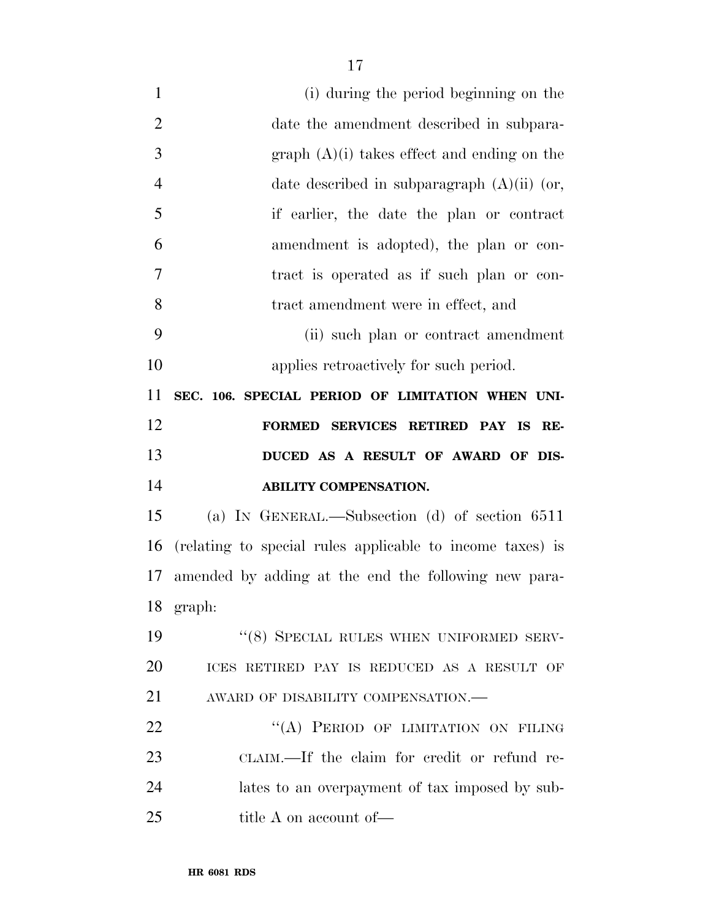(i) during the period beginning on the date the amendment described in subparagraph (A)(i) takes effect and ending on the date described in subparagraph (A)(ii) (or, if earlier, the date the plan or contract amendment is adopted), the plan or contract is operated as if such plan or contract amendment were in effect, and

(ii) such plan or contract amendment applies retroactively for such period.

**SEC. 106. SPECIAL PERIOD OF LIMITATION WHEN UNIFORMED SERVICES RETIRED PAY IS REDUCED AS A RESULT OF AWARD OF DISABILITY COMPENSATION.**

(a) IN GENERAL.—Subsection (d) of section 6511 (relating to special rules applicable to income taxes) is amended by adding at the end the following new paragraph:

"(8) SPECIAL RULES WHEN UNIFORMED SERVICES RETIRED PAY IS REDUCED AS A RESULT OF AWARD OF DISABILITY COMPENSATION.—

"(A) PERIOD OF LIMITATION ON FILING CLAIM.—If the claim for credit or refund relates to an overpayment of tax imposed by subtitle A on account of—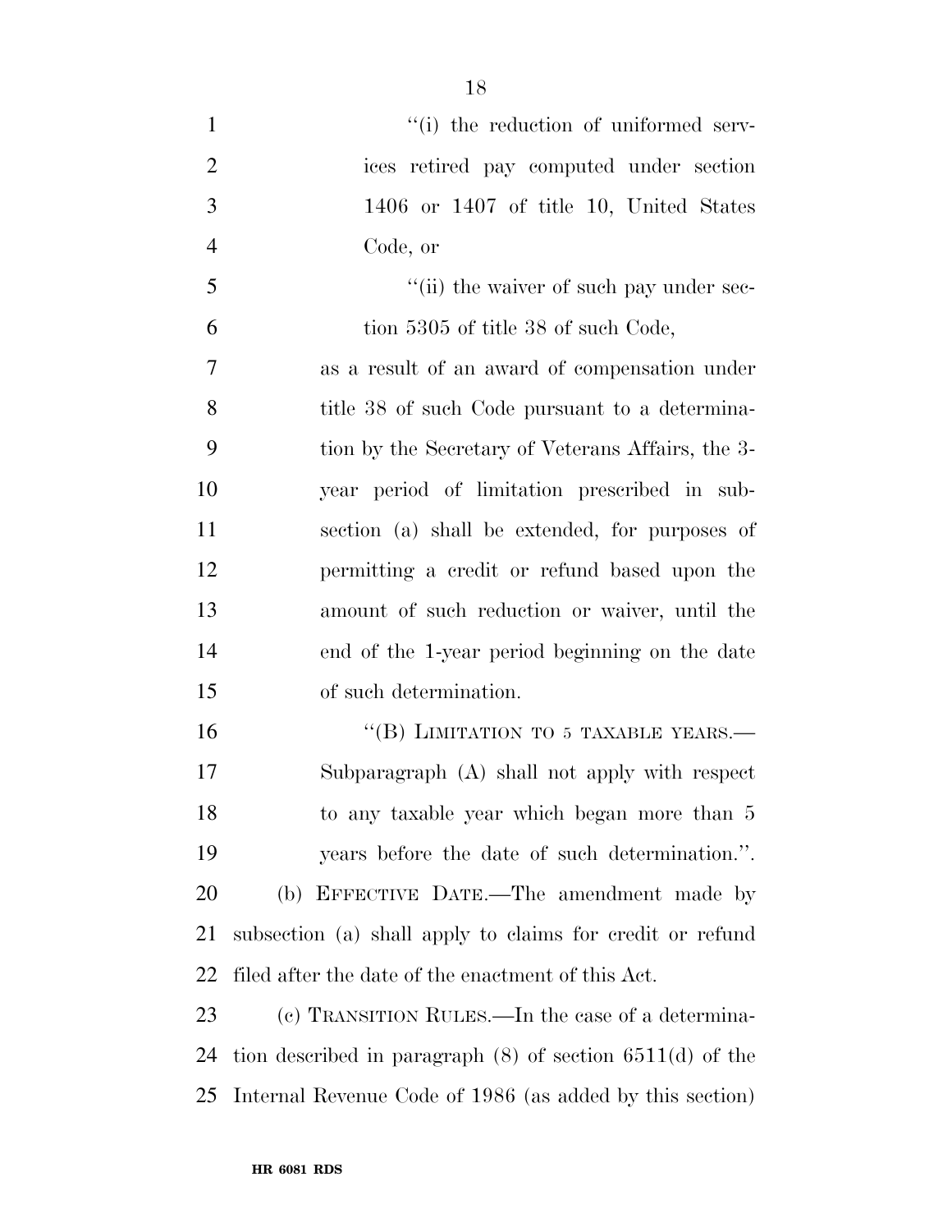"(i) the reduction of uniformed services retired pay computed under section 1406 or 1407 of title 10, United States Code, or

"(ii) the waiver of such pay under section 5305 of title 38 of such Code,

as a result of an award of compensation under title 38 of such Code pursuant to a determination by the Secretary of Veterans Affairs, the 3-year period of limitation prescribed in subsection (a) shall be extended, for purposes of permitting a credit or refund based upon the amount of such reduction or waiver, until the end of the 1-year period beginning on the date of such determination.

"(B) LIMITATION TO 5 TAXABLE YEARS.—Subparagraph (A) shall not apply with respect to any taxable year which began more than 5 years before the date of such determination.".

(b) EFFECTIVE DATE.—The amendment made by subsection (a) shall apply to claims for credit or refund filed after the date of the enactment of this Act.

(c) TRANSITION RULES.—In the case of a determination described in paragraph (8) of section 6511(d) of the Internal Revenue Code of 1986 (as added by this section)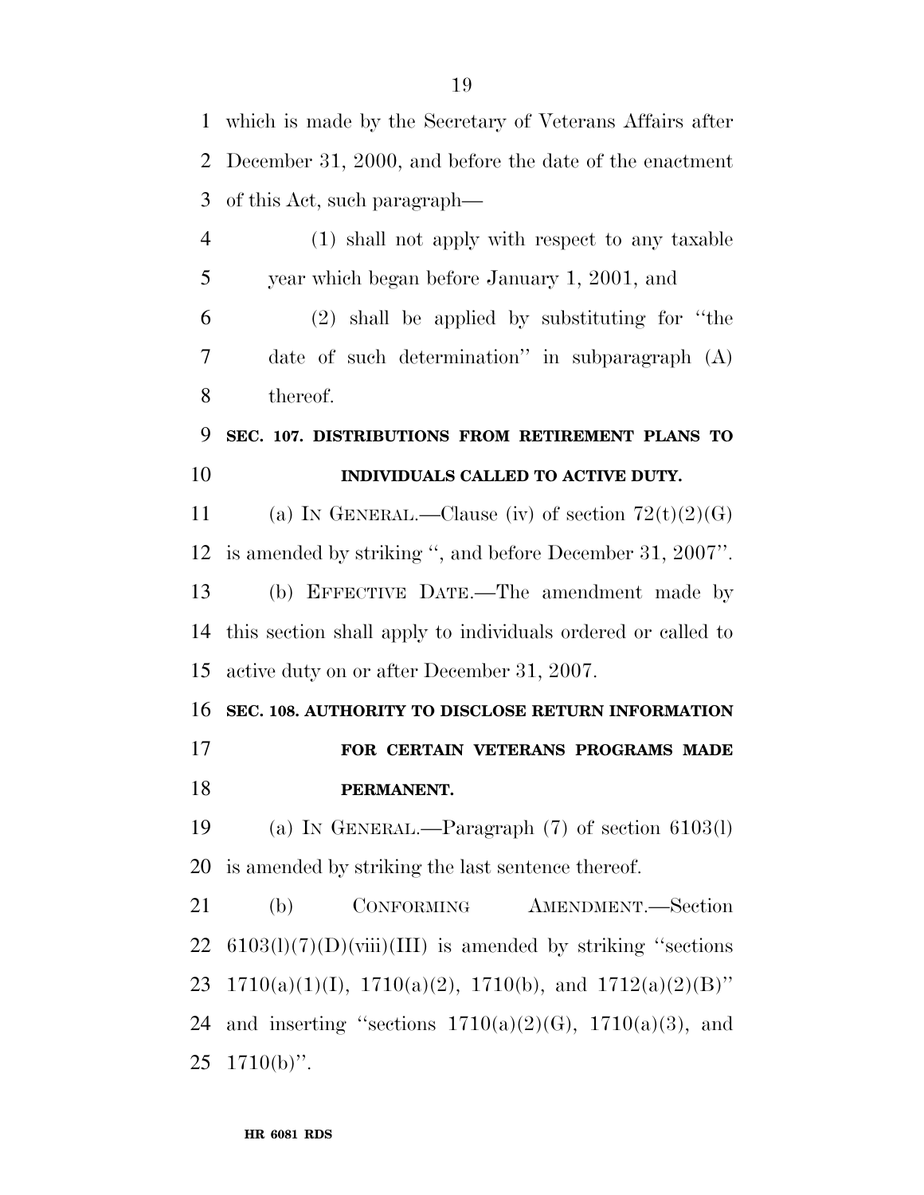which is made by the Secretary of Veterans Affairs after December 31, 2000, and before the date of the enactment of this Act, such paragraph—

(1) shall not apply with respect to any taxable year which began before January 1, 2001, and

(2) shall be applied by substituting for "the date of such determination" in subparagraph (A) thereof.

**SEC. 107. DISTRIBUTIONS FROM RETIREMENT PLANS TO INDIVIDUALS CALLED TO ACTIVE DUTY.**

(a) IN GENERAL.—Clause (iv) of section 72(t)(2)(G) is amended by striking ", and before December 31, 2007".

(b) EFFECTIVE DATE.—The amendment made by this section shall apply to individuals ordered or called to active duty on or after December 31, 2007.

**SEC. 108. AUTHORITY TO DISCLOSE RETURN INFORMATION FOR CERTAIN VETERANS PROGRAMS MADE PERMANENT.**

(a) IN GENERAL.—Paragraph (7) of section 6103(l) is amended by striking the last sentence thereof.

(b) CONFORMING AMENDMENT.—Section 6103(l)(7)(D)(viii)(III) is amended by striking "sections 1710(a)(1)(I), 1710(a)(2), 1710(b), and 1712(a)(2)(B)" and inserting "sections 1710(a)(2)(G), 1710(a)(3), and 1710(b)".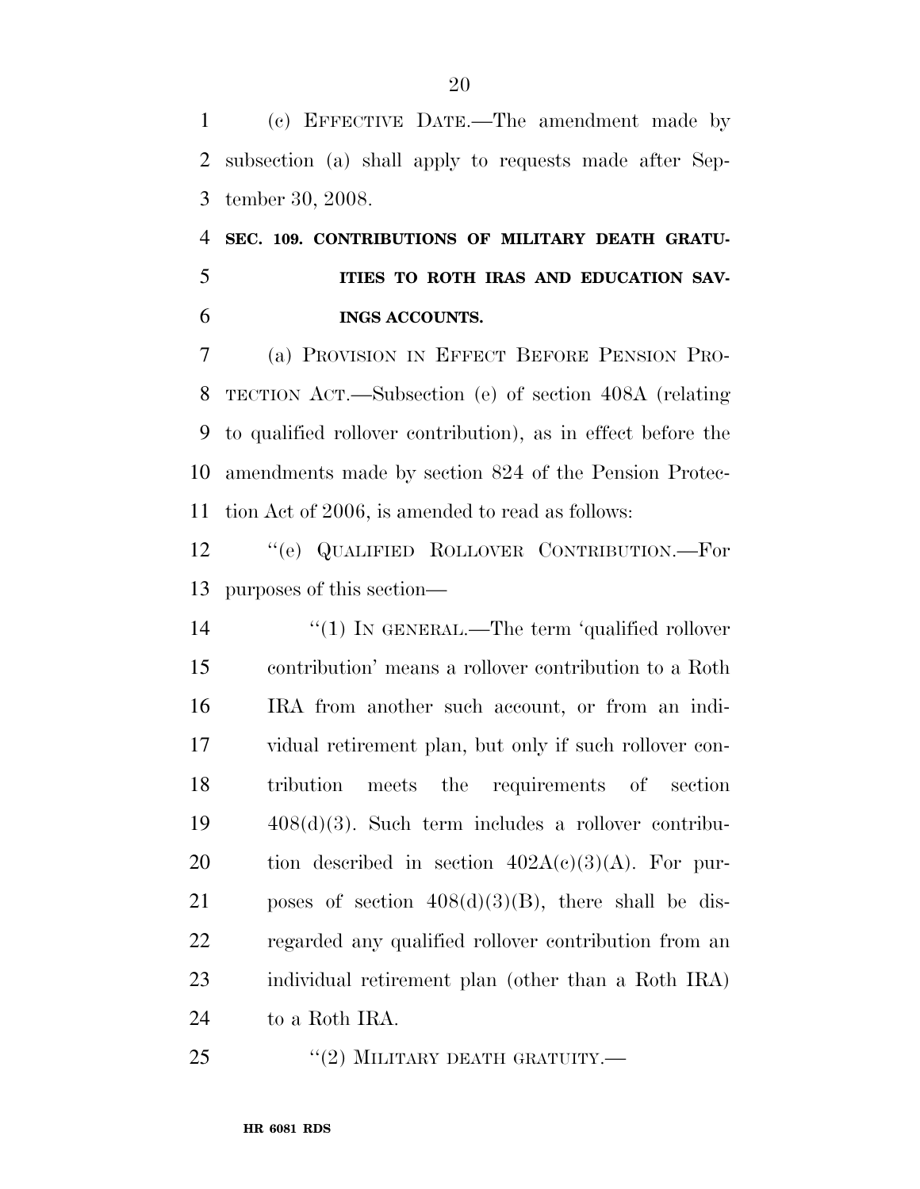(c) EFFECTIVE DATE.—The amendment made by subsection (a) shall apply to requests made after September 30, 2008.

**SEC. 109. CONTRIBUTIONS OF MILITARY DEATH GRATUITIES TO ROTH IRAS AND EDUCATION SAVINGS ACCOUNTS.**

(a) PROVISION IN EFFECT BEFORE PENSION PROTECTION ACT.—Subsection (e) of section 408A (relating to qualified rollover contribution), as in effect before the amendments made by section 824 of the Pension Protection Act of 2006, is amended to read as follows:

''(e) QUALIFIED ROLLOVER CONTRIBUTION.—For purposes of this section—

''(1) IN GENERAL.—The term 'qualified rollover contribution' means a rollover contribution to a Roth IRA from another such account, or from an individual retirement plan, but only if such rollover contribution meets the requirements of section 408(d)(3). Such term includes a rollover contribution described in section 402A(c)(3)(A). For purposes of section 408(d)(3)(B), there shall be disregarded any qualified rollover contribution from an individual retirement plan (other than a Roth IRA) to a Roth IRA.

''(2) MILITARY DEATH GRATUITY.—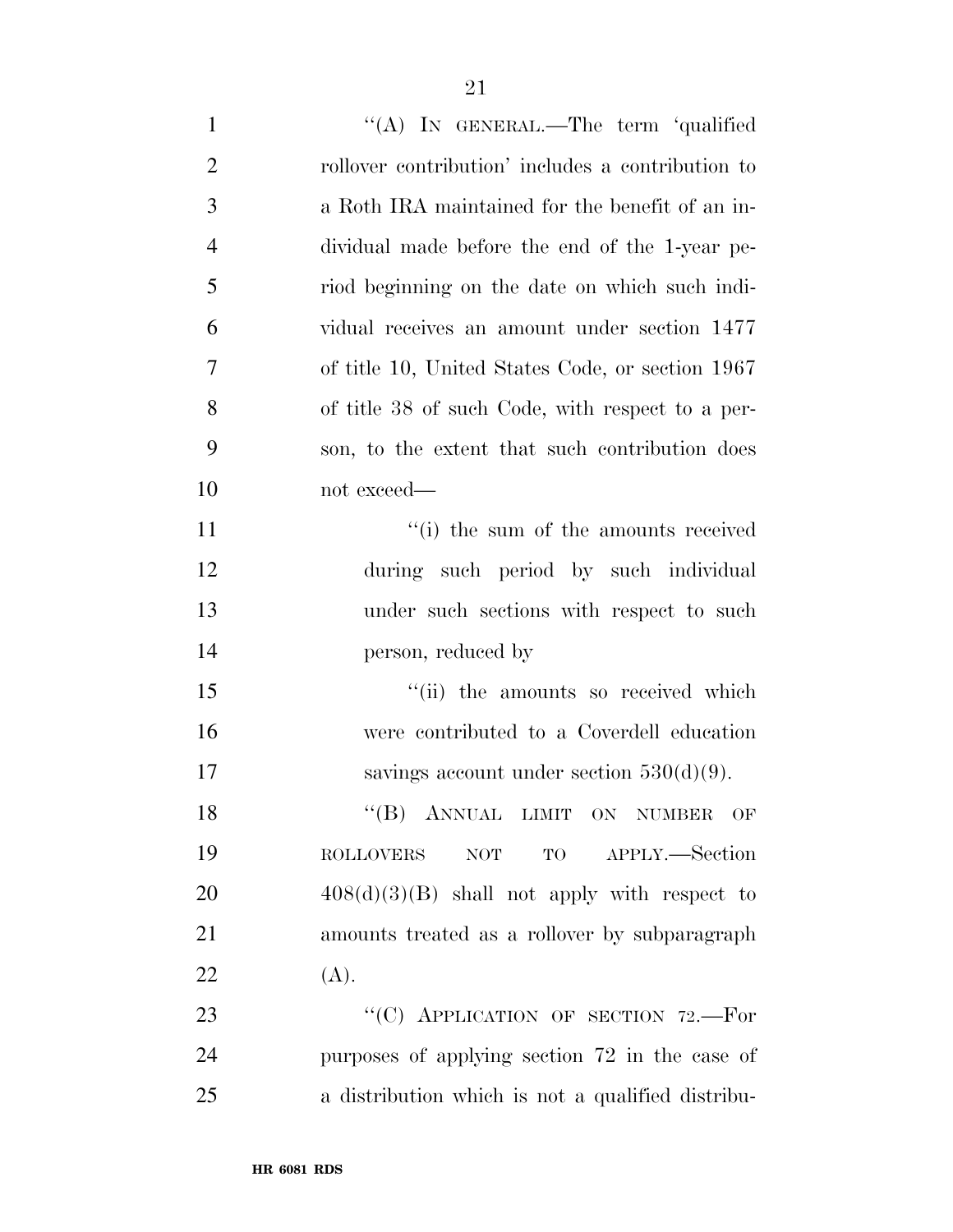''(A) IN GENERAL.—The term 'qualified rollover contribution' includes a contribution to a Roth IRA maintained for the benefit of an individual made before the end of the 1-year period beginning on the date on which such individual receives an amount under section 1477 of title 10, United States Code, or section 1967 of title 38 of such Code, with respect to a person, to the extent that such contribution does not exceed—

''(i) the sum of the amounts received during such period by such individual under such sections with respect to such person, reduced by

''(ii) the amounts so received which were contributed to a Coverdell education savings account under section 530(d)(9).

''(B) ANNUAL LIMIT ON NUMBER OF ROLLOVERS NOT TO APPLY.—Section 408(d)(3)(B) shall not apply with respect to amounts treated as a rollover by subparagraph (A).

''(C) APPLICATION OF SECTION 72.—For purposes of applying section 72 in the case of a distribution which is not a qualified distribu-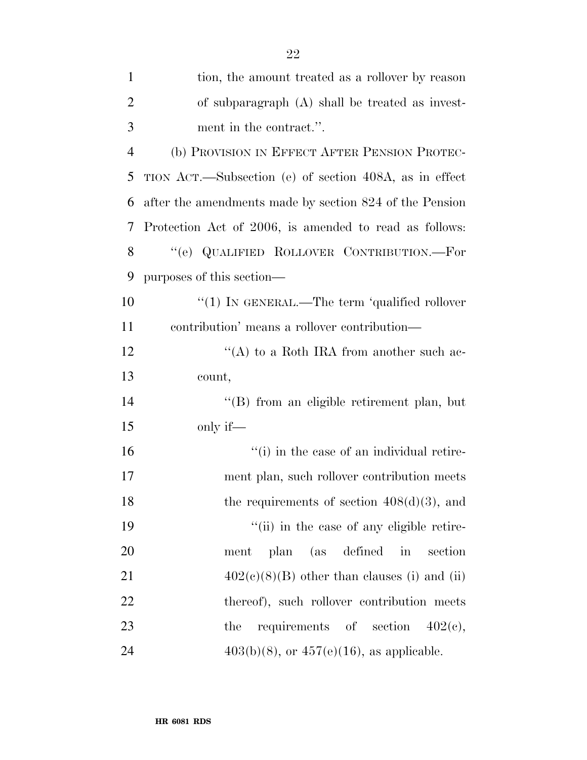tion, the amount treated as a rollover by reason of subparagraph (A) shall be treated as investment in the contract.''.

(b) PROVISION IN EFFECT AFTER PENSION PROTECTION ACT.—Subsection (e) of section 408A, as in effect after the amendments made by section 824 of the Pension Protection Act of 2006, is amended to read as follows:

''(e) QUALIFIED ROLLOVER CONTRIBUTION.—For purposes of this section—

''(1) IN GENERAL.—The term 'qualified rollover contribution' means a rollover contribution—

''(A) to a Roth IRA from another such account,

''(B) from an eligible retirement plan, but only if—

''(i) in the case of an individual retirement plan, such rollover contribution meets the requirements of section 408(d)(3), and

''(ii) in the case of any eligible retirement plan (as defined in section 402(c)(8)(B) other than clauses (i) and (ii) thereof), such rollover contribution meets the requirements of section 402(c), 403(b)(8), or 457(e)(16), as applicable.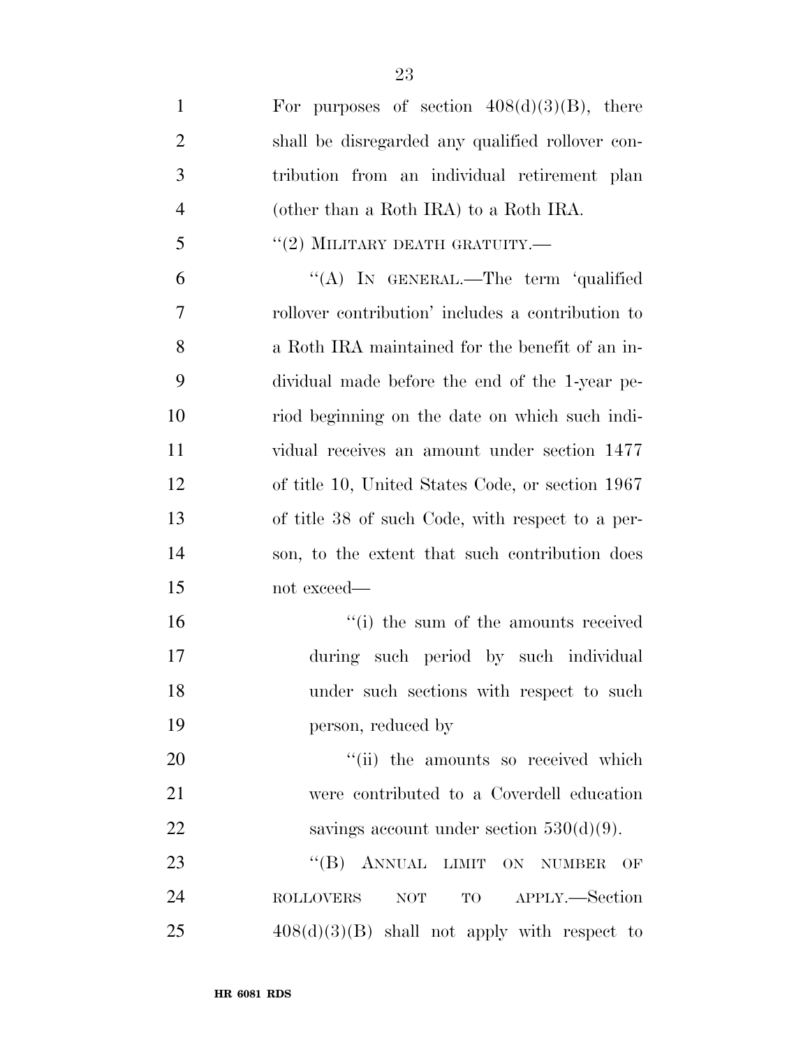For purposes of section 408(d)(3)(B), there shall be disregarded any qualified rollover contribution from an individual retirement plan (other than a Roth IRA) to a Roth IRA.

''(2) MILITARY DEATH GRATUITY.—

''(A) IN GENERAL.—The term 'qualified rollover contribution' includes a contribution to a Roth IRA maintained for the benefit of an individual made before the end of the 1-year period beginning on the date on which such individual receives an amount under section 1477 of title 10, United States Code, or section 1967 of title 38 of such Code, with respect to a person, to the extent that such contribution does not exceed—

''(i) the sum of the amounts received during such period by such individual under such sections with respect to such person, reduced by

''(ii) the amounts so received which were contributed to a Coverdell education savings account under section 530(d)(9).

''(B) ANNUAL LIMIT ON NUMBER OF ROLLOVERS NOT TO APPLY.—Section 408(d)(3)(B) shall not apply with respect to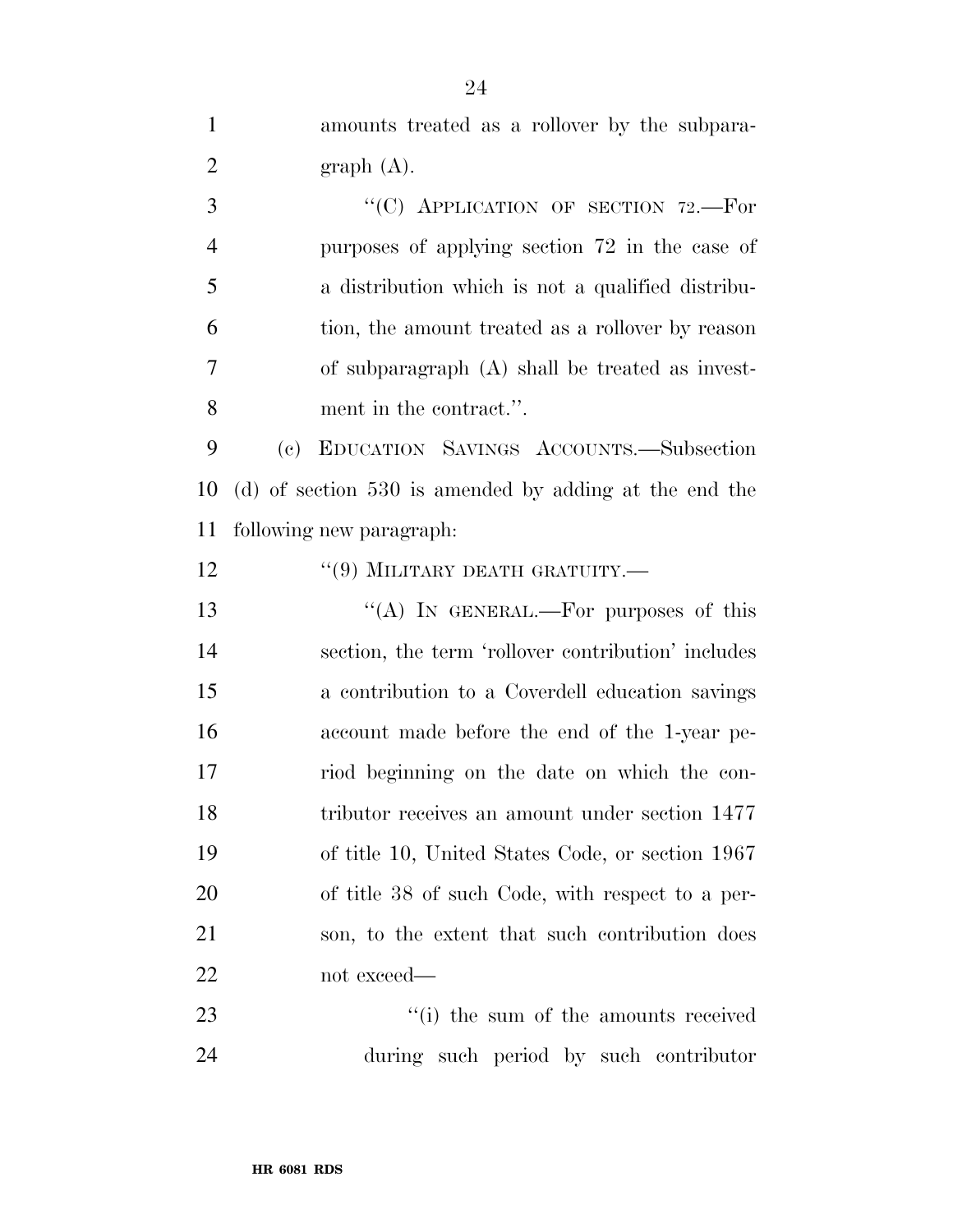amounts treated as a rollover by the subparagraph (A).

"(C) APPLICATION OF SECTION 72.—For purposes of applying section 72 in the case of a distribution which is not a qualified distribution, the amount treated as a rollover by reason of subparagraph (A) shall be treated as investment in the contract.".

(c) EDUCATION SAVINGS ACCOUNTS.—Subsection (d) of section 530 is amended by adding at the end the following new paragraph:

"(9) MILITARY DEATH GRATUITY.—

"(A) IN GENERAL.—For purposes of this section, the term 'rollover contribution' includes a contribution to a Coverdell education savings account made before the end of the 1-year period beginning on the date on which the contributor receives an amount under section 1477 of title 10, United States Code, or section 1967 of title 38 of such Code, with respect to a person, to the extent that such contribution does not exceed—

"(i) the sum of the amounts received during such period by such contributor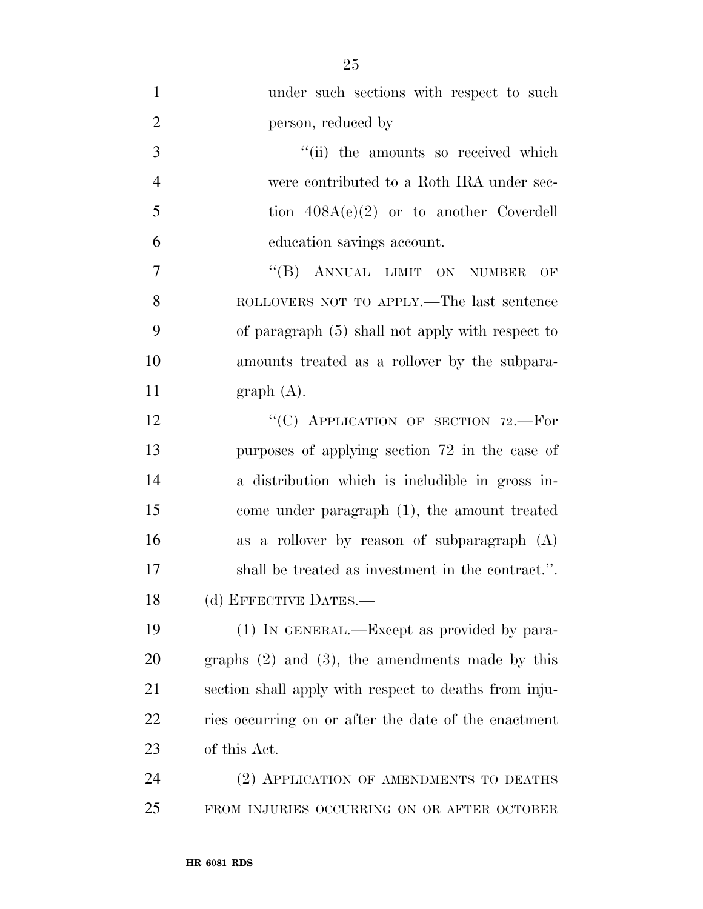under such sections with respect to such person, reduced by

"(ii) the amounts so received which were contributed to a Roth IRA under section 408A(e)(2) or to another Coverdell education savings account.

"(B) ANNUAL LIMIT ON NUMBER OF ROLLOVERS NOT TO APPLY.—The last sentence of paragraph (5) shall not apply with respect to amounts treated as a rollover by the subparagraph (A).

"(C) APPLICATION OF SECTION 72.—For purposes of applying section 72 in the case of a distribution which is includible in gross income under paragraph (1), the amount treated as a rollover by reason of subparagraph (A) shall be treated as investment in the contract.".

(d) EFFECTIVE DATES.—

(1) IN GENERAL.—Except as provided by paragraphs (2) and (3), the amendments made by this section shall apply with respect to deaths from injuries occurring on or after the date of the enactment of this Act.

(2) APPLICATION OF AMENDMENTS TO DEATHS FROM INJURIES OCCURRING ON OR AFTER OCTOBER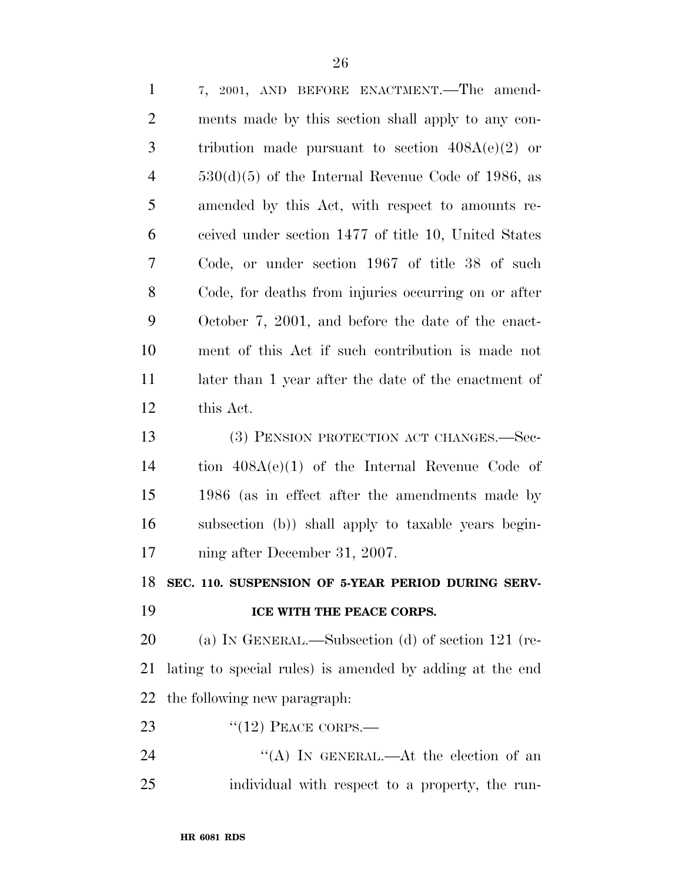7, 2001, AND BEFORE ENACTMENT.—The amendments made by this section shall apply to any contribution made pursuant to section 408A(e)(2) or 530(d)(5) of the Internal Revenue Code of 1986, as amended by this Act, with respect to amounts received under section 1477 of title 10, United States Code, or under section 1967 of title 38 of such Code, for deaths from injuries occurring on or after October 7, 2001, and before the date of the enactment of this Act if such contribution is made not later than 1 year after the date of the enactment of this Act.

(3) PENSION PROTECTION ACT CHANGES.—Section 408A(e)(1) of the Internal Revenue Code of 1986 (as in effect after the amendments made by subsection (b)) shall apply to taxable years beginning after December 31, 2007.

**SEC. 110. SUSPENSION OF 5-YEAR PERIOD DURING SERVICE WITH THE PEACE CORPS.**

(a) IN GENERAL.—Subsection (d) of section 121 (relating to special rules) is amended by adding at the end the following new paragraph:

"(12) PEACE CORPS.—

"(A) IN GENERAL.—At the election of an individual with respect to a property, the run-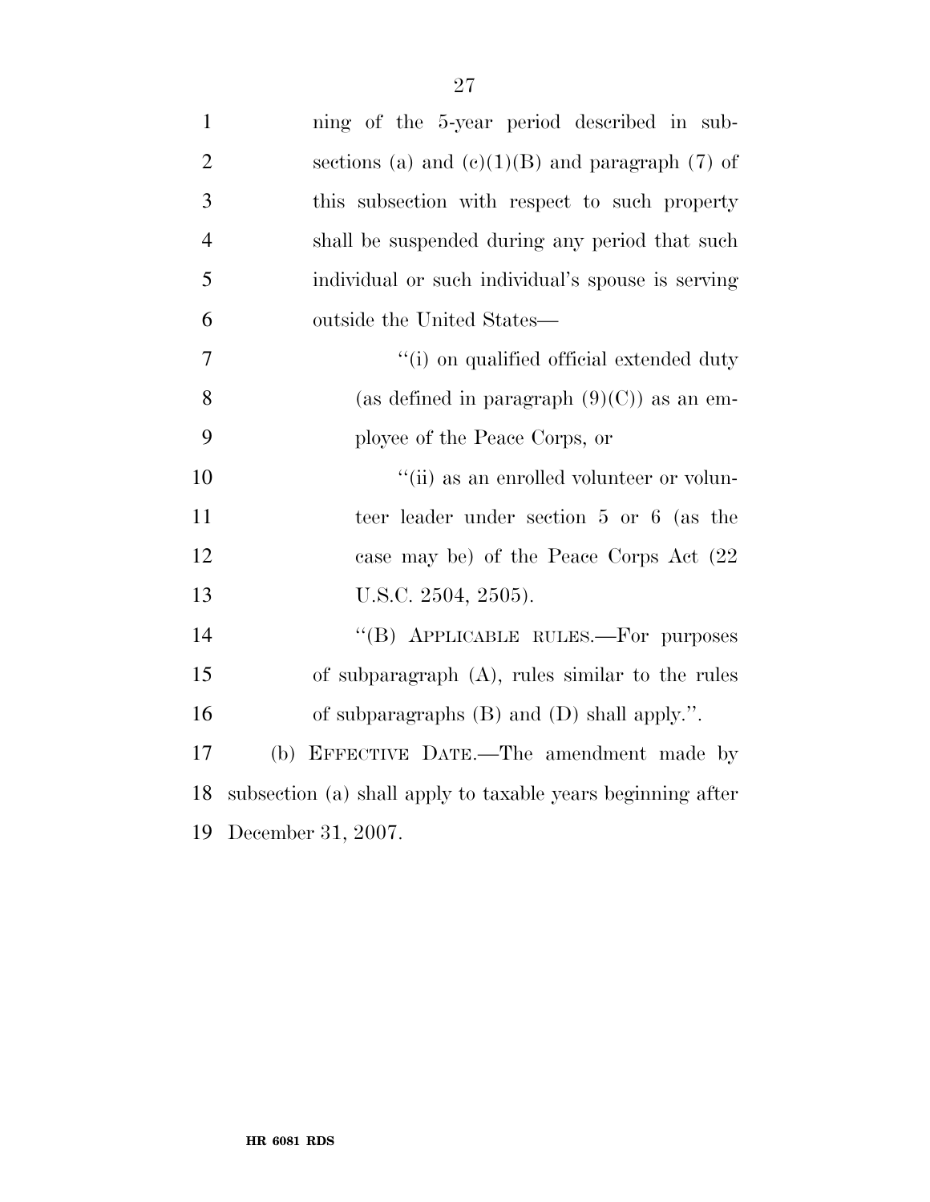ning of the 5-year period described in subsections (a) and (c)(1)(B) and paragraph (7) of this subsection with respect to such property shall be suspended during any period that such individual or such individual's spouse is serving outside the United States—

''(i) on qualified official extended duty (as defined in paragraph (9)(C)) as an employee of the Peace Corps, or

''(ii) as an enrolled volunteer or volunteer leader under section 5 or 6 (as the case may be) of the Peace Corps Act (22 U.S.C. 2504, 2505).

''(B) APPLICABLE RULES.—For purposes of subparagraph (A), rules similar to the rules of subparagraphs (B) and (D) shall apply.''.

(b) EFFECTIVE DATE.—The amendment made by subsection (a) shall apply to taxable years beginning after December 31, 2007.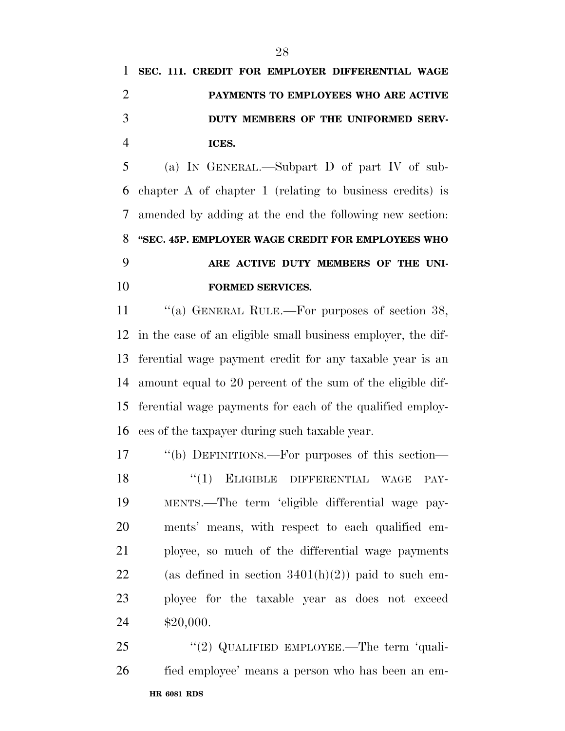**SEC. 111. CREDIT FOR EMPLOYER DIFFERENTIAL WAGE PAYMENTS TO EMPLOYEES WHO ARE ACTIVE DUTY MEMBERS OF THE UNIFORMED SERVICES.**

(a) IN GENERAL.—Subpart D of part IV of subchapter A of chapter 1 (relating to business credits) is amended by adding at the end the following new section:

**"SEC. 45P. EMPLOYER WAGE CREDIT FOR EMPLOYEES WHO ARE ACTIVE DUTY MEMBERS OF THE UNIFORMED SERVICES.**

"(a) GENERAL RULE.—For purposes of section 38, in the case of an eligible small business employer, the differential wage payment credit for any taxable year is an amount equal to 20 percent of the sum of the eligible differential wage payments for each of the qualified employees of the taxpayer during such taxable year.

"(b) DEFINITIONS.—For purposes of this section—

"(1) ELIGIBLE DIFFERENTIAL WAGE PAYMENTS.—The term 'eligible differential wage payments' means, with respect to each qualified employee, so much of the differential wage payments (as defined in section 3401(h)(2)) paid to such employee for the taxable year as does not exceed $20,000.

"(2) QUALIFIED EMPLOYEE.—The term 'qualified employee' means a person who has been an em-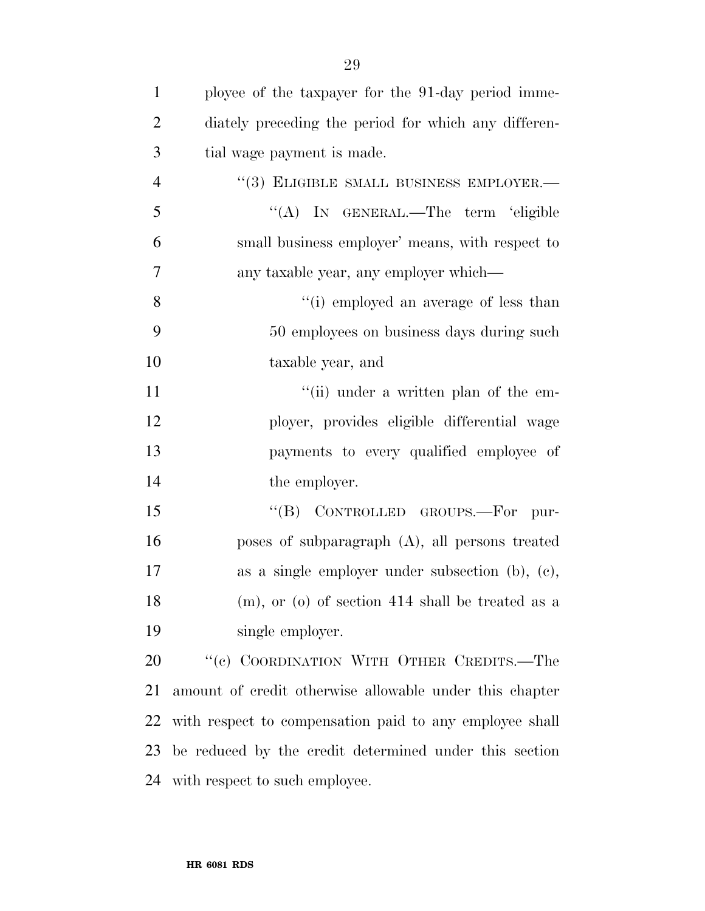ployee of the taxpayer for the 91-day period immediately preceding the period for which any differential wage payment is made.

"(3) ELIGIBLE SMALL BUSINESS EMPLOYER.—

"(A) IN GENERAL.—The term 'eligible small business employer' means, with respect to any taxable year, any employer which—

"(i) employed an average of less than 50 employees on business days during such taxable year, and

"(ii) under a written plan of the employer, provides eligible differential wage payments to every qualified employee of the employer.

"(B) CONTROLLED GROUPS.—For purposes of subparagraph (A), all persons treated as a single employer under subsection (b), (c), (m), or (o) of section 414 shall be treated as a single employer.

"(c) COORDINATION WITH OTHER CREDITS.—The amount of credit otherwise allowable under this chapter with respect to compensation paid to any employee shall be reduced by the credit determined under this section with respect to such employee.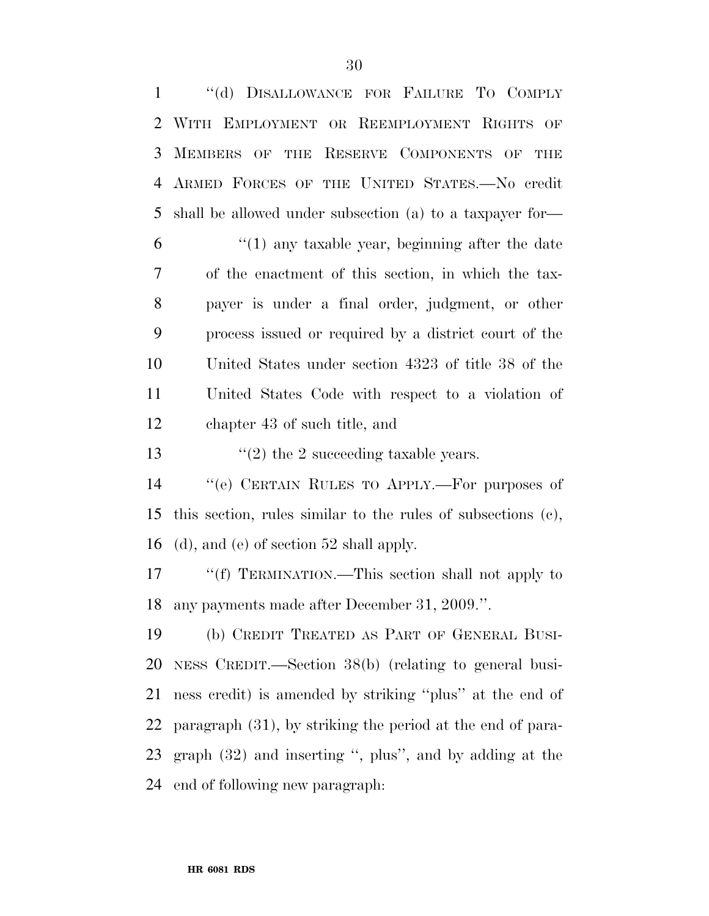"(d) DISALLOWANCE FOR FAILURE TO COMPLY WITH EMPLOYMENT OR REEMPLOYMENT RIGHTS OF MEMBERS OF THE RESERVE COMPONENTS OF THE ARMED FORCES OF THE UNITED STATES.—No credit shall be allowed under subsection (a) to a taxpayer for—

"(1) any taxable year, beginning after the date of the enactment of this section, in which the taxpayer is under a final order, judgment, or other process issued or required by a district court of the United States under section 4323 of title 38 of the United States Code with respect to a violation of chapter 43 of such title, and

"(2) the 2 succeeding taxable years.

"(e) CERTAIN RULES TO APPLY.—For purposes of this section, rules similar to the rules of subsections (c), (d), and (e) of section 52 shall apply.

"(f) TERMINATION.—This section shall not apply to any payments made after December 31, 2009.".

(b) CREDIT TREATED AS PART OF GENERAL BUSINESS CREDIT.—Section 38(b) (relating to general business credit) is amended by striking "plus" at the end of paragraph (31), by striking the period at the end of paragraph (32) and inserting ", plus", and by adding at the end of following new paragraph: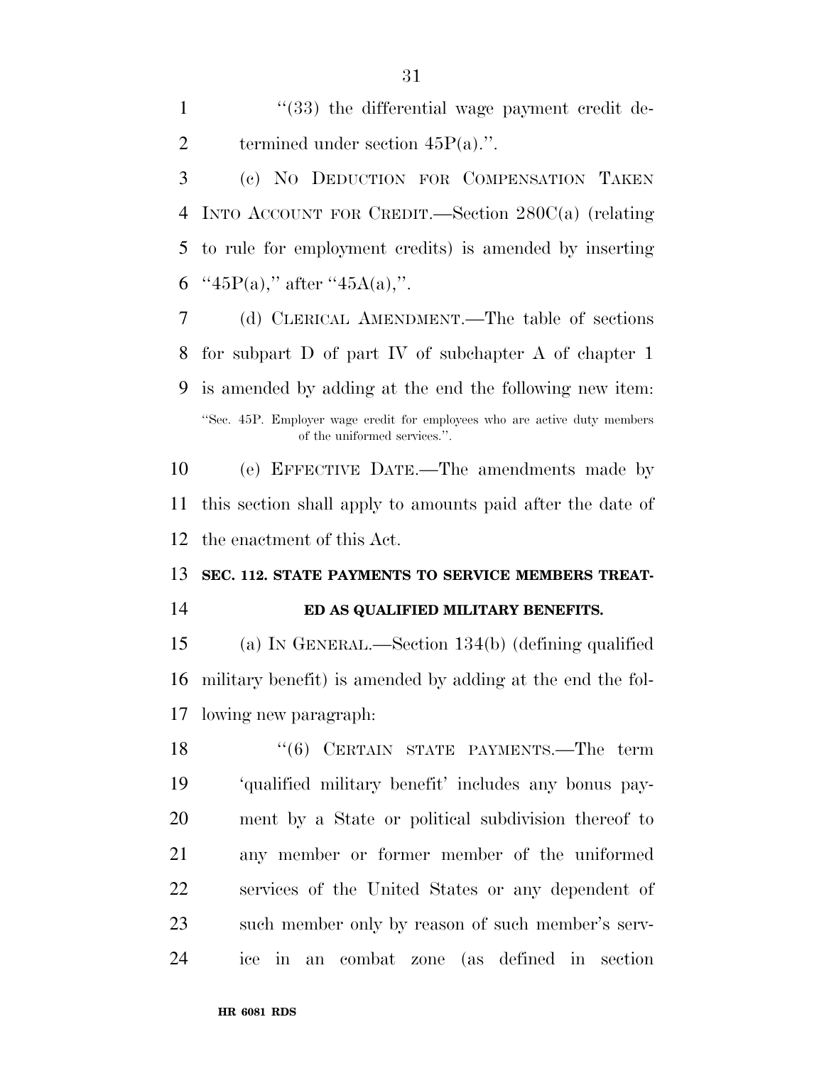"(33) the differential wage payment credit determined under section 45P(a).".

(c) NO DEDUCTION FOR COMPENSATION TAKEN INTO ACCOUNT FOR CREDIT.—Section 280C(a) (relating to rule for employment credits) is amended by inserting "45P(a)," after "45A(a),".

(d) CLERICAL AMENDMENT.—The table of sections for subpart D of part IV of subchapter A of chapter 1 is amended by adding at the end the following new item:

"Sec. 45P. Employer wage credit for employees who are active duty members of the uniformed services.".

(e) EFFECTIVE DATE.—The amendments made by this section shall apply to amounts paid after the date of the enactment of this Act.

**SEC. 112. STATE PAYMENTS TO SERVICE MEMBERS TREATED AS QUALIFIED MILITARY BENEFITS.**

(a) IN GENERAL.—Section 134(b) (defining qualified military benefit) is amended by adding at the end the following new paragraph:

"(6) CERTAIN STATE PAYMENTS.—The term 'qualified military benefit' includes any bonus payment by a State or political subdivision thereof to any member or former member of the uniformed services of the United States or any dependent of such member only by reason of such member's service in an combat zone (as defined in section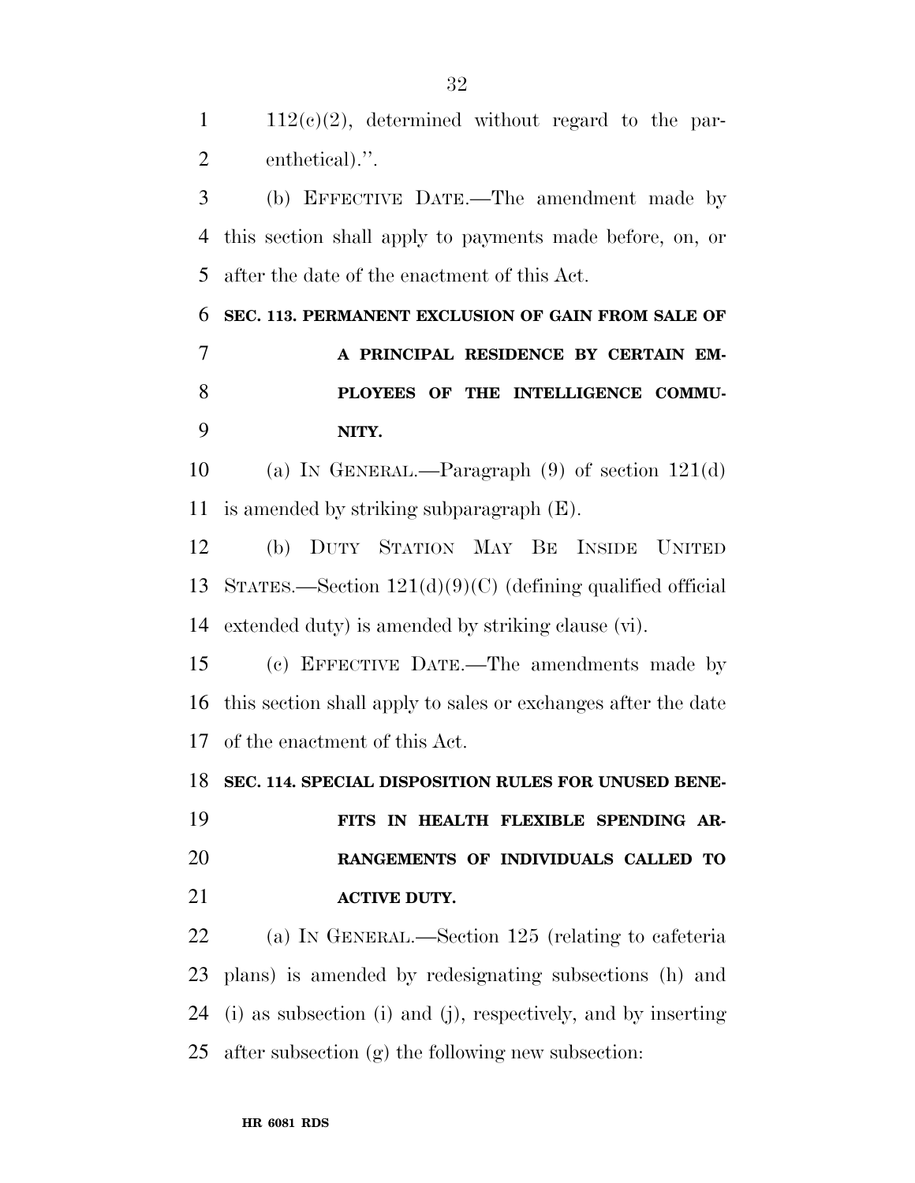112(c)(2), determined without regard to the parenthetical).''.

(b) EFFECTIVE DATE.—The amendment made by this section shall apply to payments made before, on, or after the date of the enactment of this Act.

**SEC. 113. PERMANENT EXCLUSION OF GAIN FROM SALE OF A PRINCIPAL RESIDENCE BY CERTAIN EMPLOYEES OF THE INTELLIGENCE COMMUNITY.**

(a) IN GENERAL.—Paragraph (9) of section 121(d) is amended by striking subparagraph (E).

(b) DUTY STATION MAY BE INSIDE UNITED STATES.—Section 121(d)(9)(C) (defining qualified official extended duty) is amended by striking clause (vi).

(c) EFFECTIVE DATE.—The amendments made by this section shall apply to sales or exchanges after the date of the enactment of this Act.

**SEC. 114. SPECIAL DISPOSITION RULES FOR UNUSED BENEFITS IN HEALTH FLEXIBLE SPENDING ARRANGEMENTS OF INDIVIDUALS CALLED TO ACTIVE DUTY.**

(a) IN GENERAL.—Section 125 (relating to cafeteria plans) is amended by redesignating subsections (h) and (i) as subsection (i) and (j), respectively, and by inserting after subsection (g) the following new subsection: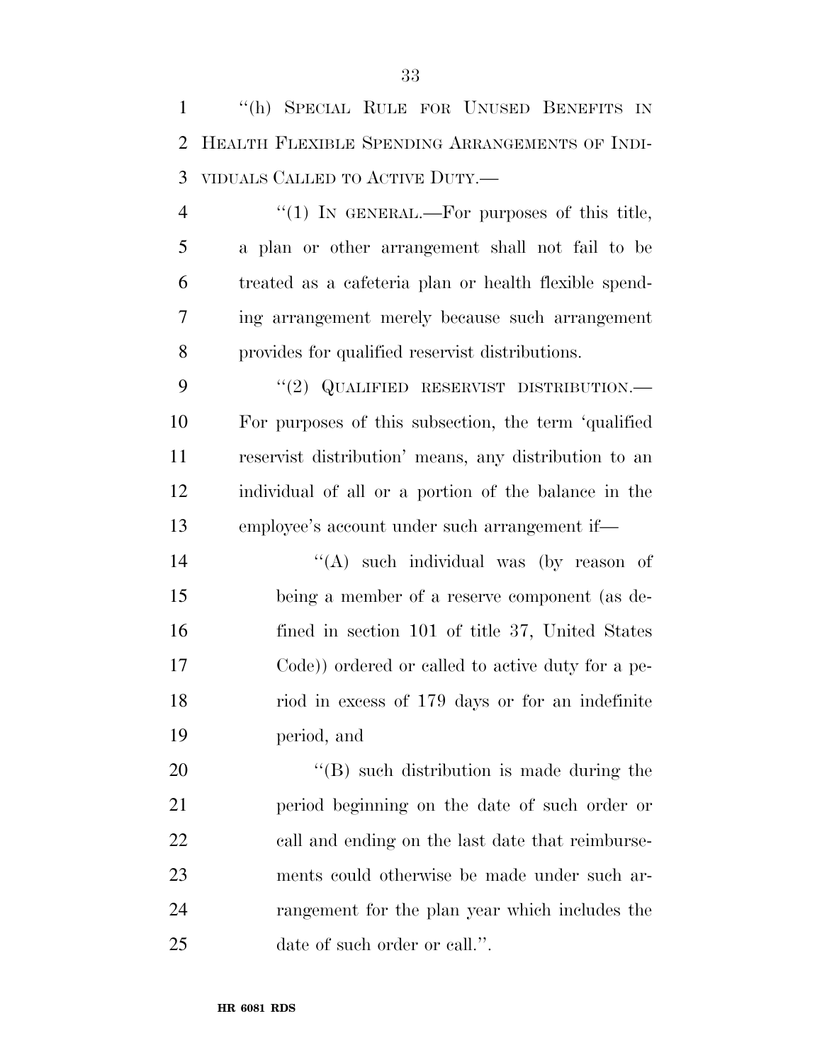"(h) SPECIAL RULE FOR UNUSED BENEFITS IN HEALTH FLEXIBLE SPENDING ARRANGEMENTS OF INDIVIDUALS CALLED TO ACTIVE DUTY.—

"(1) IN GENERAL.—For purposes of this title, a plan or other arrangement shall not fail to be treated as a cafeteria plan or health flexible spending arrangement merely because such arrangement provides for qualified reservist distributions.

"(2) QUALIFIED RESERVIST DISTRIBUTION.—For purposes of this subsection, the term 'qualified reservist distribution' means, any distribution to an individual of all or a portion of the balance in the employee's account under such arrangement if—

"(A) such individual was (by reason of being a member of a reserve component (as defined in section 101 of title 37, United States Code)) ordered or called to active duty for a period in excess of 179 days or for an indefinite period, and

"(B) such distribution is made during the period beginning on the date of such order or call and ending on the last date that reimbursements could otherwise be made under such arrangement for the plan year which includes the date of such order or call.".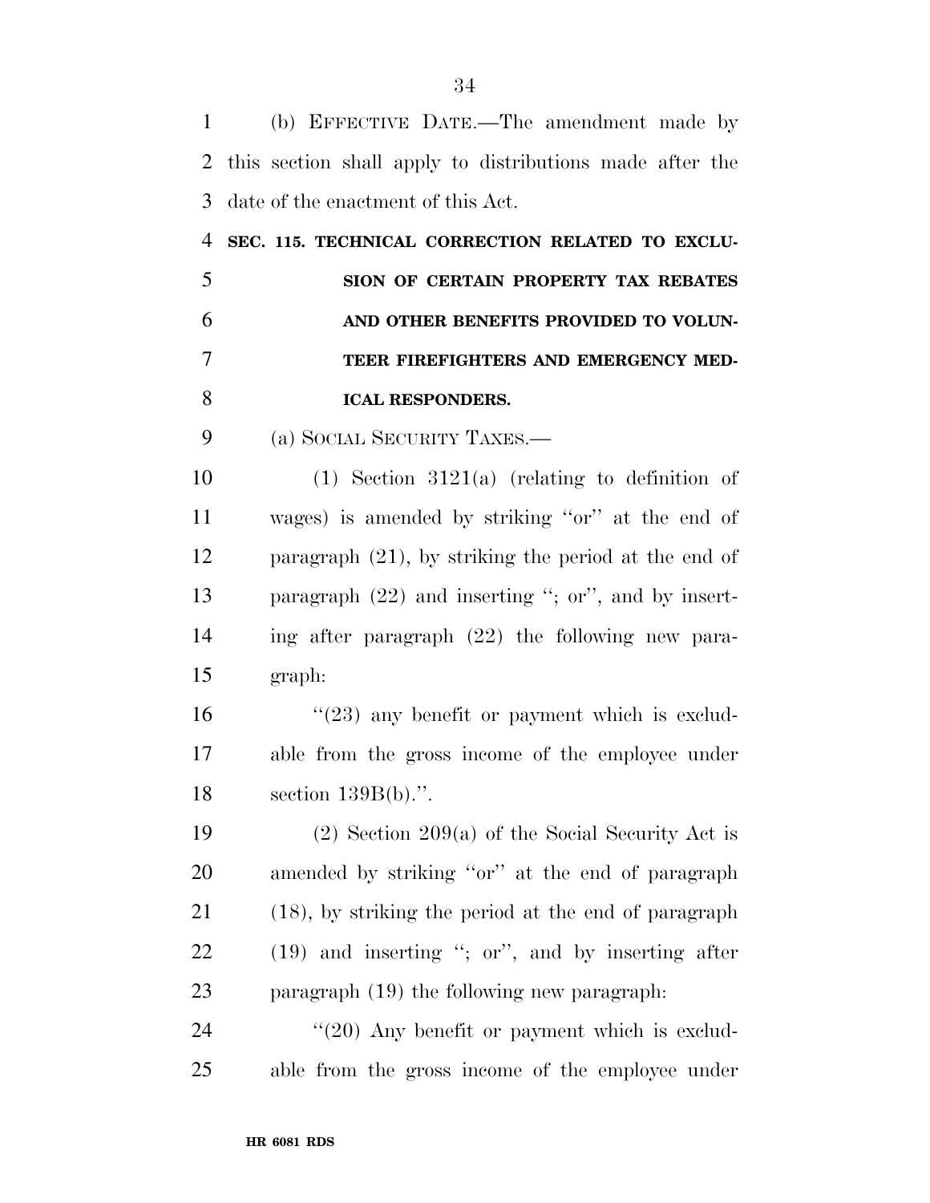(b) EFFECTIVE DATE.—The amendment made by this section shall apply to distributions made after the date of the enactment of this Act.

**SEC. 115. TECHNICAL CORRECTION RELATED TO EXCLUSION OF CERTAIN PROPERTY TAX REBATES AND OTHER BENEFITS PROVIDED TO VOLUNTEER FIREFIGHTERS AND EMERGENCY MEDICAL RESPONDERS.**

(a) SOCIAL SECURITY TAXES.—

(1) Section 3121(a) (relating to definition of wages) is amended by striking ''or'' at the end of paragraph (21), by striking the period at the end of paragraph (22) and inserting ''; or'', and by inserting after paragraph (22) the following new paragraph:

''(23) any benefit or payment which is excludable from the gross income of the employee under section 139B(b).''.

(2) Section 209(a) of the Social Security Act is amended by striking ''or'' at the end of paragraph (18), by striking the period at the end of paragraph (19) and inserting ''; or'', and by inserting after paragraph (19) the following new paragraph:

''(20) Any benefit or payment which is excludable from the gross income of the employee under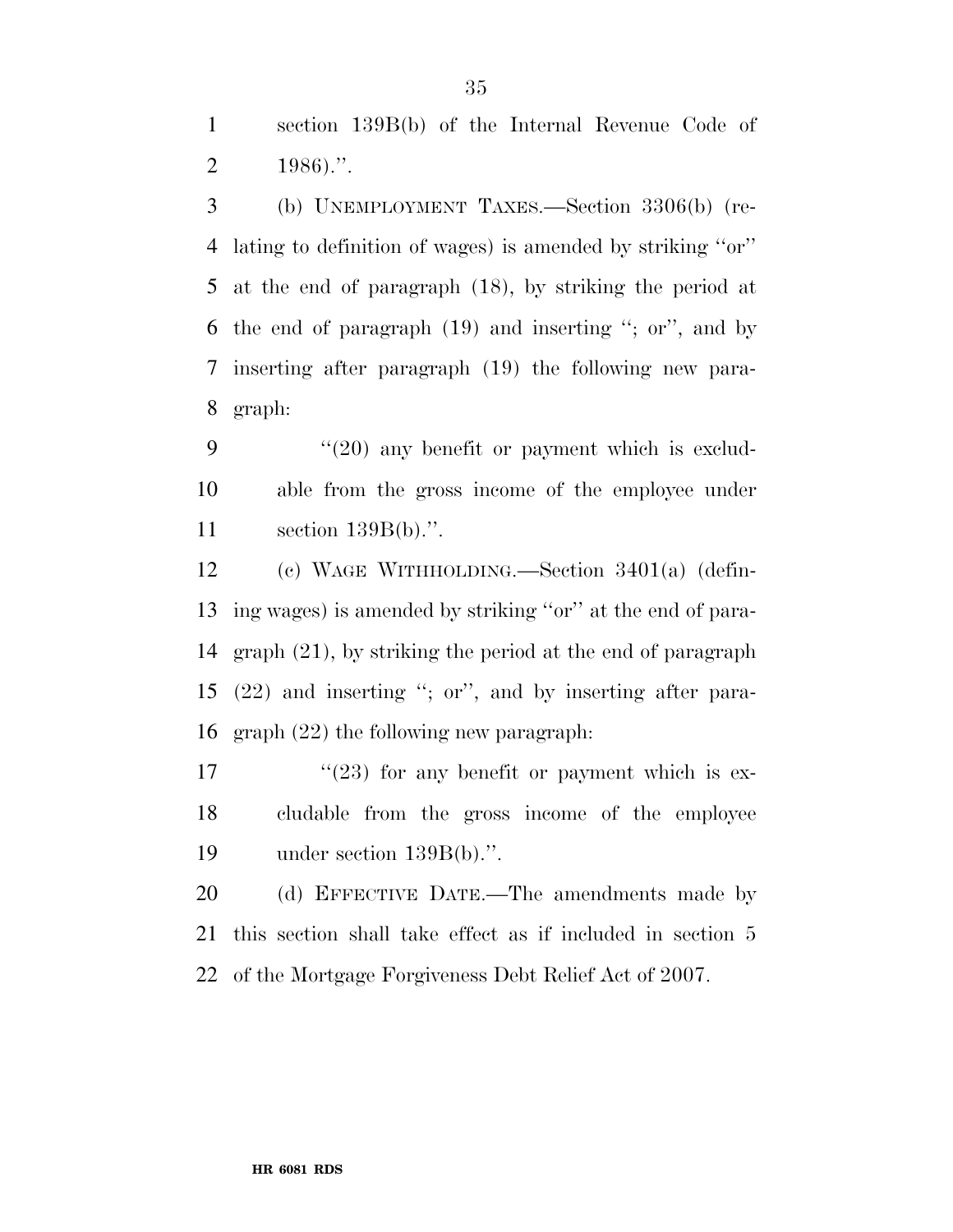section 139B(b) of the Internal Revenue Code of 1986).''.

(b) UNEMPLOYMENT TAXES.—Section 3306(b) (relating to definition of wages) is amended by striking ''or'' at the end of paragraph (18), by striking the period at the end of paragraph (19) and inserting ''; or'', and by inserting after paragraph (19) the following new paragraph:

''(20) any benefit or payment which is excludable from the gross income of the employee under section 139B(b).''.

(c) WAGE WITHHOLDING.—Section 3401(a) (defining wages) is amended by striking ''or'' at the end of paragraph (21), by striking the period at the end of paragraph (22) and inserting ''; or'', and by inserting after paragraph (22) the following new paragraph:

''(23) for any benefit or payment which is excludable from the gross income of the employee under section 139B(b).''.

(d) EFFECTIVE DATE.—The amendments made by this section shall take effect as if included in section 5 of the Mortgage Forgiveness Debt Relief Act of 2007.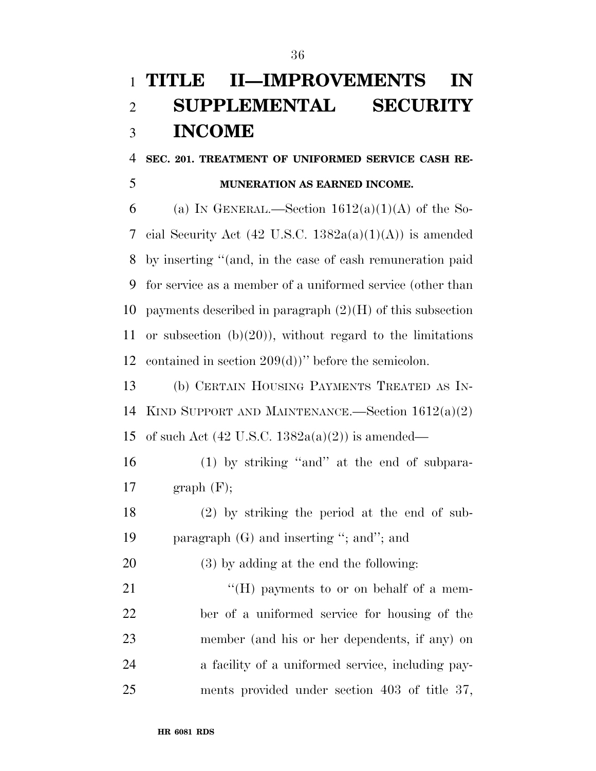# TITLE II—IMPROVEMENTS IN SUPPLEMENTAL SECURITY INCOME

**SEC. 201. TREATMENT OF UNIFORMED SERVICE CASH REMUNERATION AS EARNED INCOME.**

(a) IN GENERAL.—Section 1612(a)(1)(A) of the Social Security Act (42 U.S.C. 1382a(a)(1)(A)) is amended by inserting "(and, in the case of cash remuneration paid for service as a member of a uniformed service (other than payments described in paragraph (2)(H) of this subsection or subsection (b)(20)), without regard to the limitations contained in section 209(d))" before the semicolon.

(b) CERTAIN HOUSING PAYMENTS TREATED AS IN-KIND SUPPORT AND MAINTENANCE.—Section 1612(a)(2) of such Act (42 U.S.C. 1382a(a)(2)) is amended—

(1) by striking "and" at the end of subparagraph (F);

(2) by striking the period at the end of subparagraph (G) and inserting "; and"; and

(3) by adding at the end the following:

"(H) payments to or on behalf of a member of a uniformed service for housing of the member (and his or her dependents, if any) on a facility of a uniformed service, including payments provided under section 403 of title 37,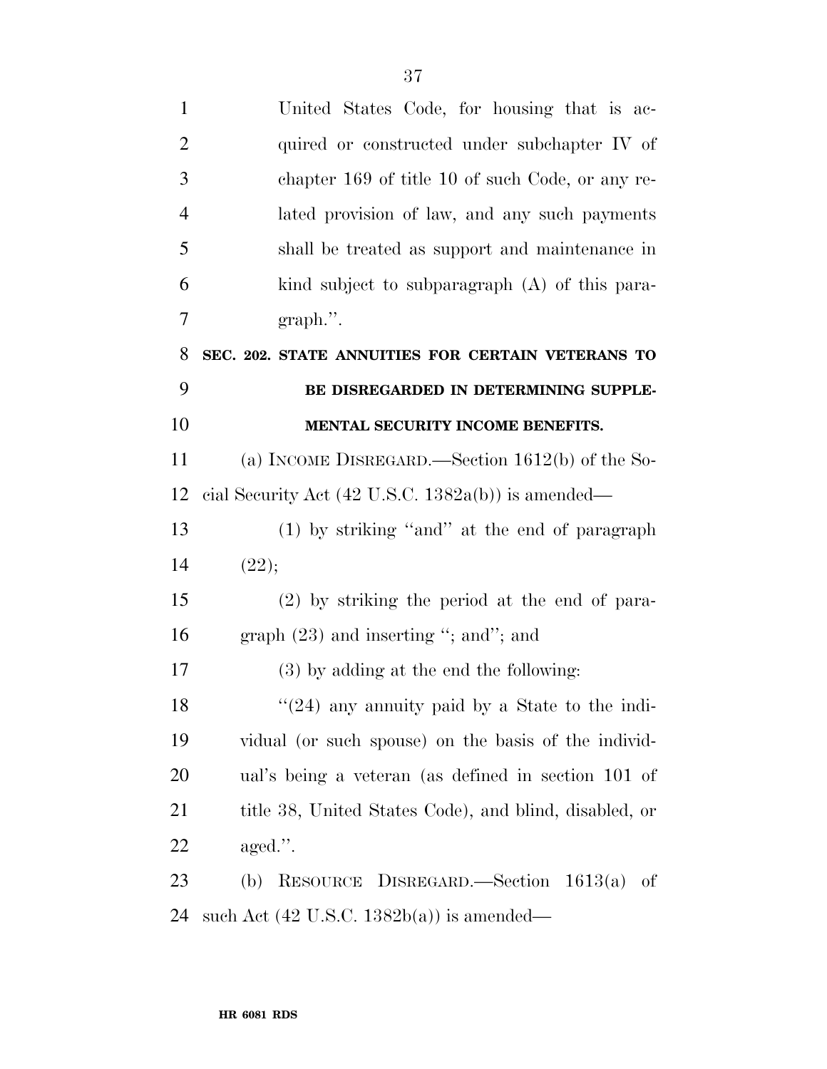United States Code, for housing that is acquired or constructed under subchapter IV of chapter 169 of title 10 of such Code, or any related provision of law, and any such payments shall be treated as support and maintenance in kind subject to subparagraph (A) of this paragraph.''.

**SEC. 202. STATE ANNUITIES FOR CERTAIN VETERANS TO BE DISREGARDED IN DETERMINING SUPPLEMENTAL SECURITY INCOME BENEFITS.**

(a) INCOME DISREGARD.—Section 1612(b) of the Social Security Act (42 U.S.C. 1382a(b)) is amended—

(1) by striking ''and'' at the end of paragraph (22);

(2) by striking the period at the end of paragraph (23) and inserting ''; and''; and

(3) by adding at the end the following:

''(24) any annuity paid by a State to the individual (or such spouse) on the basis of the individual's being a veteran (as defined in section 101 of title 38, United States Code), and blind, disabled, or aged.''.

(b) RESOURCE DISREGARD.—Section 1613(a) of such Act (42 U.S.C. 1382b(a)) is amended—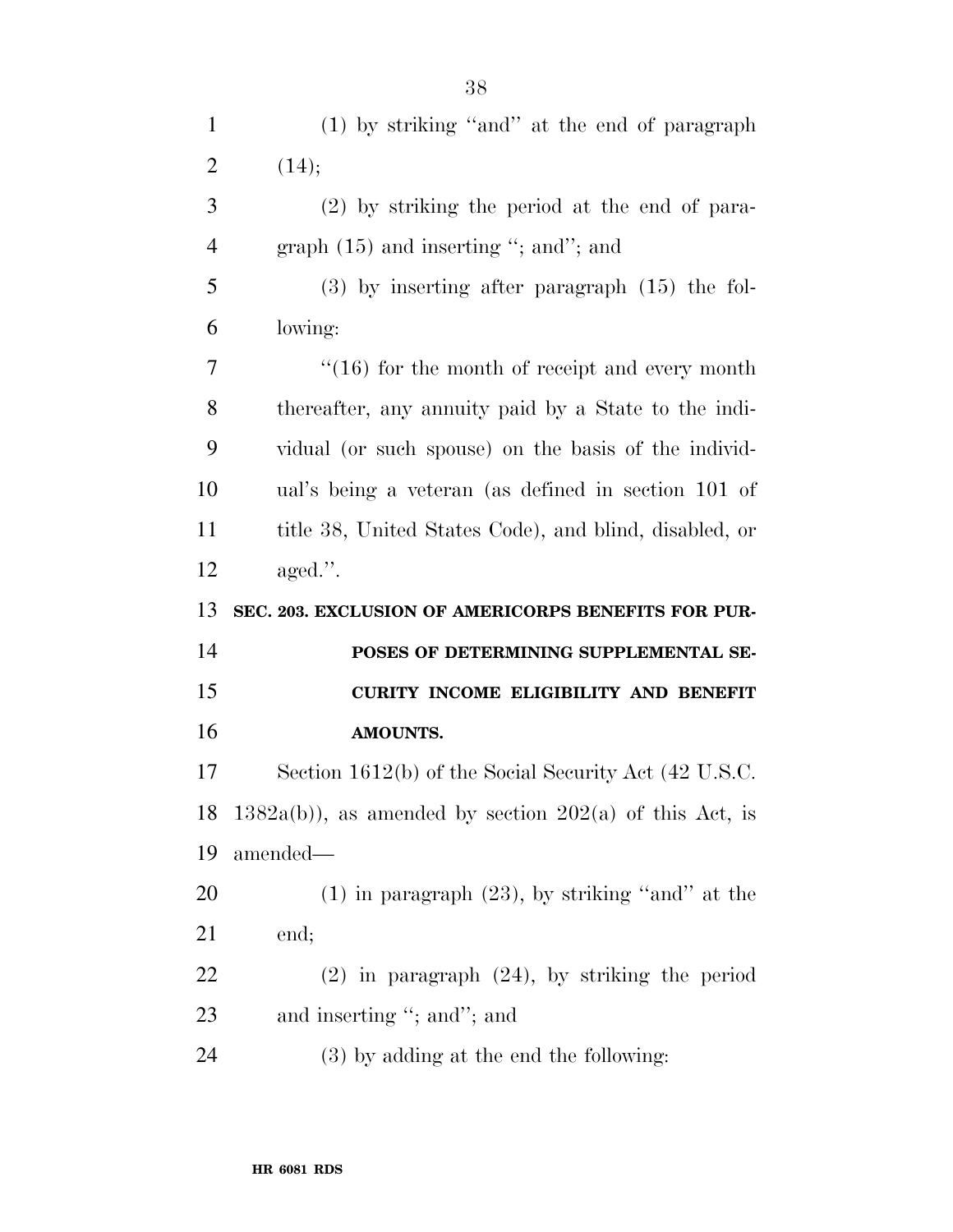(1) by striking "and" at the end of paragraph (14);

(2) by striking the period at the end of paragraph (15) and inserting "; and"; and

(3) by inserting after paragraph (15) the following:

"(16) for the month of receipt and every month thereafter, any annuity paid by a State to the individual (or such spouse) on the basis of the individual's being a veteran (as defined in section 101 of title 38, United States Code), and blind, disabled, or aged.".

**SEC. 203. EXCLUSION OF AMERICORPS BENEFITS FOR PURPOSES OF DETERMINING SUPPLEMENTAL SECURITY INCOME ELIGIBILITY AND BENEFIT AMOUNTS.**

Section 1612(b) of the Social Security Act (42 U.S.C. 1382a(b)), as amended by section 202(a) of this Act, is amended—

(1) in paragraph (23), by striking "and" at the end;

(2) in paragraph (24), by striking the period and inserting "; and"; and

(3) by adding at the end the following: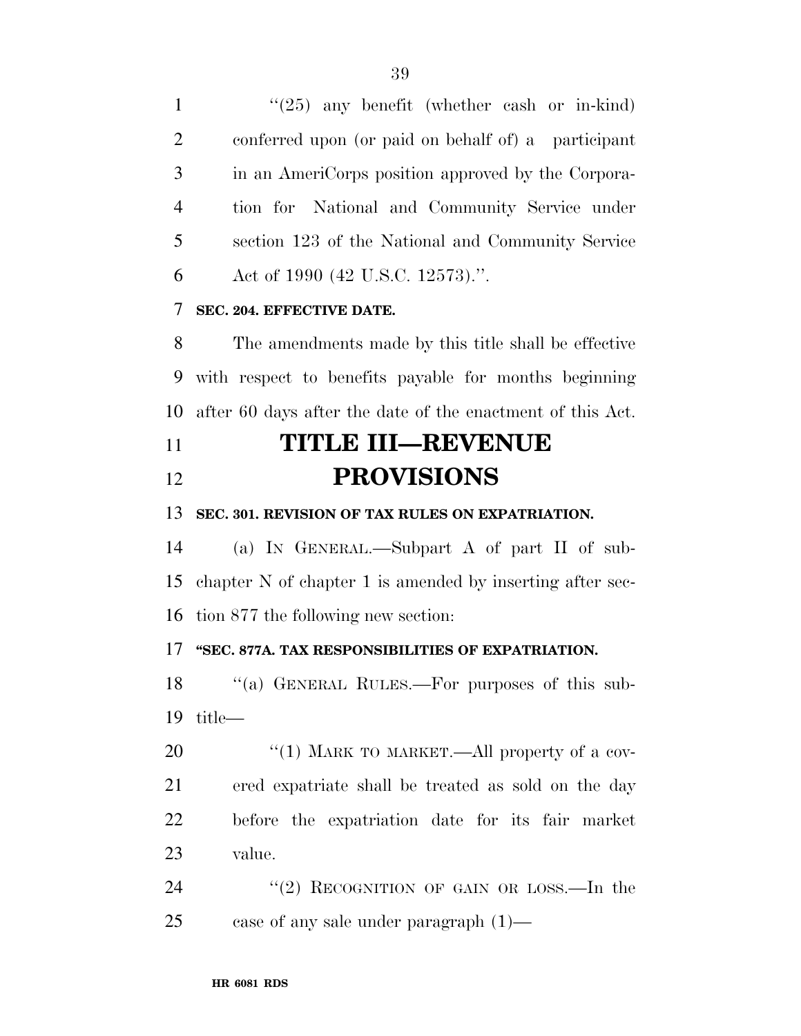"(25) any benefit (whether cash or in-kind) conferred upon (or paid on behalf of) a participant in an AmeriCorps position approved by the Corporation for National and Community Service under section 123 of the National and Community Service Act of 1990 (42 U.S.C. 12573).".

**SEC. 204. EFFECTIVE DATE.**

The amendments made by this title shall be effective with respect to benefits payable for months beginning after 60 days after the date of the enactment of this Act.

# TITLE III—REVENUE PROVISIONS

**SEC. 301. REVISION OF TAX RULES ON EXPATRIATION.**

(a) IN GENERAL.—Subpart A of part II of subchapter N of chapter 1 is amended by inserting after section 877 the following new section:

**"SEC. 877A. TAX RESPONSIBILITIES OF EXPATRIATION.**

"(a) GENERAL RULES.—For purposes of this subtitle—

"(1) MARK TO MARKET.—All property of a covered expatriate shall be treated as sold on the day before the expatriation date for its fair market value.

"(2) RECOGNITION OF GAIN OR LOSS.—In the case of any sale under paragraph (1)—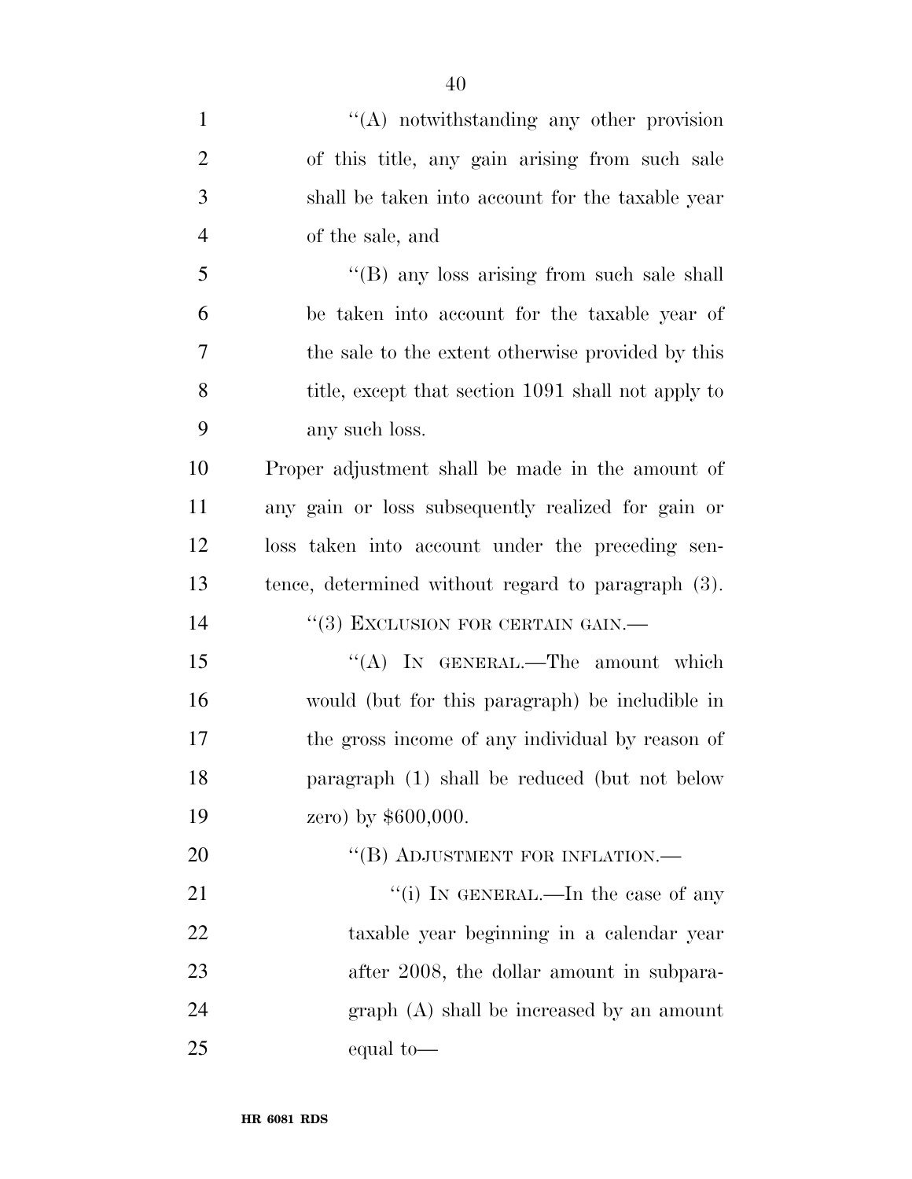"(A) notwithstanding any other provision of this title, any gain arising from such sale shall be taken into account for the taxable year of the sale, and

"(B) any loss arising from such sale shall be taken into account for the taxable year of the sale to the extent otherwise provided by this title, except that section 1091 shall not apply to any such loss.

Proper adjustment shall be made in the amount of any gain or loss subsequently realized for gain or loss taken into account under the preceding sentence, determined without regard to paragraph (3).

"(3) EXCLUSION FOR CERTAIN GAIN.—

"(A) IN GENERAL.—The amount which would (but for this paragraph) be includible in the gross income of any individual by reason of paragraph (1) shall be reduced (but not below zero) by $600,000.

"(B) ADJUSTMENT FOR INFLATION.—

"(i) IN GENERAL.—In the case of any taxable year beginning in a calendar year after 2008, the dollar amount in subparagraph (A) shall be increased by an amount equal to—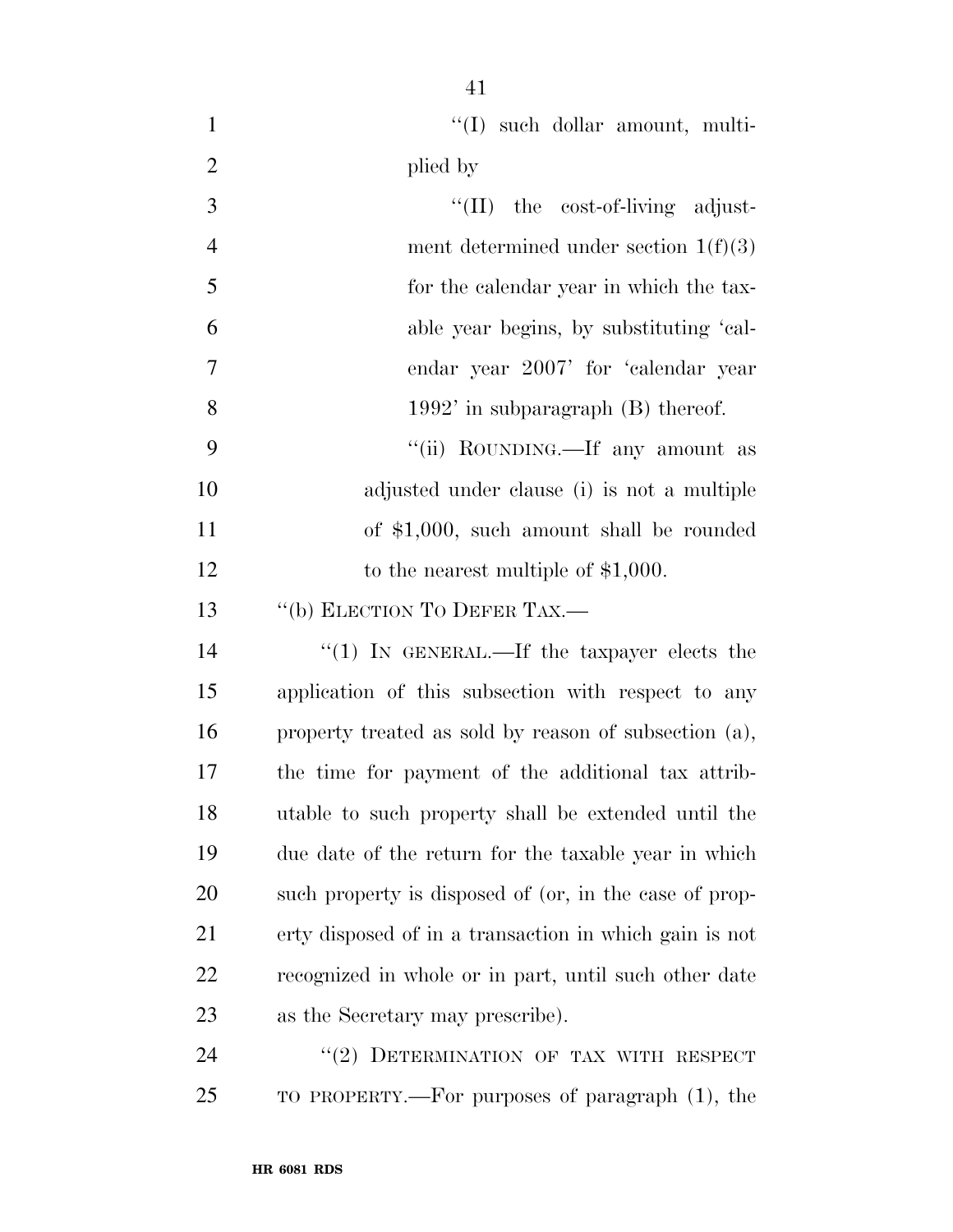"(I) such dollar amount, multiplied by

"(II) the cost-of-living adjustment determined under section 1(f)(3) for the calendar year in which the taxable year begins, by substituting 'calendar year 2007' for 'calendar year 1992' in subparagraph (B) thereof.

"(ii) ROUNDING.—If any amount as adjusted under clause (i) is not a multiple of $1,000, such amount shall be rounded to the nearest multiple of $1,000.

"(b) ELECTION TO DEFER TAX.—

"(1) IN GENERAL.—If the taxpayer elects the application of this subsection with respect to any property treated as sold by reason of subsection (a), the time for payment of the additional tax attributable to such property shall be extended until the due date of the return for the taxable year in which such property is disposed of (or, in the case of property disposed of in a transaction in which gain is not recognized in whole or in part, until such other date as the Secretary may prescribe).

"(2) DETERMINATION OF TAX WITH RESPECT TO PROPERTY.—For purposes of paragraph (1), the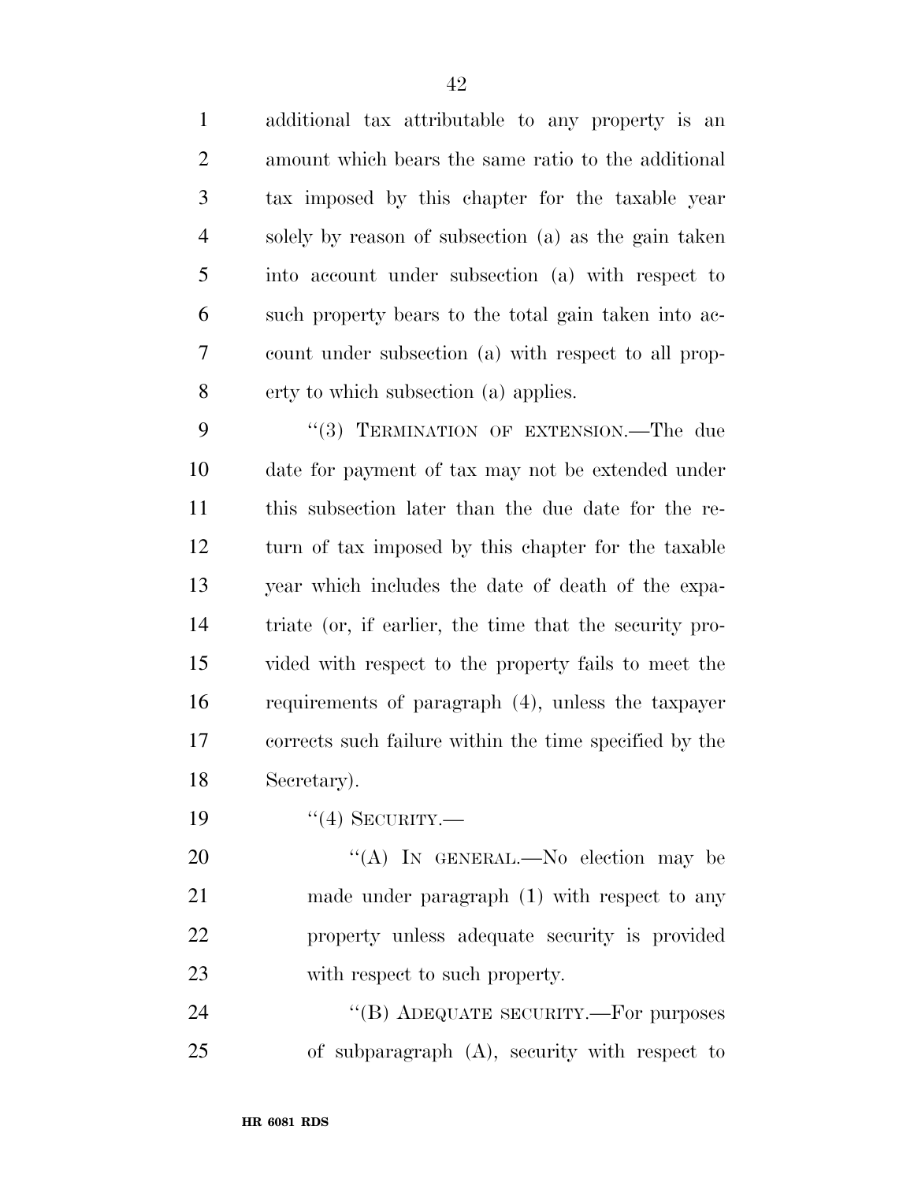additional tax attributable to any property is an amount which bears the same ratio to the additional tax imposed by this chapter for the taxable year solely by reason of subsection (a) as the gain taken into account under subsection (a) with respect to such property bears to the total gain taken into account under subsection (a) with respect to all property to which subsection (a) applies.

"(3) TERMINATION OF EXTENSION.—The due date for payment of tax may not be extended under this subsection later than the due date for the return of tax imposed by this chapter for the taxable year which includes the date of death of the expatriate (or, if earlier, the time that the security provided with respect to the property fails to meet the requirements of paragraph (4), unless the taxpayer corrects such failure within the time specified by the Secretary).

"(4) SECURITY.—

"(A) IN GENERAL.—No election may be made under paragraph (1) with respect to any property unless adequate security is provided with respect to such property.

"(B) ADEQUATE SECURITY.—For purposes of subparagraph (A), security with respect to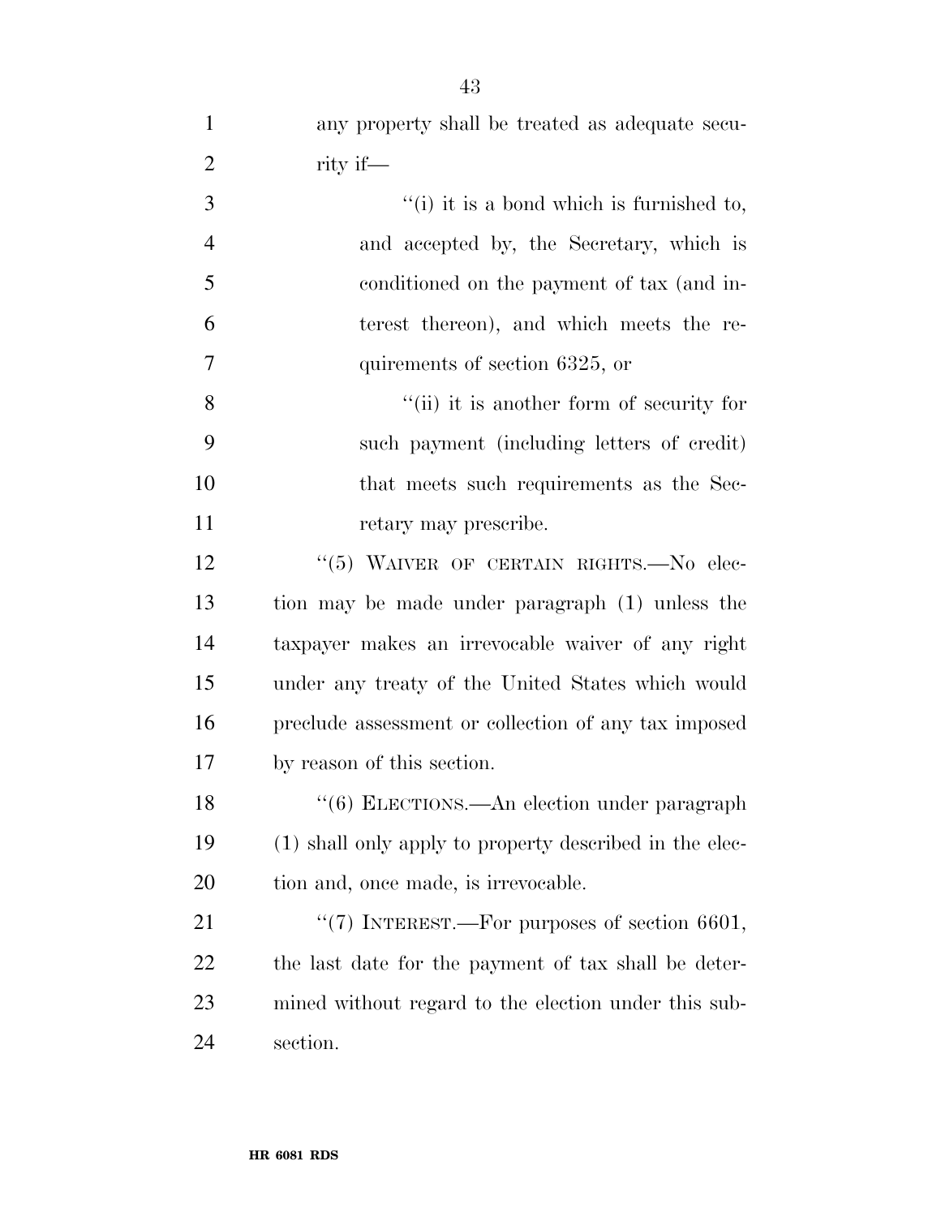any property shall be treated as adequate security if—

''(i) it is a bond which is furnished to, and accepted by, the Secretary, which is conditioned on the payment of tax (and interest thereon), and which meets the requirements of section 6325, or

''(ii) it is another form of security for such payment (including letters of credit) that meets such requirements as the Secretary may prescribe.

''(5) WAIVER OF CERTAIN RIGHTS.—No election may be made under paragraph (1) unless the taxpayer makes an irrevocable waiver of any right under any treaty of the United States which would preclude assessment or collection of any tax imposed by reason of this section.

''(6) ELECTIONS.—An election under paragraph (1) shall only apply to property described in the election and, once made, is irrevocable.

''(7) INTEREST.—For purposes of section 6601, the last date for the payment of tax shall be determined without regard to the election under this subsection.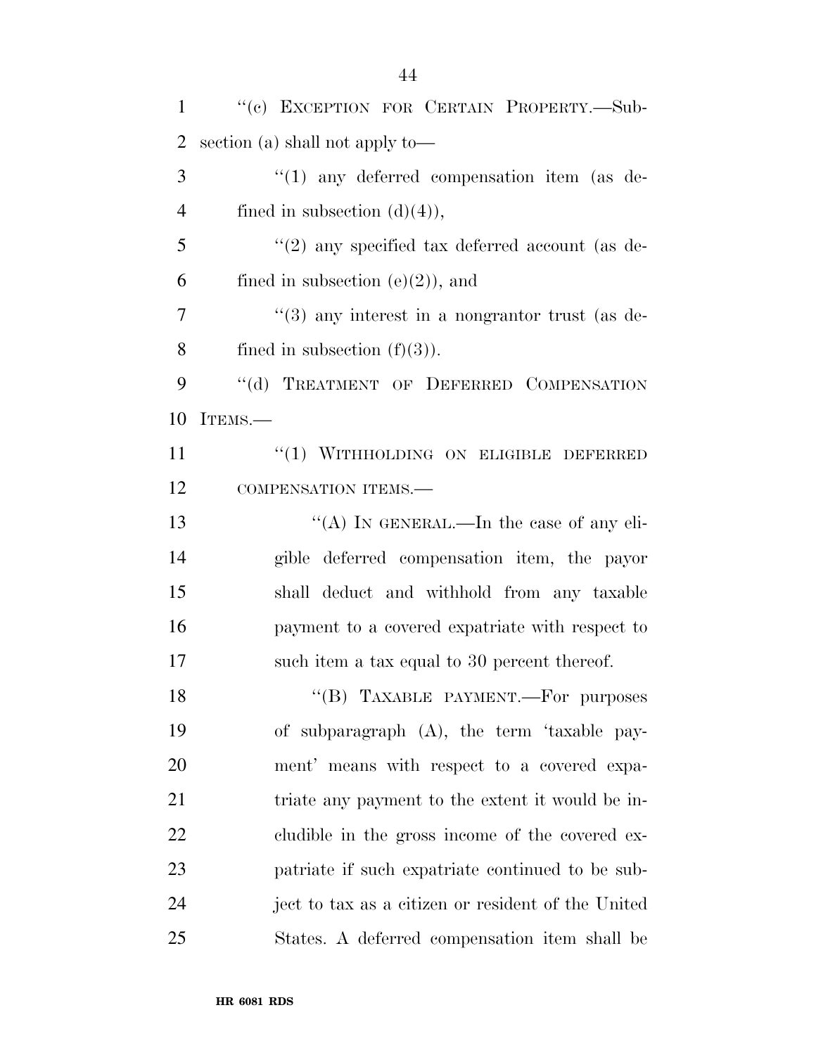"(c) EXCEPTION FOR CERTAIN PROPERTY.—Subsection (a) shall not apply to—

"(1) any deferred compensation item (as defined in subsection (d)(4)),

"(2) any specified tax deferred account (as defined in subsection (e)(2)), and

"(3) any interest in a nongrantor trust (as defined in subsection (f)(3)).

"(d) TREATMENT OF DEFERRED COMPENSATION ITEMS.—

"(1) WITHHOLDING ON ELIGIBLE DEFERRED COMPENSATION ITEMS.—

"(A) IN GENERAL.—In the case of any eligible deferred compensation item, the payor shall deduct and withhold from any taxable payment to a covered expatriate with respect to such item a tax equal to 30 percent thereof.

"(B) TAXABLE PAYMENT.—For purposes of subparagraph (A), the term 'taxable payment' means with respect to a covered expatriate any payment to the extent it would be includible in the gross income of the covered expatriate if such expatriate continued to be subject to tax as a citizen or resident of the United States. A deferred compensation item shall be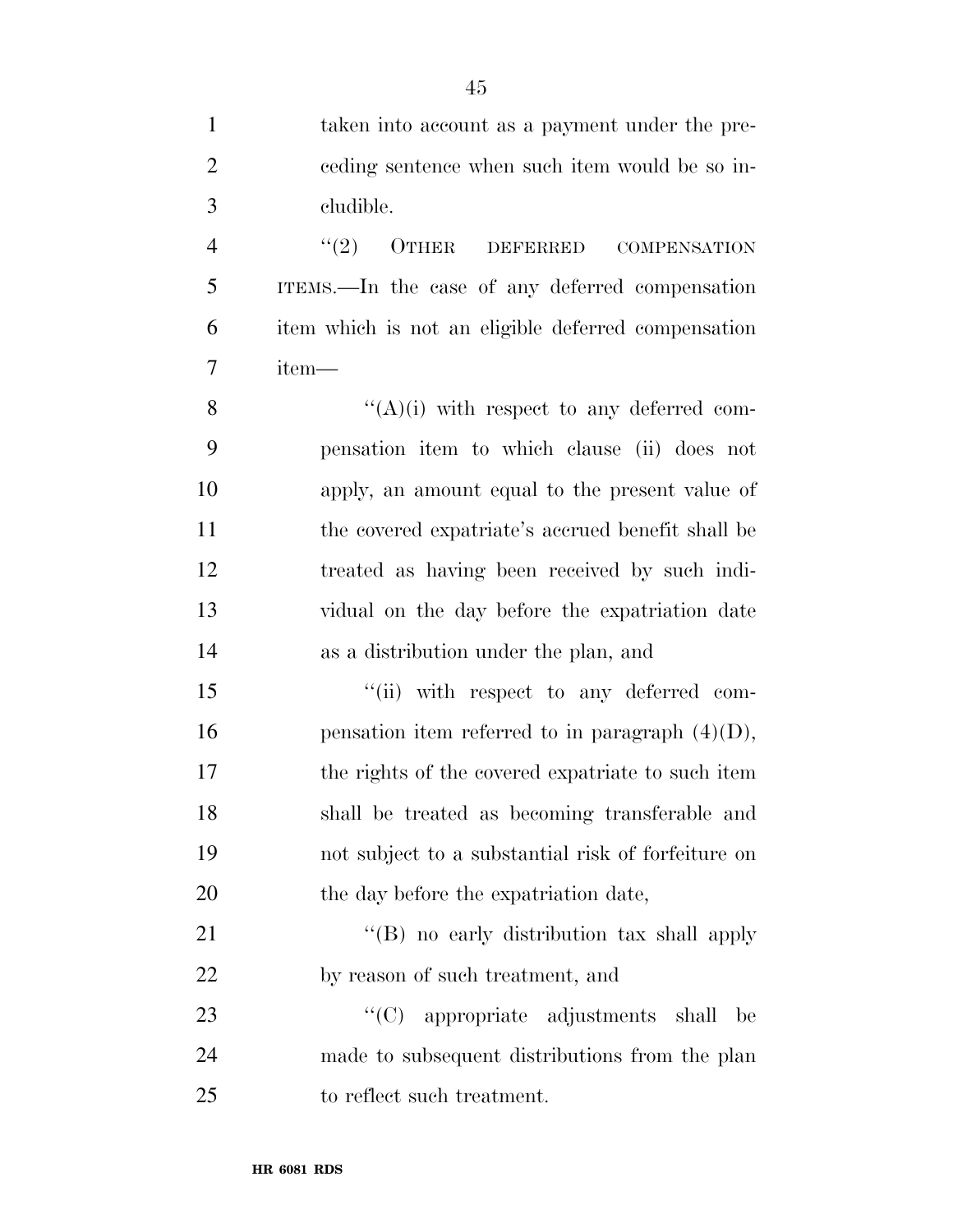taken into account as a payment under the preceding sentence when such item would be so includible.

"(2) OTHER DEFERRED COMPENSATION ITEMS.—In the case of any deferred compensation item which is not an eligible deferred compensation item—

"(A)(i) with respect to any deferred compensation item to which clause (ii) does not apply, an amount equal to the present value of the covered expatriate's accrued benefit shall be treated as having been received by such individual on the day before the expatriation date as a distribution under the plan, and

"(ii) with respect to any deferred compensation item referred to in paragraph (4)(D), the rights of the covered expatriate to such item shall be treated as becoming transferable and not subject to a substantial risk of forfeiture on the day before the expatriation date,

"(B) no early distribution tax shall apply by reason of such treatment, and

"(C) appropriate adjustments shall be made to subsequent distributions from the plan to reflect such treatment.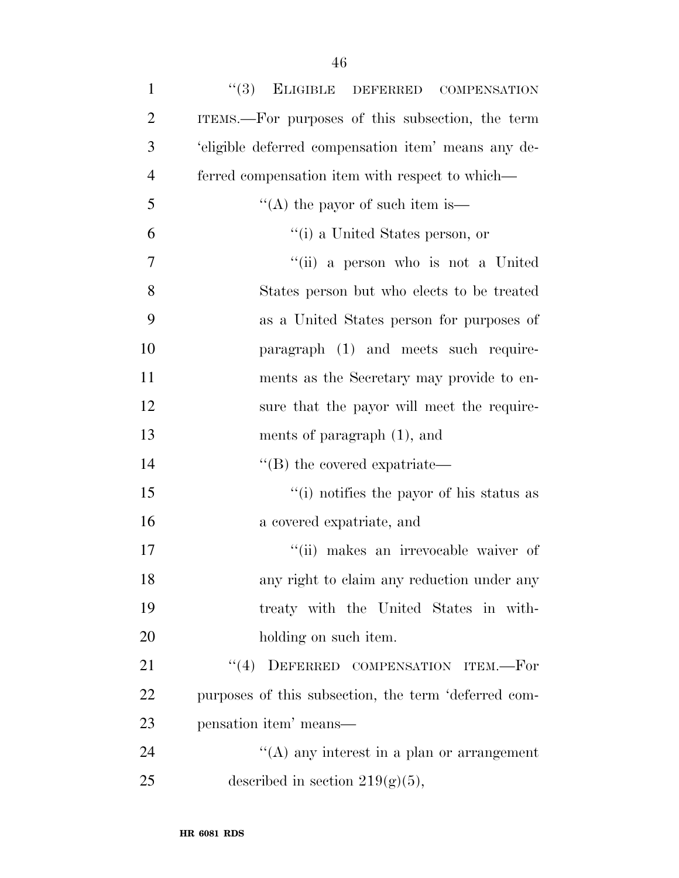"(3) ELIGIBLE DEFERRED COMPENSATION ITEMS.—For purposes of this subsection, the term 'eligible deferred compensation item' means any deferred compensation item with respect to which—

"(A) the payor of such item is—

"(i) a United States person, or

"(ii) a person who is not a United States person but who elects to be treated as a United States person for purposes of paragraph (1) and meets such requirements as the Secretary may provide to ensure that the payor will meet the requirements of paragraph (1), and

"(B) the covered expatriate—

"(i) notifies the payor of his status as a covered expatriate, and

"(ii) makes an irrevocable waiver of any right to claim any reduction under any treaty with the United States in withholding on such item.

"(4) DEFERRED COMPENSATION ITEM.—For purposes of this subsection, the term 'deferred compensation item' means—

"(A) any interest in a plan or arrangement described in section 219(g)(5),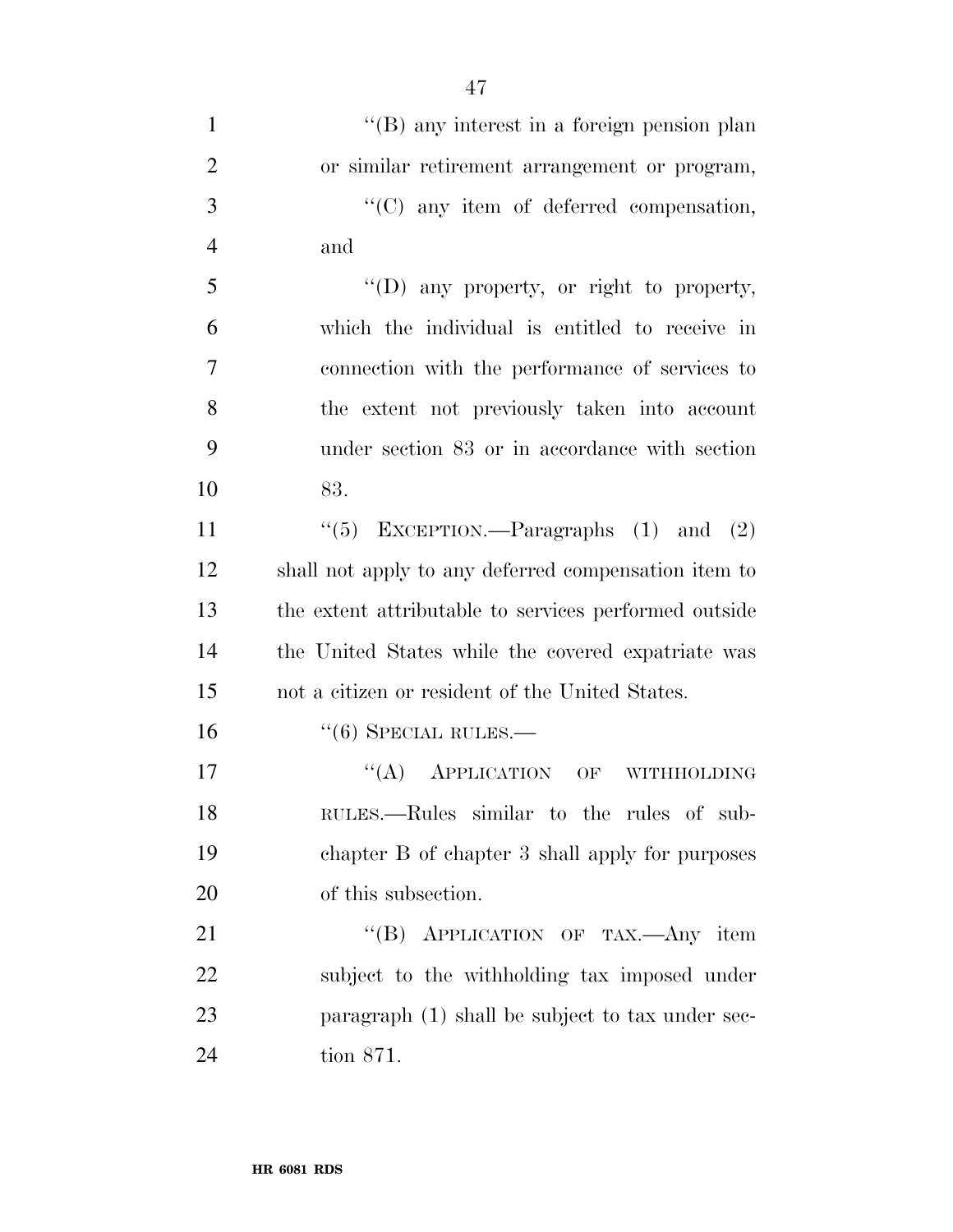''(B) any interest in a foreign pension plan or similar retirement arrangement or program,

''(C) any item of deferred compensation, and

''(D) any property, or right to property, which the individual is entitled to receive in connection with the performance of services to the extent not previously taken into account under section 83 or in accordance with section 83.

''(5) EXCEPTION.—Paragraphs (1) and (2) shall not apply to any deferred compensation item to the extent attributable to services performed outside the United States while the covered expatriate was not a citizen or resident of the United States.

''(6) SPECIAL RULES.—

''(A) APPLICATION OF WITHHOLDING RULES.—Rules similar to the rules of subchapter B of chapter 3 shall apply for purposes of this subsection.

''(B) APPLICATION OF TAX.—Any item subject to the withholding tax imposed under paragraph (1) shall be subject to tax under section 871.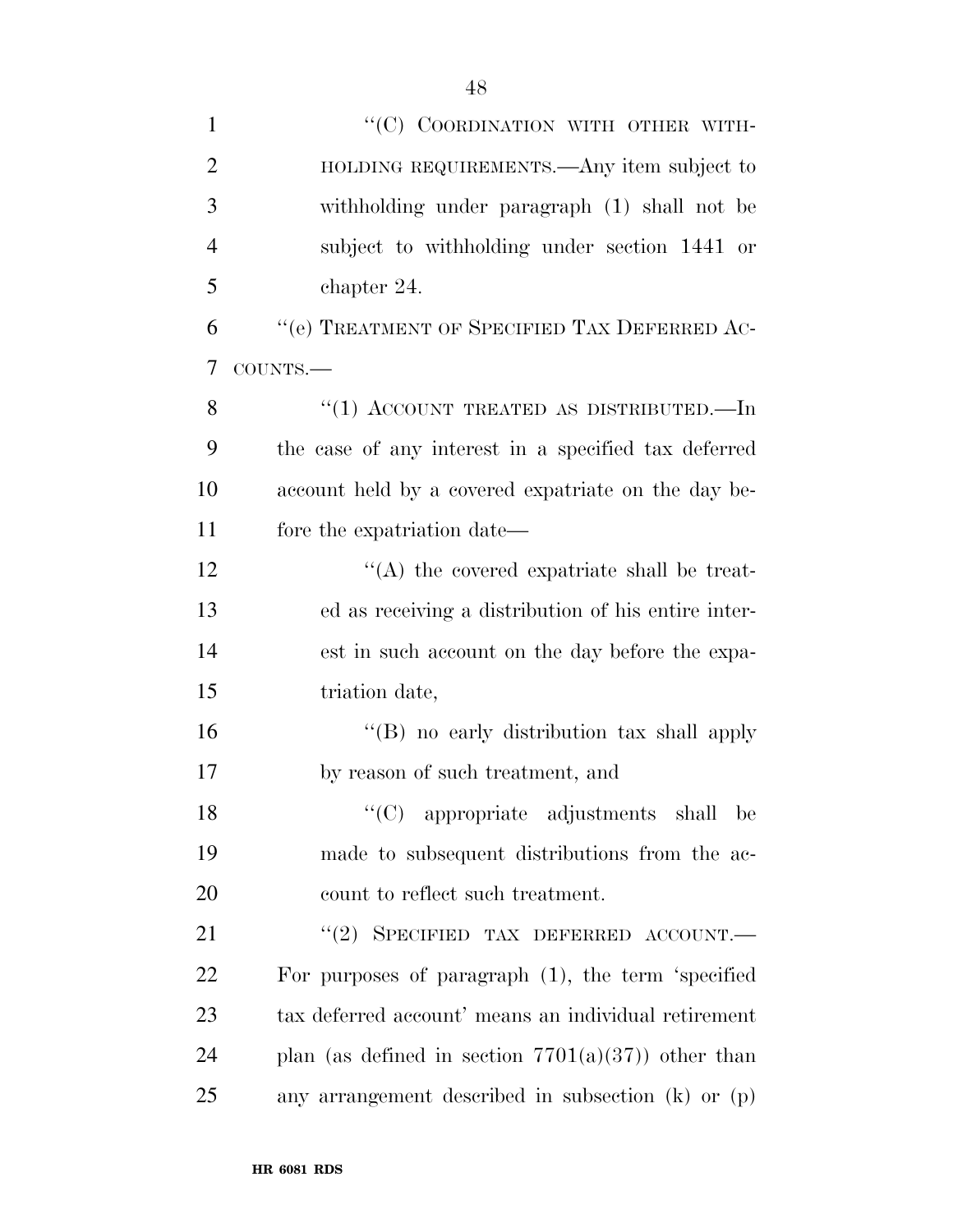"(C) COORDINATION WITH OTHER WITHHOLDING REQUIREMENTS.—Any item subject to withholding under paragraph (1) shall not be subject to withholding under section 1441 or chapter 24.

"(e) TREATMENT OF SPECIFIED TAX DEFERRED ACCOUNTS.—

"(1) ACCOUNT TREATED AS DISTRIBUTED.—In the case of any interest in a specified tax deferred account held by a covered expatriate on the day before the expatriation date—

"(A) the covered expatriate shall be treated as receiving a distribution of his entire interest in such account on the day before the expatriation date,

"(B) no early distribution tax shall apply by reason of such treatment, and

"(C) appropriate adjustments shall be made to subsequent distributions from the account to reflect such treatment.

"(2) SPECIFIED TAX DEFERRED ACCOUNT.—For purposes of paragraph (1), the term 'specified tax deferred account' means an individual retirement plan (as defined in section 7701(a)(37)) other than any arrangement described in subsection (k) or (p)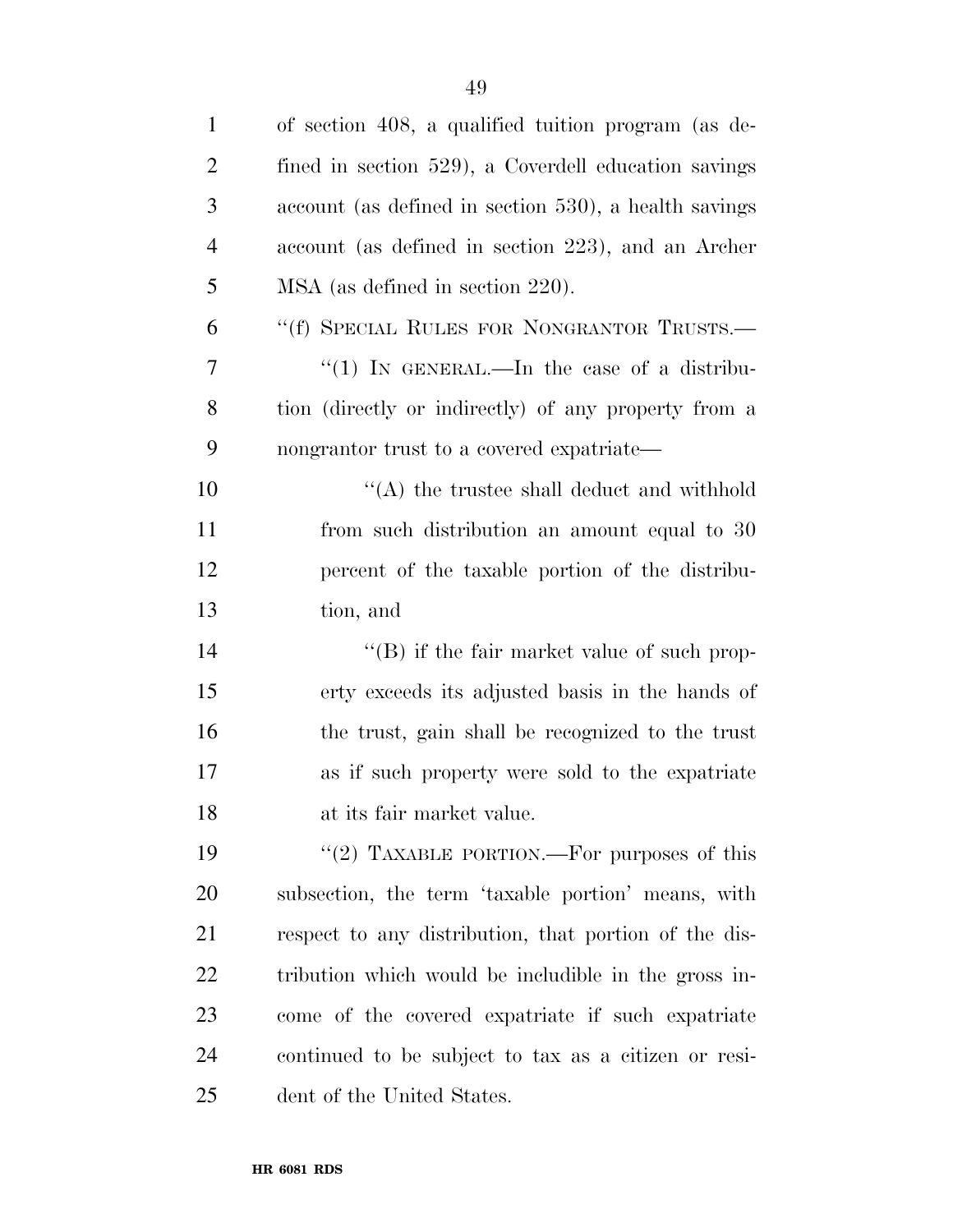of section 408, a qualified tuition program (as defined in section 529), a Coverdell education savings account (as defined in section 530), a health savings account (as defined in section 223), and an Archer MSA (as defined in section 220).

"(f) SPECIAL RULES FOR NONGRANTOR TRUSTS.—

"(1) IN GENERAL.—In the case of a distribution (directly or indirectly) of any property from a nongrantor trust to a covered expatriate—

"(A) the trustee shall deduct and withhold from such distribution an amount equal to 30 percent of the taxable portion of the distribution, and

"(B) if the fair market value of such property exceeds its adjusted basis in the hands of the trust, gain shall be recognized to the trust as if such property were sold to the expatriate at its fair market value.

"(2) TAXABLE PORTION.—For purposes of this subsection, the term 'taxable portion' means, with respect to any distribution, that portion of the distribution which would be includible in the gross income of the covered expatriate if such expatriate continued to be subject to tax as a citizen or resident of the United States.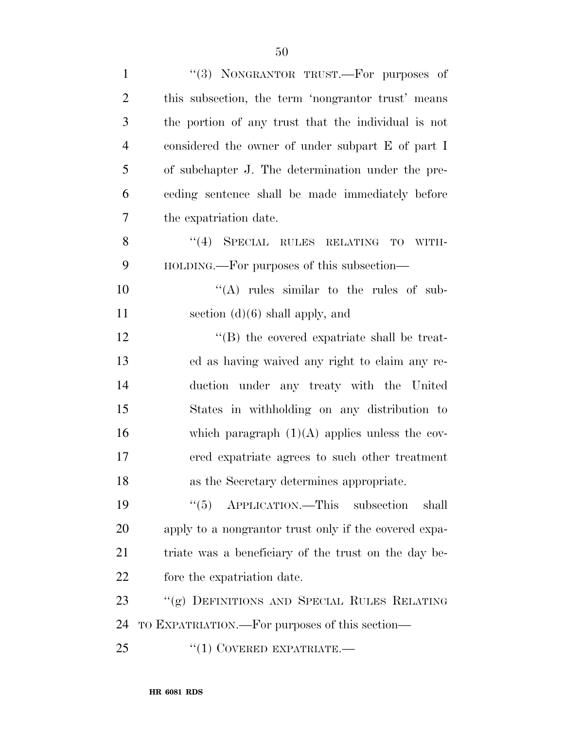"(3) NONGRANTOR TRUST.—For purposes of this subsection, the term 'nongrantor trust' means the portion of any trust that the individual is not considered the owner of under subpart E of part I of subchapter J. The determination under the preceding sentence shall be made immediately before the expatriation date.

"(4) SPECIAL RULES RELATING TO WITHHOLDING.—For purposes of this subsection—

"(A) rules similar to the rules of subsection (d)(6) shall apply, and

"(B) the covered expatriate shall be treated as having waived any right to claim any reduction under any treaty with the United States in withholding on any distribution to which paragraph (1)(A) applies unless the covered expatriate agrees to such other treatment as the Secretary determines appropriate.

"(5) APPLICATION.—This subsection shall apply to a nongrantor trust only if the covered expatriate was a beneficiary of the trust on the day before the expatriation date.

"(g) DEFINITIONS AND SPECIAL RULES RELATING TO EXPATRIATION.—For purposes of this section—

"(1) COVERED EXPATRIATE.—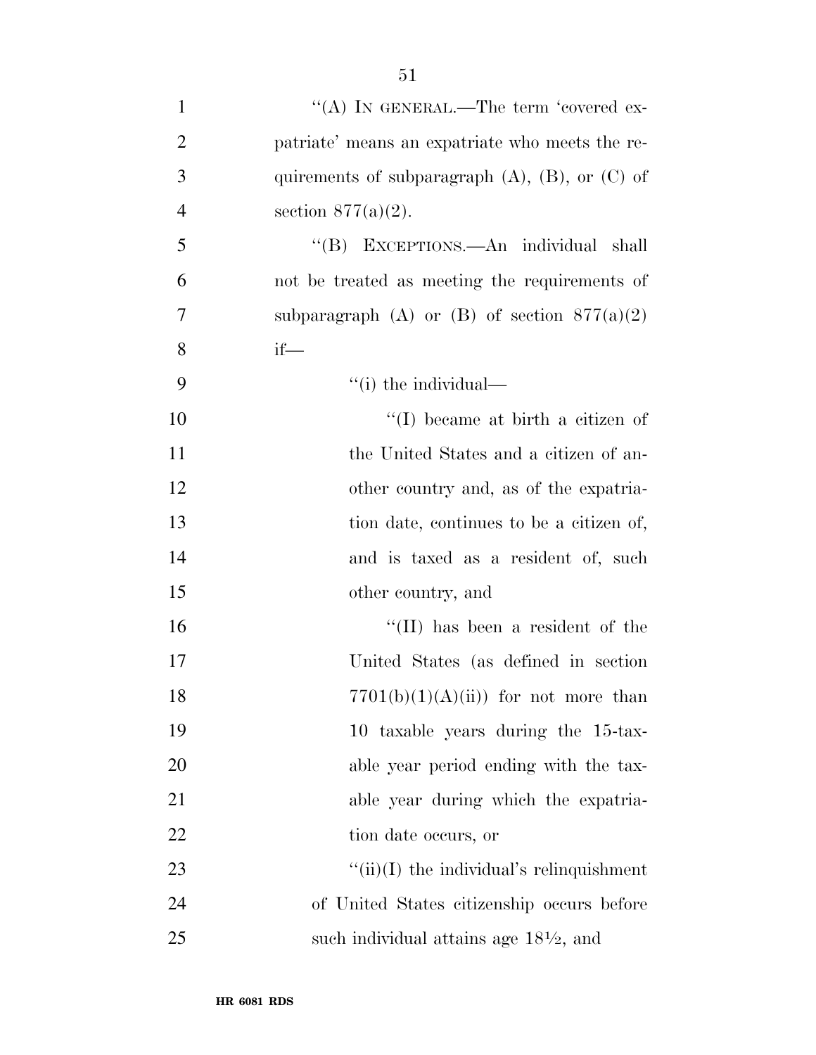"(A) IN GENERAL.—The term 'covered expatriate' means an expatriate who meets the requirements of subparagraph (A), (B), or (C) of section 877(a)(2).

"(B) EXCEPTIONS.—An individual shall not be treated as meeting the requirements of subparagraph (A) or (B) of section 877(a)(2) if—

"(i) the individual—

"(I) became at birth a citizen of the United States and a citizen of another country and, as of the expatriation date, continues to be a citizen of, and is taxed as a resident of, such other country, and

"(II) has been a resident of the United States (as defined in section 7701(b)(1)(A)(ii)) for not more than 10 taxable years during the 15-taxable year period ending with the taxable year during which the expatriation date occurs, or

"(ii)(I) the individual's relinquishment of United States citizenship occurs before such individual attains age 18½, and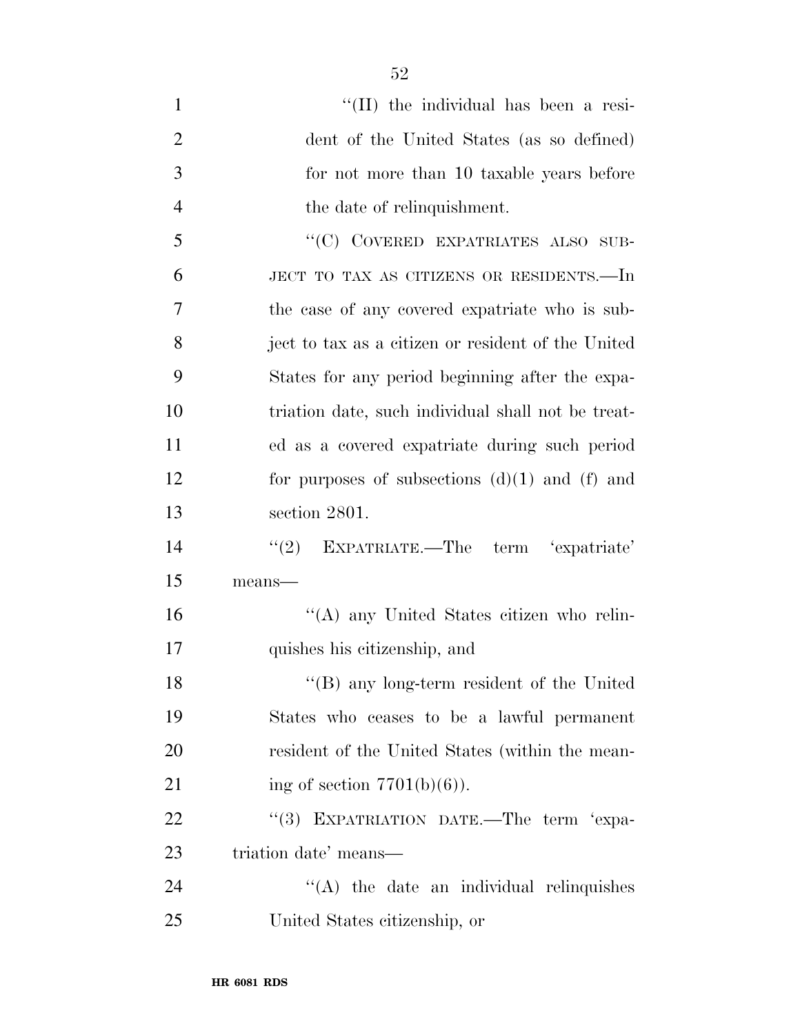"(II) the individual has been a resident of the United States (as so defined) for not more than 10 taxable years before the date of relinquishment.

"(C) COVERED EXPATRIATES ALSO SUBJECT TO TAX AS CITIZENS OR RESIDENTS.—In the case of any covered expatriate who is subject to tax as a citizen or resident of the United States for any period beginning after the expatriation date, such individual shall not be treated as a covered expatriate during such period for purposes of subsections (d)(1) and (f) and section 2801.

"(2) EXPATRIATE.—The term 'expatriate' means—

"(A) any United States citizen who relinquishes his citizenship, and

"(B) any long-term resident of the United States who ceases to be a lawful permanent resident of the United States (within the meaning of section 7701(b)(6)).

"(3) EXPATRIATION DATE.—The term 'expatriation date' means—

"(A) the date an individual relinquishes United States citizenship, or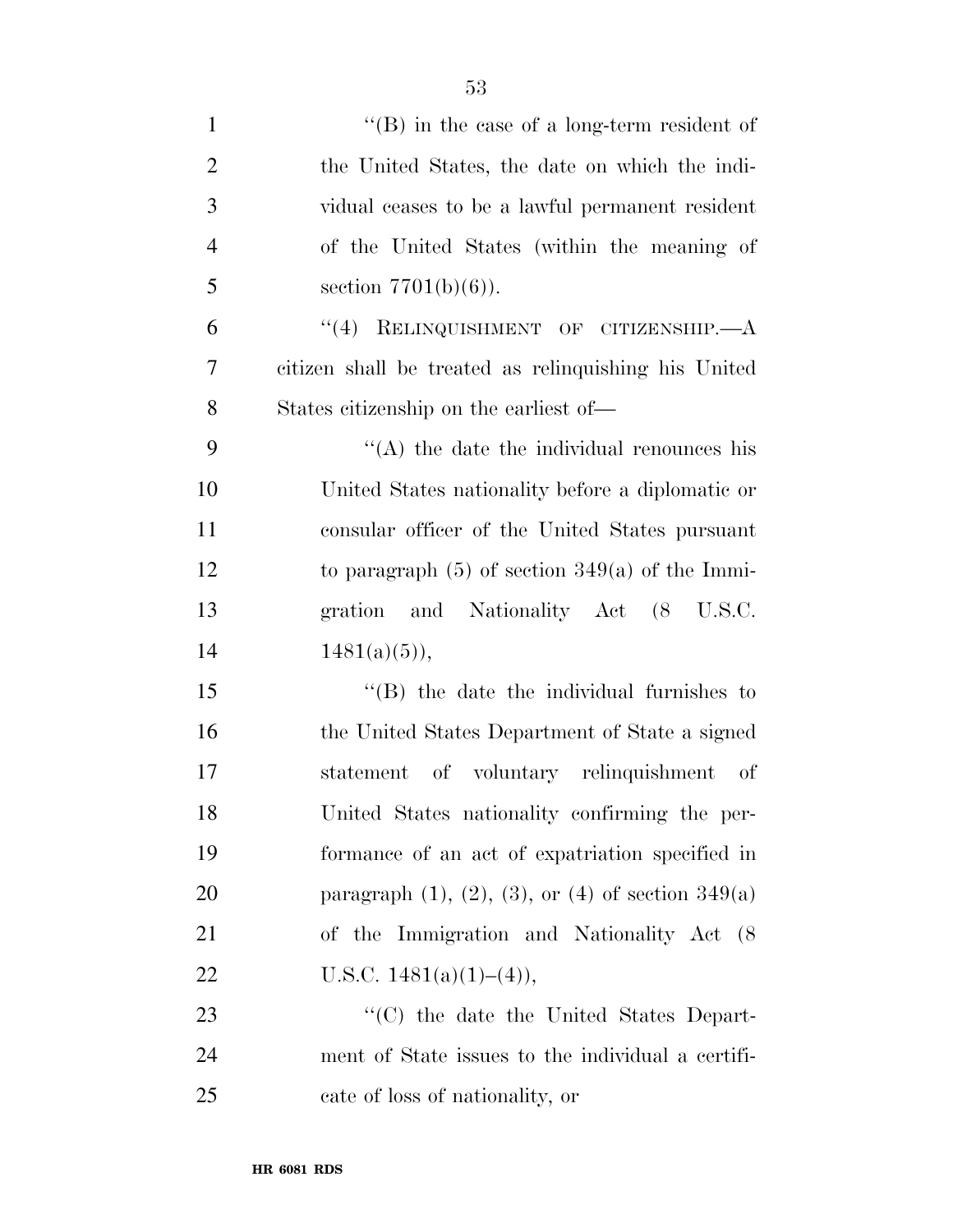"(B) in the case of a long-term resident of the United States, the date on which the individual ceases to be a lawful permanent resident of the United States (within the meaning of section 7701(b)(6)).

"(4) RELINQUISHMENT OF CITIZENSHIP.—A citizen shall be treated as relinquishing his United States citizenship on the earliest of—

"(A) the date the individual renounces his United States nationality before a diplomatic or consular officer of the United States pursuant to paragraph (5) of section 349(a) of the Immigration and Nationality Act (8 U.S.C. 1481(a)(5)),

"(B) the date the individual furnishes to the United States Department of State a signed statement of voluntary relinquishment of United States nationality confirming the performance of an act of expatriation specified in paragraph (1), (2), (3), or (4) of section 349(a) of the Immigration and Nationality Act (8 U.S.C. 1481(a)(1)–(4)),

"(C) the date the United States Department of State issues to the individual a certificate of loss of nationality, or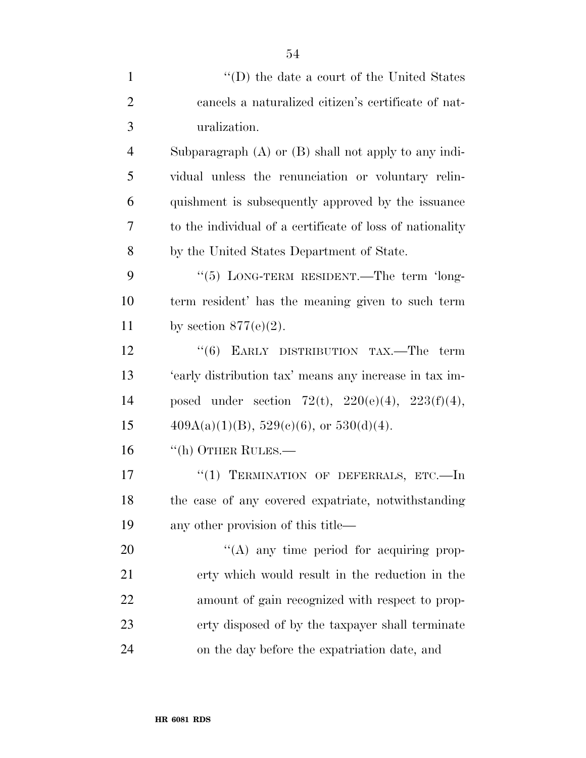"(D) the date a court of the United States cancels a naturalized citizen's certificate of naturalization.

Subparagraph (A) or (B) shall not apply to any individual unless the renunciation or voluntary relinquishment is subsequently approved by the issuance to the individual of a certificate of loss of nationality by the United States Department of State.

"(5) LONG-TERM RESIDENT.—The term 'long-term resident' has the meaning given to such term by section 877(e)(2).

"(6) EARLY DISTRIBUTION TAX.—The term 'early distribution tax' means any increase in tax imposed under section 72(t), 220(e)(4), 223(f)(4), 409A(a)(1)(B), 529(c)(6), or 530(d)(4).

"(h) OTHER RULES.—

"(1) TERMINATION OF DEFERRALS, ETC.—In the case of any covered expatriate, notwithstanding any other provision of this title—

"(A) any time period for acquiring property which would result in the reduction in the amount of gain recognized with respect to property disposed of by the taxpayer shall terminate on the day before the expatriation date, and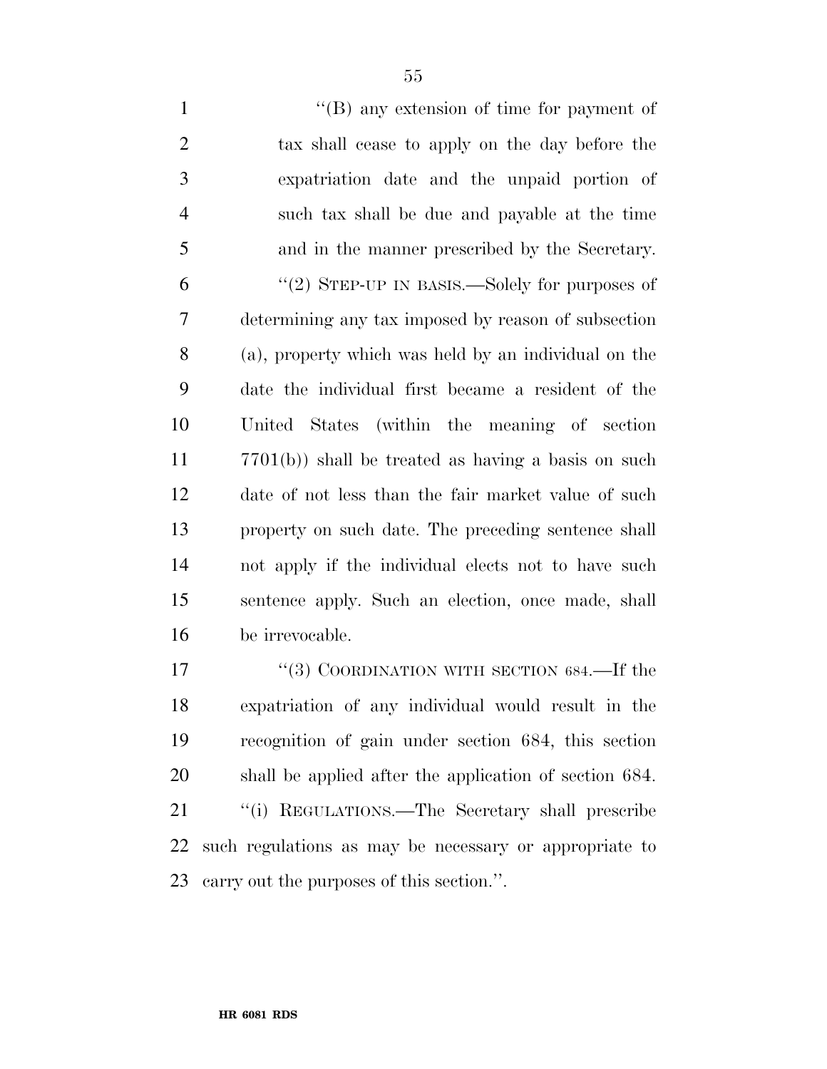''(B) any extension of time for payment of tax shall cease to apply on the day before the expatriation date and the unpaid portion of such tax shall be due and payable at the time and in the manner prescribed by the Secretary.

''(2) STEP-UP IN BASIS.—Solely for purposes of determining any tax imposed by reason of subsection (a), property which was held by an individual on the date the individual first became a resident of the United States (within the meaning of section 7701(b)) shall be treated as having a basis on such date of not less than the fair market value of such property on such date. The preceding sentence shall not apply if the individual elects not to have such sentence apply. Such an election, once made, shall be irrevocable.

''(3) COORDINATION WITH SECTION 684.—If the expatriation of any individual would result in the recognition of gain under section 684, this section shall be applied after the application of section 684.

''(i) REGULATIONS.—The Secretary shall prescribe such regulations as may be necessary or appropriate to carry out the purposes of this section.''.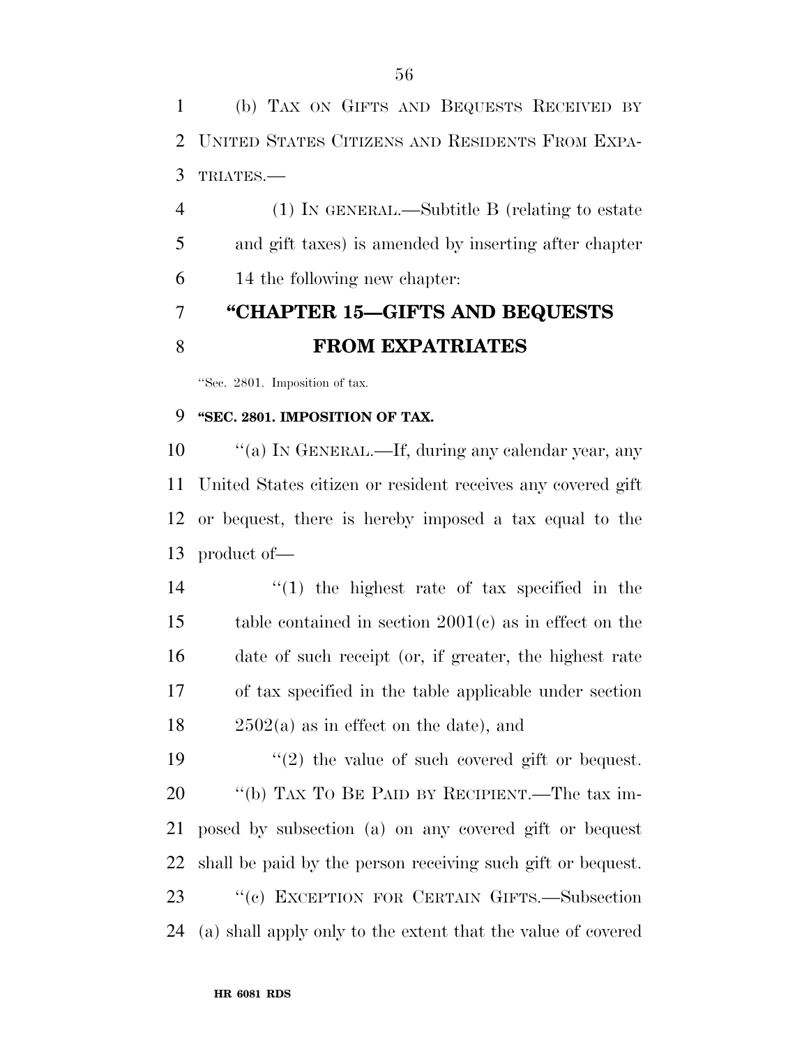(b) TAX ON GIFTS AND BEQUESTS RECEIVED BY UNITED STATES CITIZENS AND RESIDENTS FROM EXPATRIATES.—

(1) IN GENERAL.—Subtitle B (relating to estate and gift taxes) is amended by inserting after chapter 14 the following new chapter:

## "CHAPTER 15—GIFTS AND BEQUESTS FROM EXPATRIATES

"Sec. 2801. Imposition of tax.

### "SEC. 2801. IMPOSITION OF TAX.

"(a) IN GENERAL.—If, during any calendar year, any United States citizen or resident receives any covered gift or bequest, there is hereby imposed a tax equal to the product of—

"(1) the highest rate of tax specified in the table contained in section 2001(c) as in effect on the date of such receipt (or, if greater, the highest rate of tax specified in the table applicable under section 2502(a) as in effect on the date), and

"(2) the value of such covered gift or bequest.

"(b) TAX TO BE PAID BY RECIPIENT.—The tax imposed by subsection (a) on any covered gift or bequest shall be paid by the person receiving such gift or bequest.

"(c) EXCEPTION FOR CERTAIN GIFTS.—Subsection (a) shall apply only to the extent that the value of covered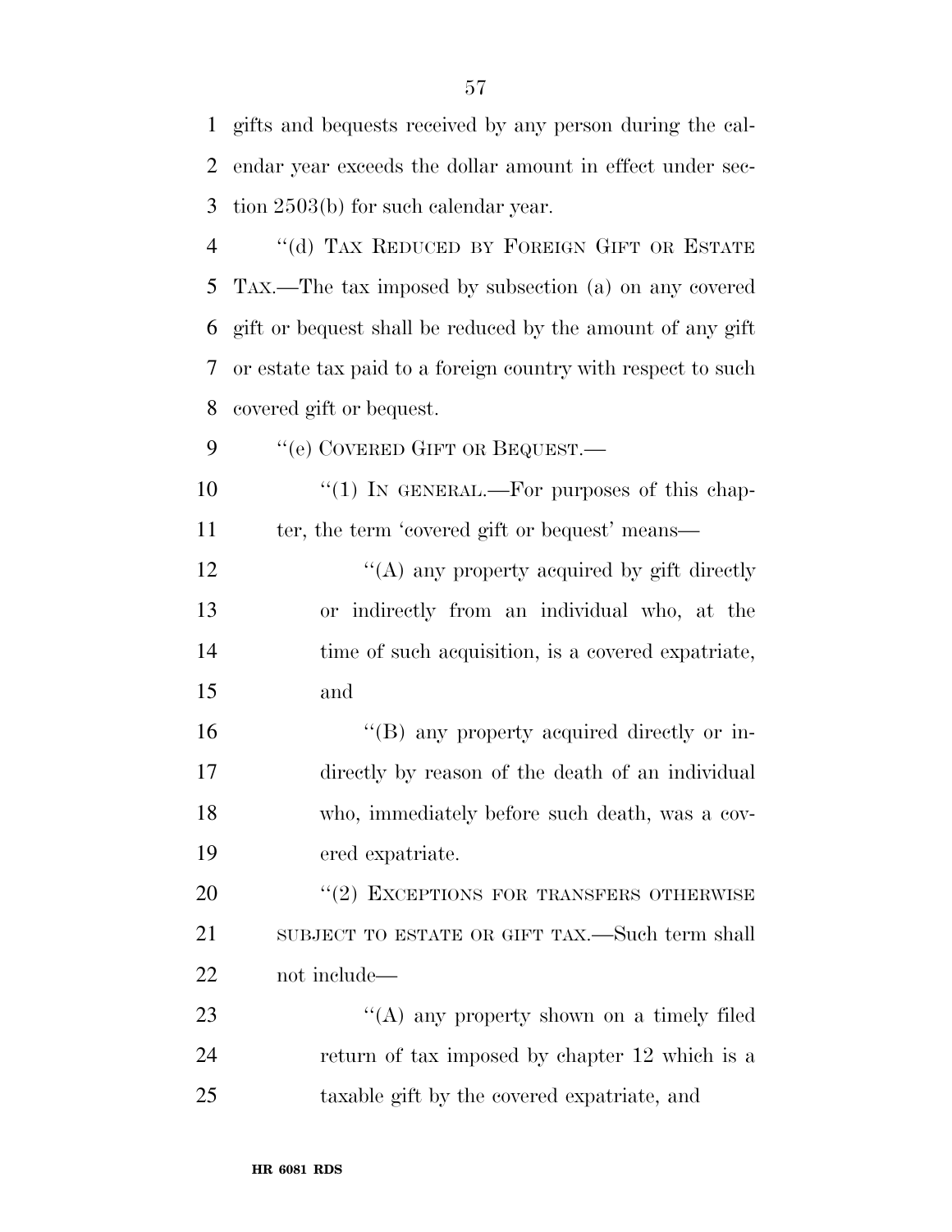gifts and bequests received by any person during the calendar year exceeds the dollar amount in effect under section 2503(b) for such calendar year.

"(d) TAX REDUCED BY FOREIGN GIFT OR ESTATE TAX.—The tax imposed by subsection (a) on any covered gift or bequest shall be reduced by the amount of any gift or estate tax paid to a foreign country with respect to such covered gift or bequest.

"(e) COVERED GIFT OR BEQUEST.—

"(1) IN GENERAL.—For purposes of this chapter, the term 'covered gift or bequest' means—

"(A) any property acquired by gift directly or indirectly from an individual who, at the time of such acquisition, is a covered expatriate, and

"(B) any property acquired directly or indirectly by reason of the death of an individual who, immediately before such death, was a covered expatriate.

"(2) EXCEPTIONS FOR TRANSFERS OTHERWISE SUBJECT TO ESTATE OR GIFT TAX.—Such term shall not include—

"(A) any property shown on a timely filed return of tax imposed by chapter 12 which is a taxable gift by the covered expatriate, and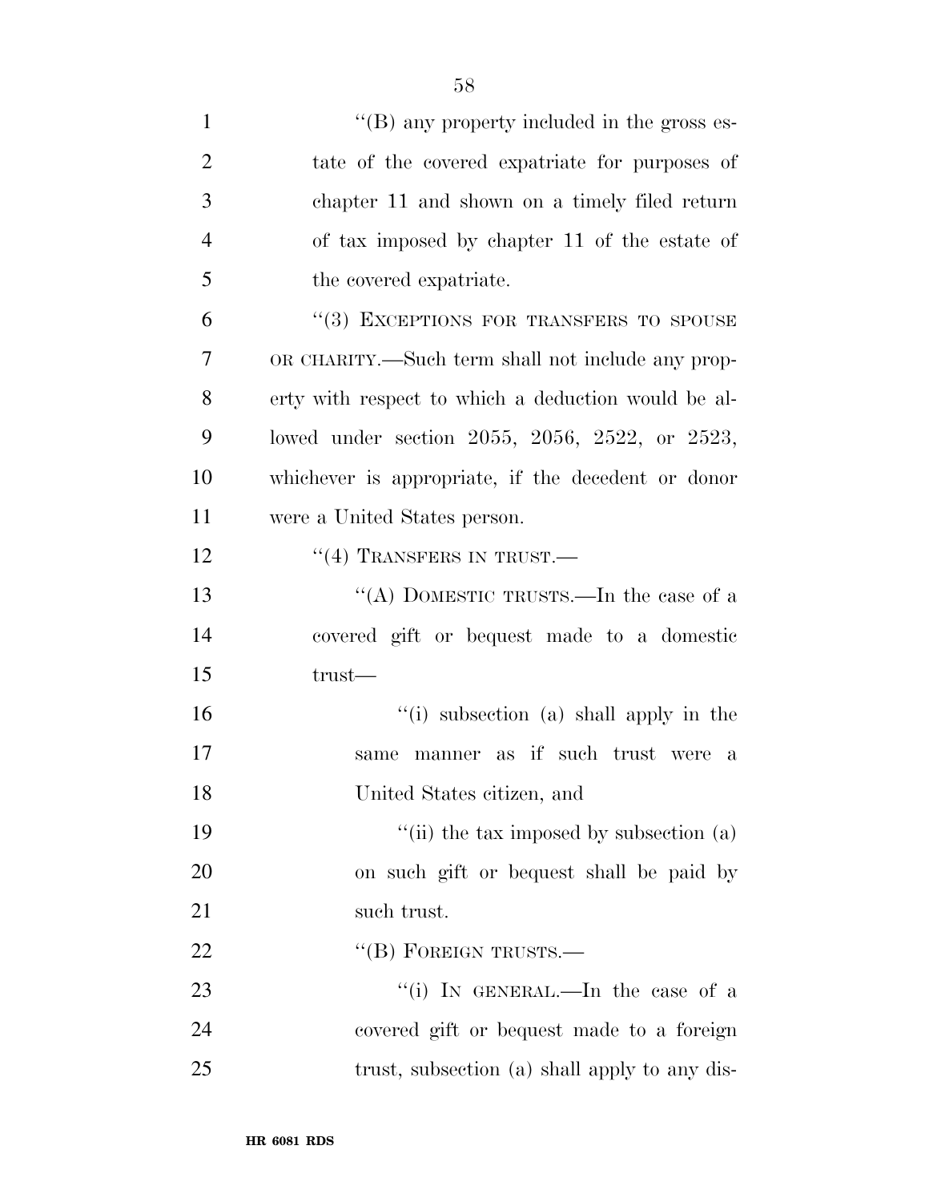"(B) any property included in the gross estate of the covered expatriate for purposes of chapter 11 and shown on a timely filed return of tax imposed by chapter 11 of the estate of the covered expatriate.

"(3) EXCEPTIONS FOR TRANSFERS TO SPOUSE OR CHARITY.—Such term shall not include any property with respect to which a deduction would be allowed under section 2055, 2056, 2522, or 2523, whichever is appropriate, if the decedent or donor were a United States person.

"(4) TRANSFERS IN TRUST.—

"(A) DOMESTIC TRUSTS.—In the case of a covered gift or bequest made to a domestic trust—

"(i) subsection (a) shall apply in the same manner as if such trust were a United States citizen, and

"(ii) the tax imposed by subsection (a) on such gift or bequest shall be paid by such trust.

"(B) FOREIGN TRUSTS.—

"(i) IN GENERAL.—In the case of a covered gift or bequest made to a foreign trust, subsection (a) shall apply to any dis-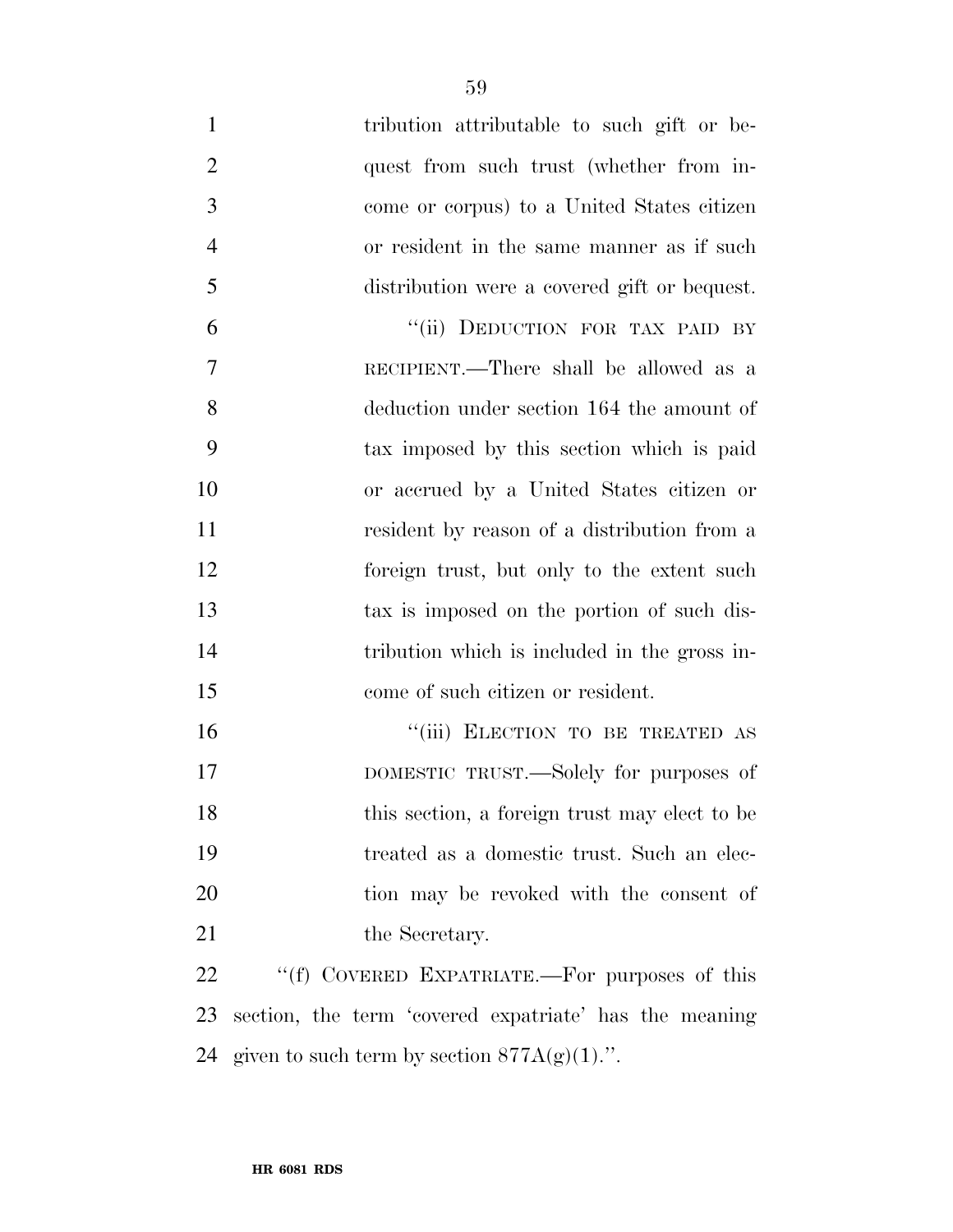tribution attributable to such gift or bequest from such trust (whether from income or corpus) to a United States citizen or resident in the same manner as if such distribution were a covered gift or bequest.

"(ii) DEDUCTION FOR TAX PAID BY RECIPIENT.—There shall be allowed as a deduction under section 164 the amount of tax imposed by this section which is paid or accrued by a United States citizen or resident by reason of a distribution from a foreign trust, but only to the extent such tax is imposed on the portion of such distribution which is included in the gross income of such citizen or resident.

"(iii) ELECTION TO BE TREATED AS DOMESTIC TRUST.—Solely for purposes of this section, a foreign trust may elect to be treated as a domestic trust. Such an election may be revoked with the consent of the Secretary.

"(f) COVERED EXPATRIATE.—For purposes of this section, the term 'covered expatriate' has the meaning given to such term by section 877A(g)(1).".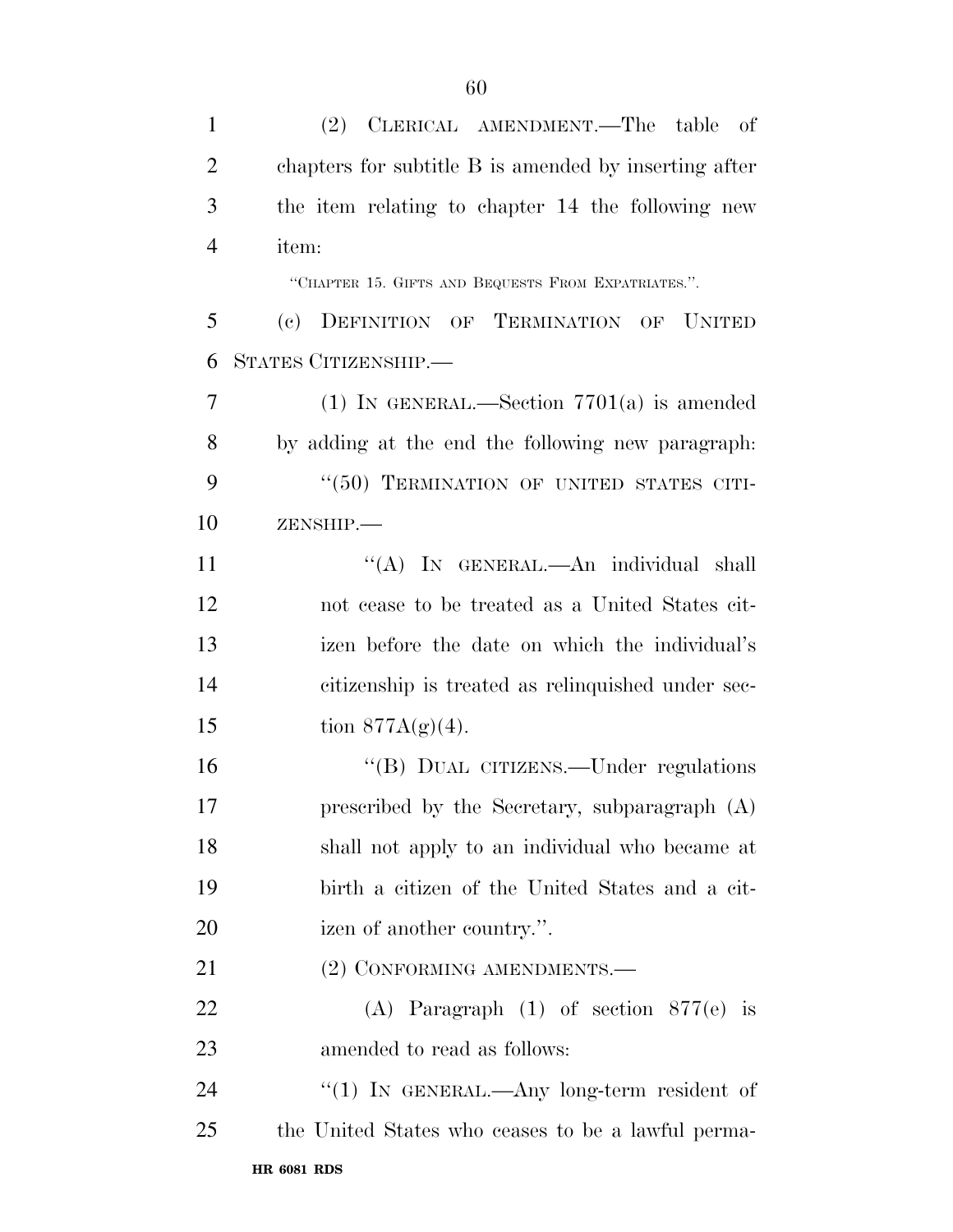(2) CLERICAL AMENDMENT.—The table of chapters for subtitle B is amended by inserting after the item relating to chapter 14 the following new item:

"CHAPTER 15. GIFTS AND BEQUESTS FROM EXPATRIATES.".

(c) DEFINITION OF TERMINATION OF UNITED STATES CITIZENSHIP.—

(1) IN GENERAL.—Section 7701(a) is amended by adding at the end the following new paragraph:

"(50) TERMINATION OF UNITED STATES CITIZENSHIP.—

"(A) IN GENERAL.—An individual shall not cease to be treated as a United States citizen before the date on which the individual's citizenship is treated as relinquished under section 877A(g)(4).

"(B) DUAL CITIZENS.—Under regulations prescribed by the Secretary, subparagraph (A) shall not apply to an individual who became at birth a citizen of the United States and a citizen of another country.".

(2) CONFORMING AMENDMENTS.—

(A) Paragraph (1) of section 877(e) is amended to read as follows:

"(1) IN GENERAL.—Any long-term resident of the United States who ceases to be a lawful perma-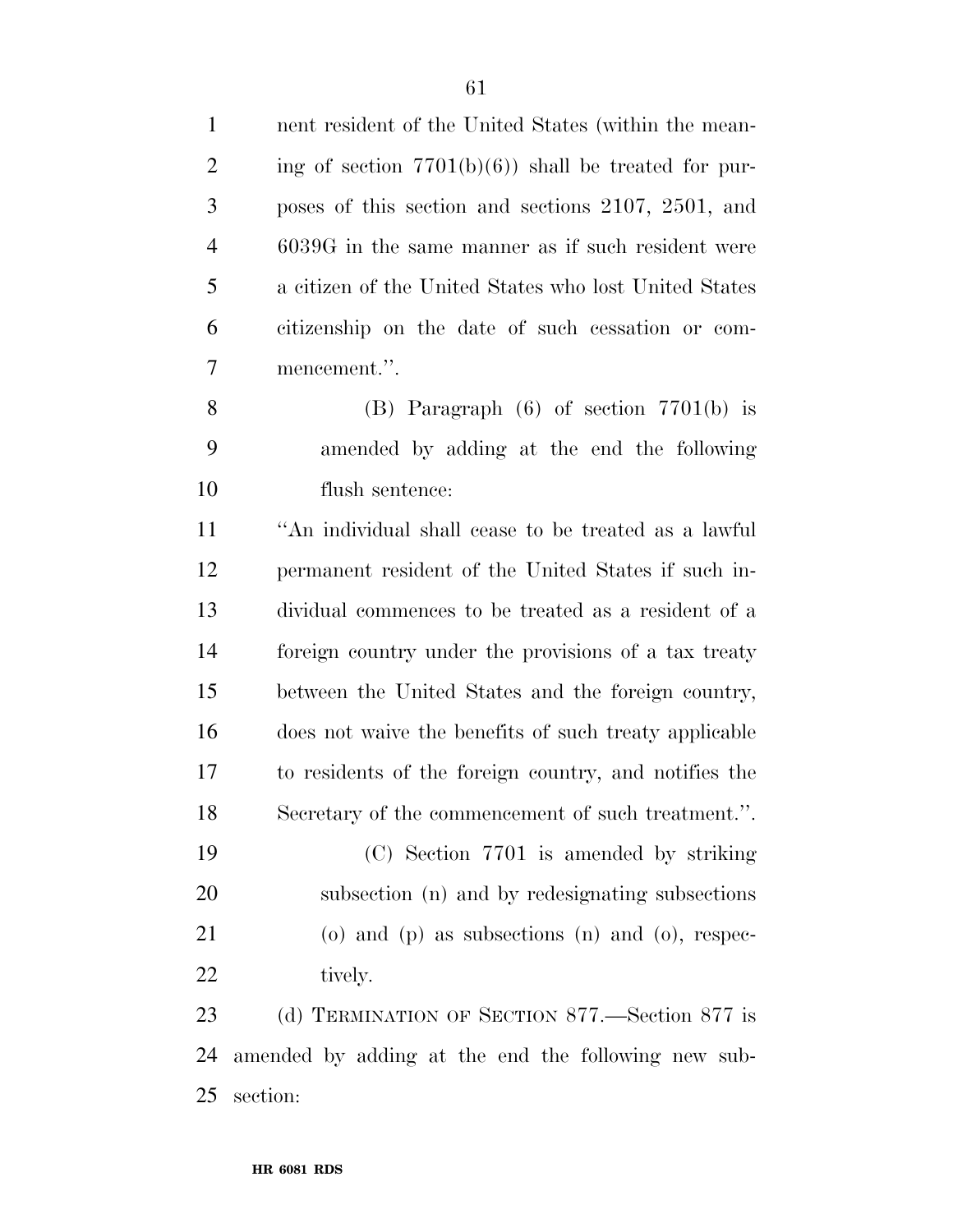nent resident of the United States (within the meaning of section 7701(b)(6)) shall be treated for purposes of this section and sections 2107, 2501, and 6039G in the same manner as if such resident were a citizen of the United States who lost United States citizenship on the date of such cessation or commencement.''.

(B) Paragraph (6) of section 7701(b) is amended by adding at the end the following flush sentence:

''An individual shall cease to be treated as a lawful permanent resident of the United States if such individual commences to be treated as a resident of a foreign country under the provisions of a tax treaty between the United States and the foreign country, does not waive the benefits of such treaty applicable to residents of the foreign country, and notifies the Secretary of the commencement of such treatment.''.

(C) Section 7701 is amended by striking subsection (n) and by redesignating subsections (o) and (p) as subsections (n) and (o), respectively.

(d) TERMINATION OF SECTION 877.—Section 877 is amended by adding at the end the following new subsection: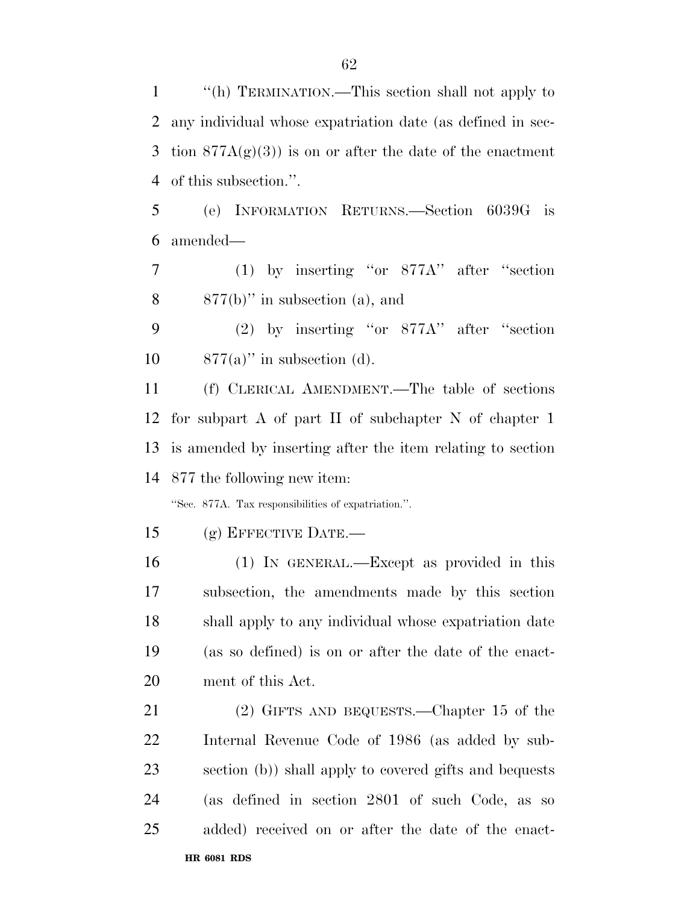"(h) TERMINATION.—This section shall not apply to any individual whose expatriation date (as defined in section 877A(g)(3)) is on or after the date of the enactment of this subsection.".

(e) INFORMATION RETURNS.—Section 6039G is amended—

(1) by inserting "or 877A" after "section 877(b)" in subsection (a), and

(2) by inserting "or 877A" after "section 877(a)" in subsection (d).

(f) CLERICAL AMENDMENT.—The table of sections for subpart A of part II of subchapter N of chapter 1 is amended by inserting after the item relating to section 877 the following new item:

"Sec. 877A. Tax responsibilities of expatriation.".

(g) EFFECTIVE DATE.—

(1) IN GENERAL.—Except as provided in this subsection, the amendments made by this section shall apply to any individual whose expatriation date (as so defined) is on or after the date of the enactment of this Act.

(2) GIFTS AND BEQUESTS.—Chapter 15 of the Internal Revenue Code of 1986 (as added by subsection (b)) shall apply to covered gifts and bequests (as defined in section 2801 of such Code, as so added) received on or after the date of the enact-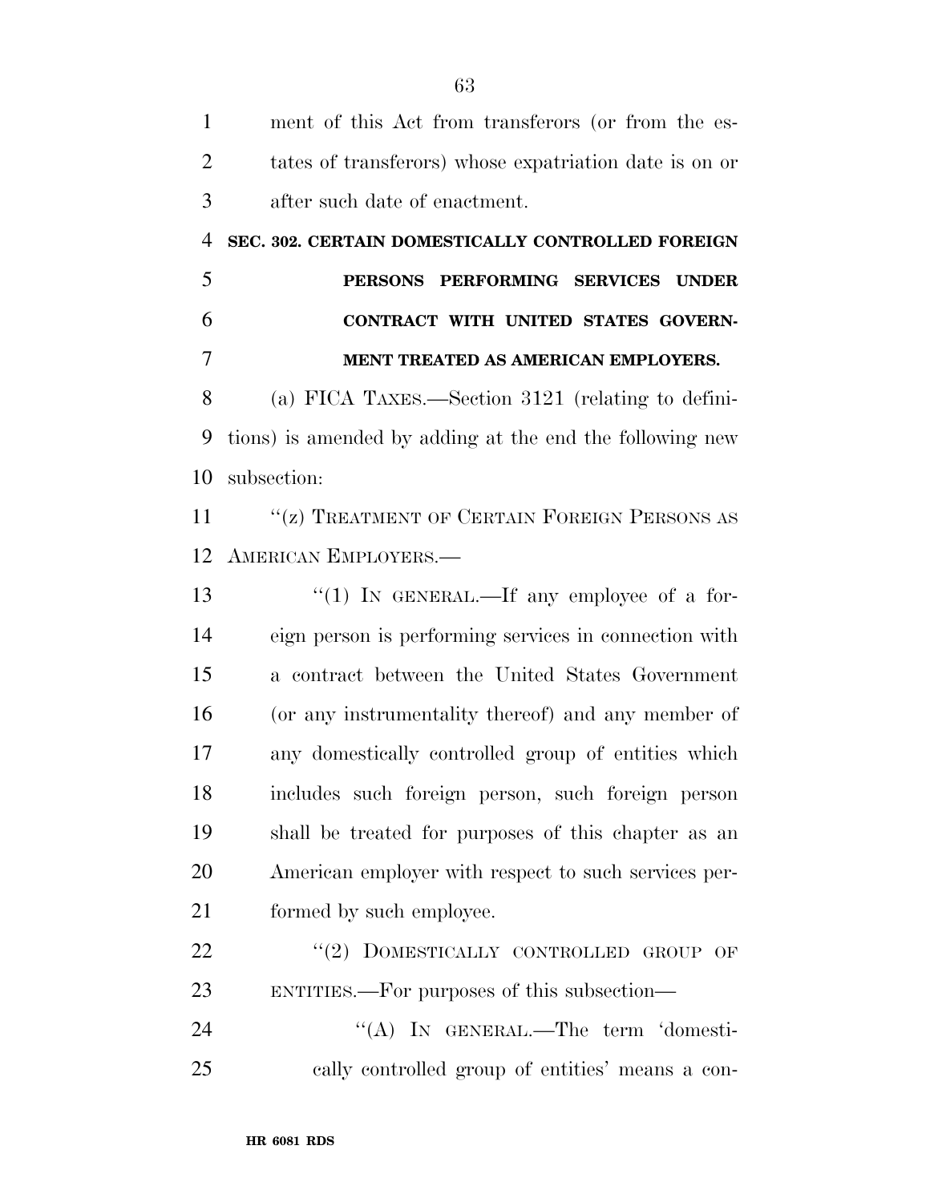ment of this Act from transferors (or from the estates of transferors) whose expatriation date is on or after such date of enactment.

**SEC. 302. CERTAIN DOMESTICALLY CONTROLLED FOREIGN PERSONS PERFORMING SERVICES UNDER CONTRACT WITH UNITED STATES GOVERNMENT TREATED AS AMERICAN EMPLOYERS.**

(a) FICA TAXES.—Section 3121 (relating to definitions) is amended by adding at the end the following new subsection:

"(z) TREATMENT OF CERTAIN FOREIGN PERSONS AS AMERICAN EMPLOYERS.—

"(1) IN GENERAL.—If any employee of a foreign person is performing services in connection with a contract between the United States Government (or any instrumentality thereof) and any member of any domestically controlled group of entities which includes such foreign person, such foreign person shall be treated for purposes of this chapter as an American employer with respect to such services performed by such employee.

"(2) DOMESTICALLY CONTROLLED GROUP OF ENTITIES.—For purposes of this subsection—

"(A) IN GENERAL.—The term 'domestically controlled group of entities' means a con-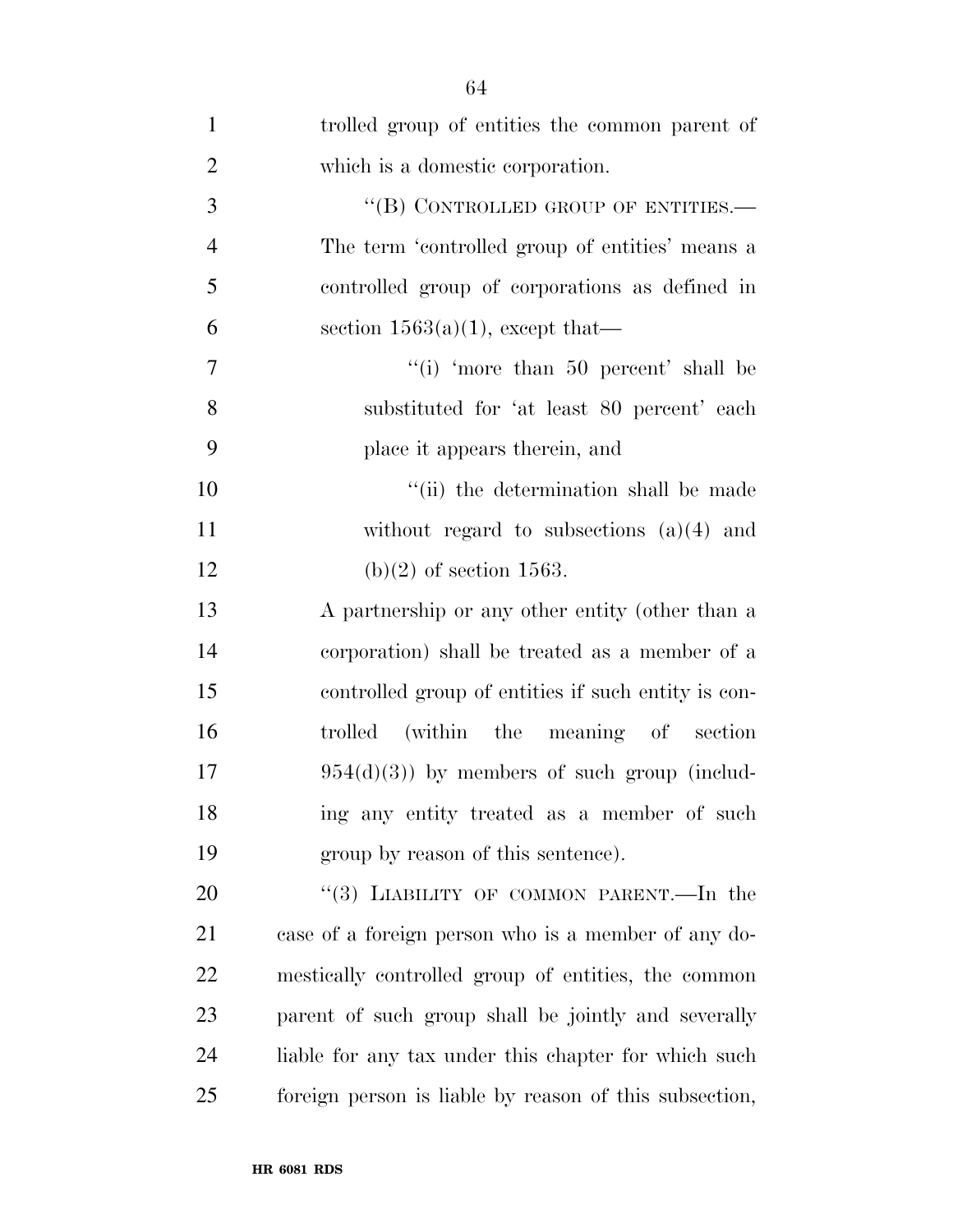trolled group of entities the common parent of which is a domestic corporation.

"(B) CONTROLLED GROUP OF ENTITIES.—The term 'controlled group of entities' means a controlled group of corporations as defined in section 1563(a)(1), except that—

"(i) 'more than 50 percent' shall be substituted for 'at least 80 percent' each place it appears therein, and

"(ii) the determination shall be made without regard to subsections (a)(4) and (b)(2) of section 1563.

A partnership or any other entity (other than a corporation) shall be treated as a member of a controlled group of entities if such entity is controlled (within the meaning of section 954(d)(3)) by members of such group (including any entity treated as a member of such group by reason of this sentence).

"(3) LIABILITY OF COMMON PARENT.—In the case of a foreign person who is a member of any domestically controlled group of entities, the common parent of such group shall be jointly and severally liable for any tax under this chapter for which such foreign person is liable by reason of this subsection,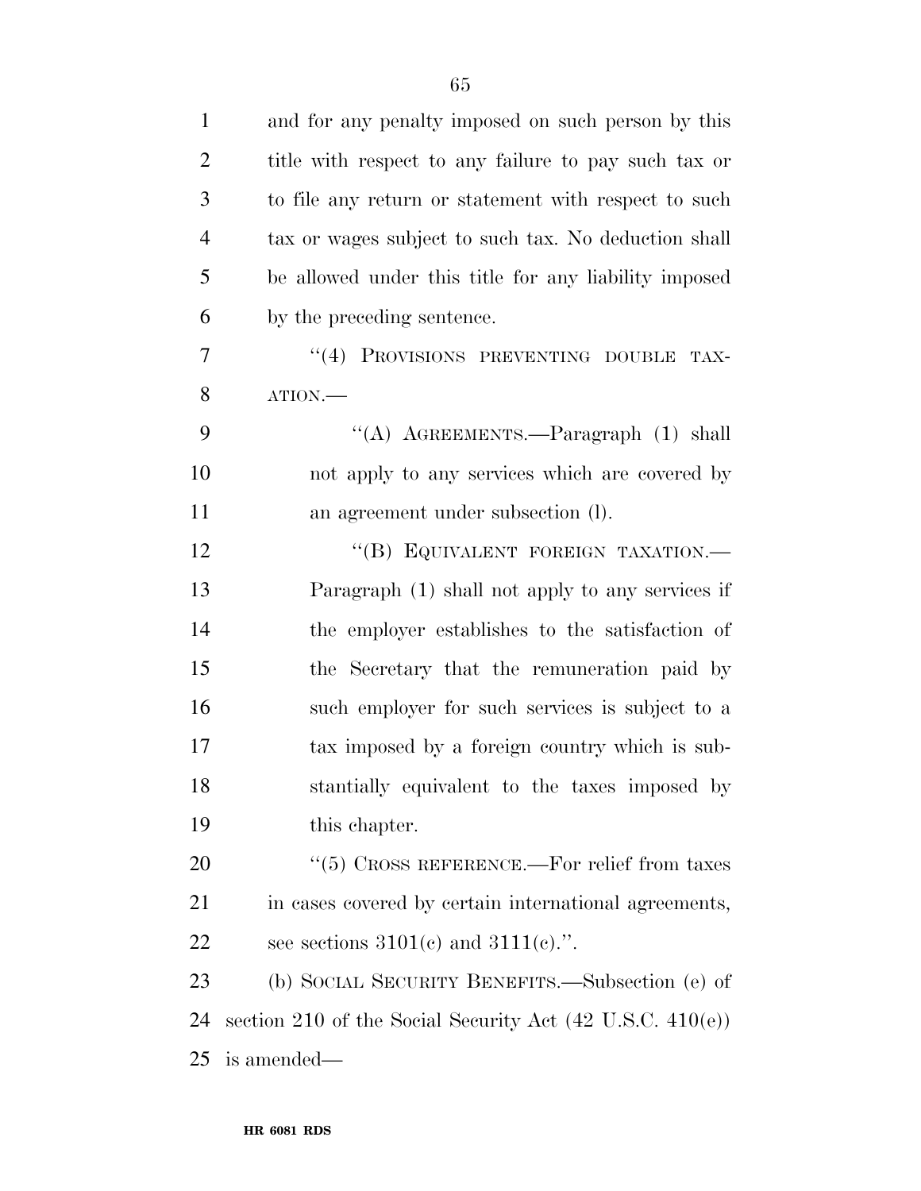and for any penalty imposed on such person by this title with respect to any failure to pay such tax or to file any return or statement with respect to such tax or wages subject to such tax. No deduction shall be allowed under this title for any liability imposed by the preceding sentence.

"(4) PROVISIONS PREVENTING DOUBLE TAXATION.—

"(A) AGREEMENTS.—Paragraph (1) shall not apply to any services which are covered by an agreement under subsection (l).

"(B) EQUIVALENT FOREIGN TAXATION.— Paragraph (1) shall not apply to any services if the employer establishes to the satisfaction of the Secretary that the remuneration paid by such employer for such services is subject to a tax imposed by a foreign country which is substantially equivalent to the taxes imposed by this chapter.

"(5) CROSS REFERENCE.—For relief from taxes in cases covered by certain international agreements, see sections 3101(c) and 3111(c).".

(b) SOCIAL SECURITY BENEFITS.—Subsection (e) of section 210 of the Social Security Act (42 U.S.C. 410(e)) is amended—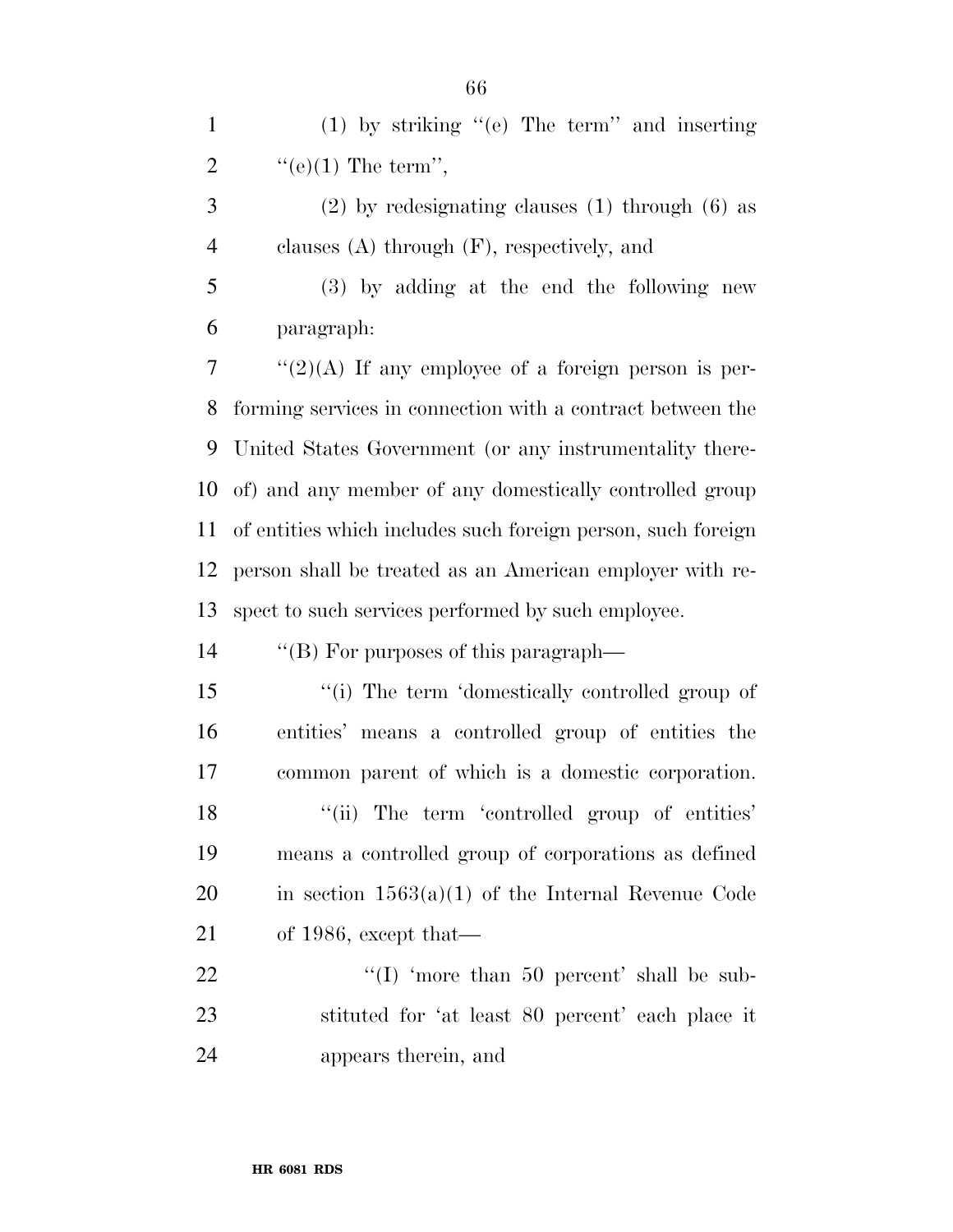(1) by striking "(e) The term" and inserting "(e)(1) The term",

(2) by redesignating clauses (1) through (6) as clauses (A) through (F), respectively, and

(3) by adding at the end the following new paragraph:

"(2)(A) If any employee of a foreign person is performing services in connection with a contract between the United States Government (or any instrumentality thereof) and any member of any domestically controlled group of entities which includes such foreign person, such foreign person shall be treated as an American employer with respect to such services performed by such employee.

"(B) For purposes of this paragraph—

"(i) The term 'domestically controlled group of entities' means a controlled group of entities the common parent of which is a domestic corporation.

"(ii) The term 'controlled group of entities' means a controlled group of corporations as defined in section 1563(a)(1) of the Internal Revenue Code of 1986, except that—

"(I) 'more than 50 percent' shall be substituted for 'at least 80 percent' each place it appears therein, and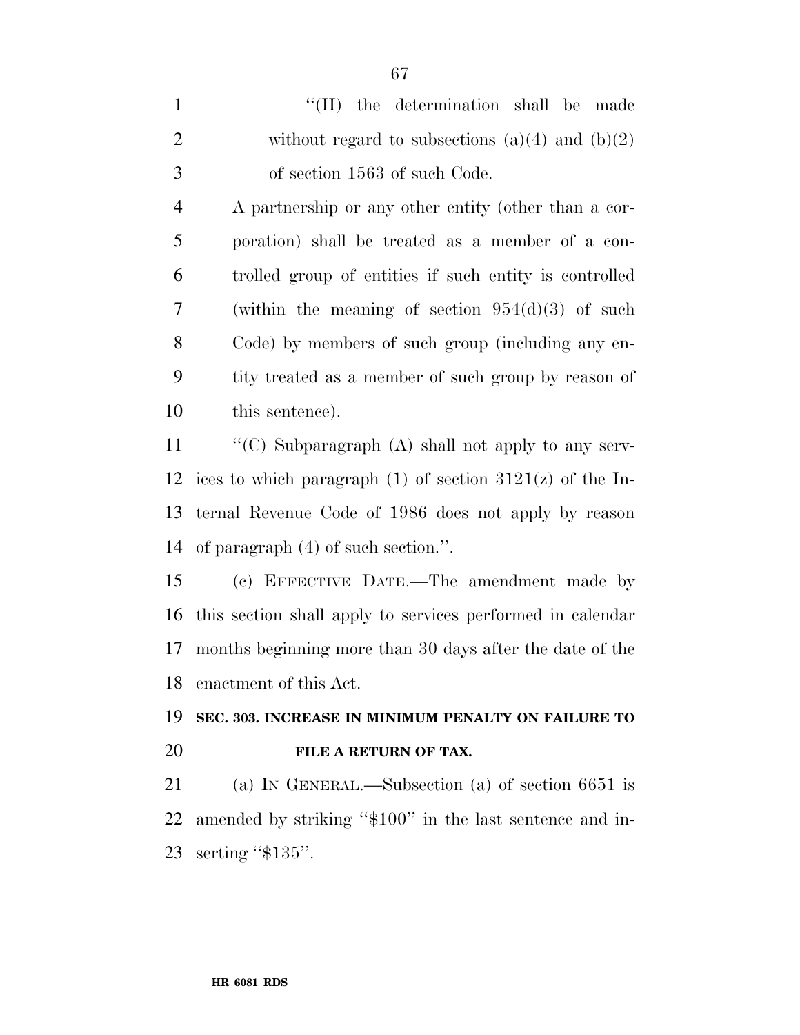''(II) the determination shall be made without regard to subsections (a)(4) and (b)(2) of section 1563 of such Code.

A partnership or any other entity (other than a corporation) shall be treated as a member of a controlled group of entities if such entity is controlled (within the meaning of section 954(d)(3) of such Code) by members of such group (including any entity treated as a member of such group by reason of this sentence).

''(C) Subparagraph (A) shall not apply to any services to which paragraph (1) of section 3121(z) of the Internal Revenue Code of 1986 does not apply by reason of paragraph (4) of such section.''.

(c) EFFECTIVE DATE.—The amendment made by this section shall apply to services performed in calendar months beginning more than 30 days after the date of the enactment of this Act.

**SEC. 303. INCREASE IN MINIMUM PENALTY ON FAILURE TO FILE A RETURN OF TAX.**

(a) IN GENERAL.—Subsection (a) of section 6651 is amended by striking ''$100'' in the last sentence and inserting ''$135''.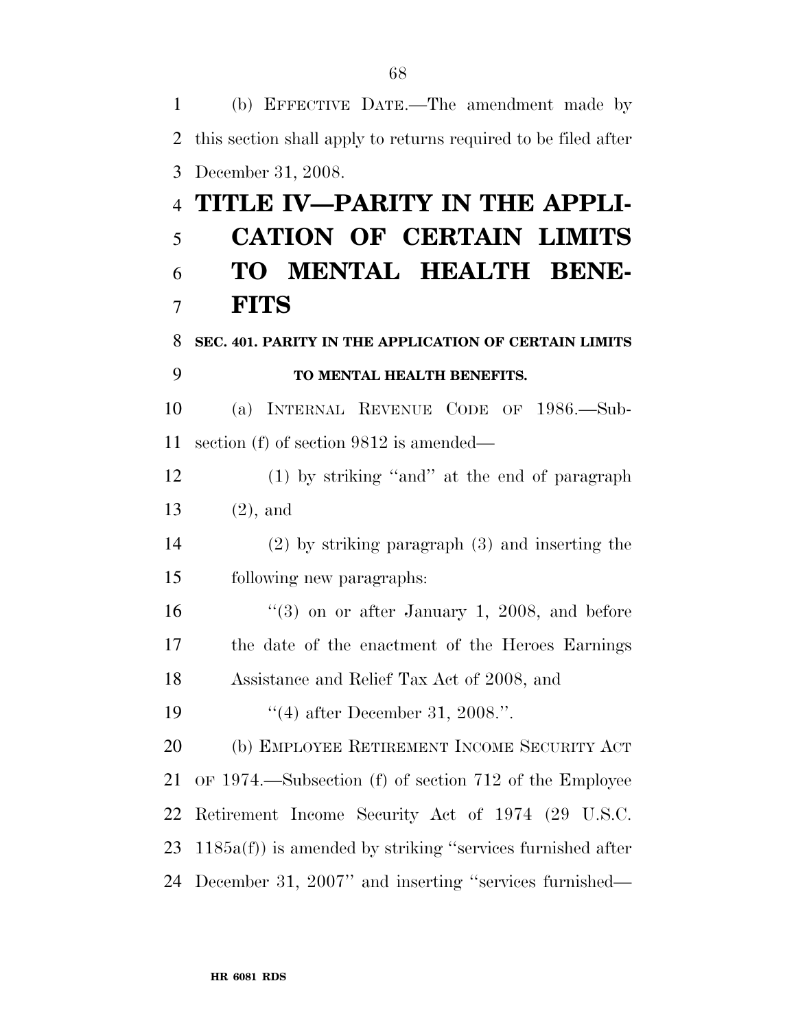(b) EFFECTIVE DATE.—The amendment made by this section shall apply to returns required to be filed after December 31, 2008.

# TITLE IV—PARITY IN THE APPLICATION OF CERTAIN LIMITS TO MENTAL HEALTH BENEFITS

### SEC. 401. PARITY IN THE APPLICATION OF CERTAIN LIMITS TO MENTAL HEALTH BENEFITS.

(a) INTERNAL REVENUE CODE OF 1986.—Subsection (f) of section 9812 is amended—

(1) by striking ''and'' at the end of paragraph (2), and

(2) by striking paragraph (3) and inserting the following new paragraphs:

''(3) on or after January 1, 2008, and before the date of the enactment of the Heroes Earnings Assistance and Relief Tax Act of 2008, and

''(4) after December 31, 2008.''.

(b) EMPLOYEE RETIREMENT INCOME SECURITY ACT OF 1974.—Subsection (f) of section 712 of the Employee Retirement Income Security Act of 1974 (29 U.S.C. 1185a(f)) is amended by striking ''services furnished after December 31, 2007'' and inserting ''services furnished—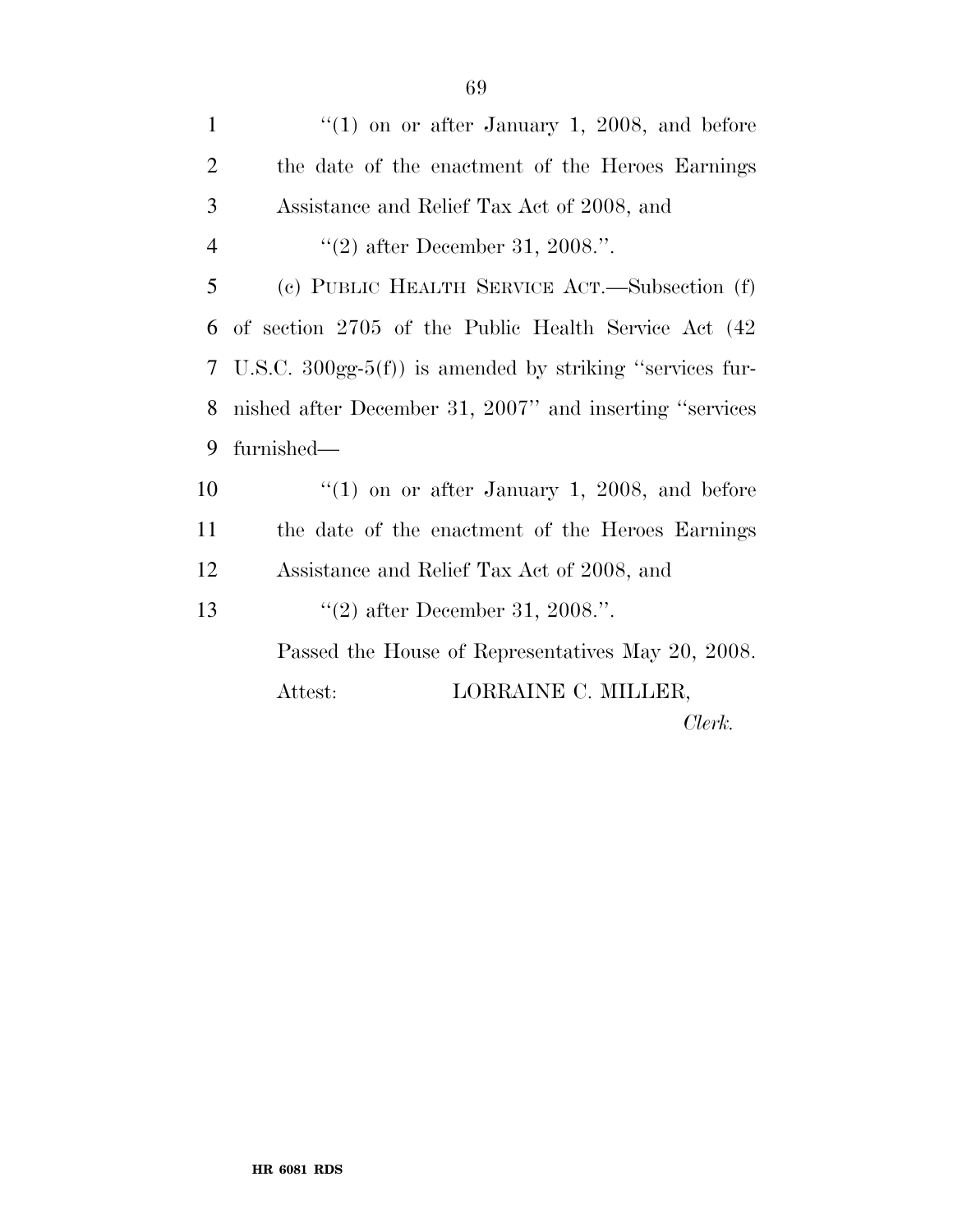"(1) on or after January 1, 2008, and before the date of the enactment of the Heroes Earnings Assistance and Relief Tax Act of 2008, and

"(2) after December 31, 2008.".

(c) PUBLIC HEALTH SERVICE ACT.—Subsection (f) of section 2705 of the Public Health Service Act (42 U.S.C. 300gg-5(f)) is amended by striking "services furnished after December 31, 2007" and inserting "services furnished—

"(1) on or after January 1, 2008, and before the date of the enactment of the Heroes Earnings Assistance and Relief Tax Act of 2008, and

"(2) after December 31, 2008.".

Passed the House of Representatives May 20, 2008.

Attest: LORRAINE C. MILLER,

*Clerk.*